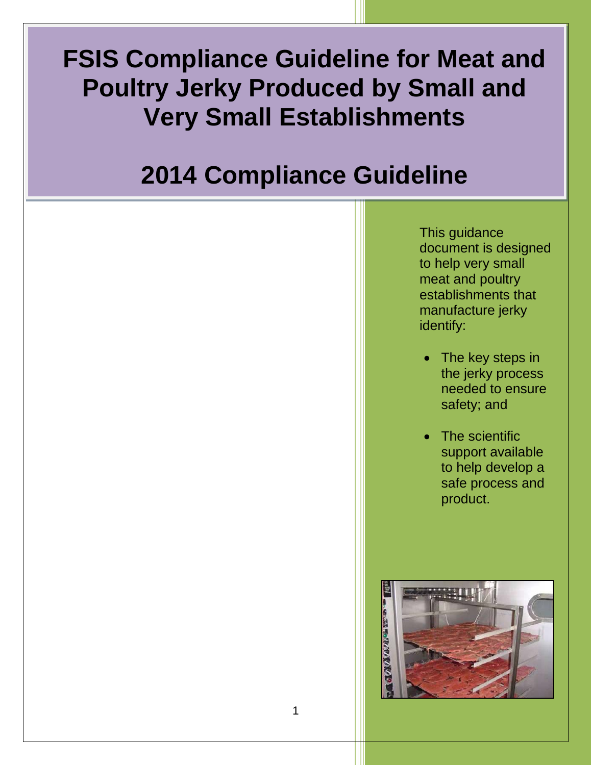# FSIS Compliance Guideline for Meat and Poultry Jerky Produced by Small and Very Small Establishments

# 2014 Compliance Guideline

This guidance document is designed to help very small meat and poultry establishments that manufacture jerky identify:

- The key steps in the jerky process needed to ensure safety; and
- The scientific support available to help develop a safe process and product.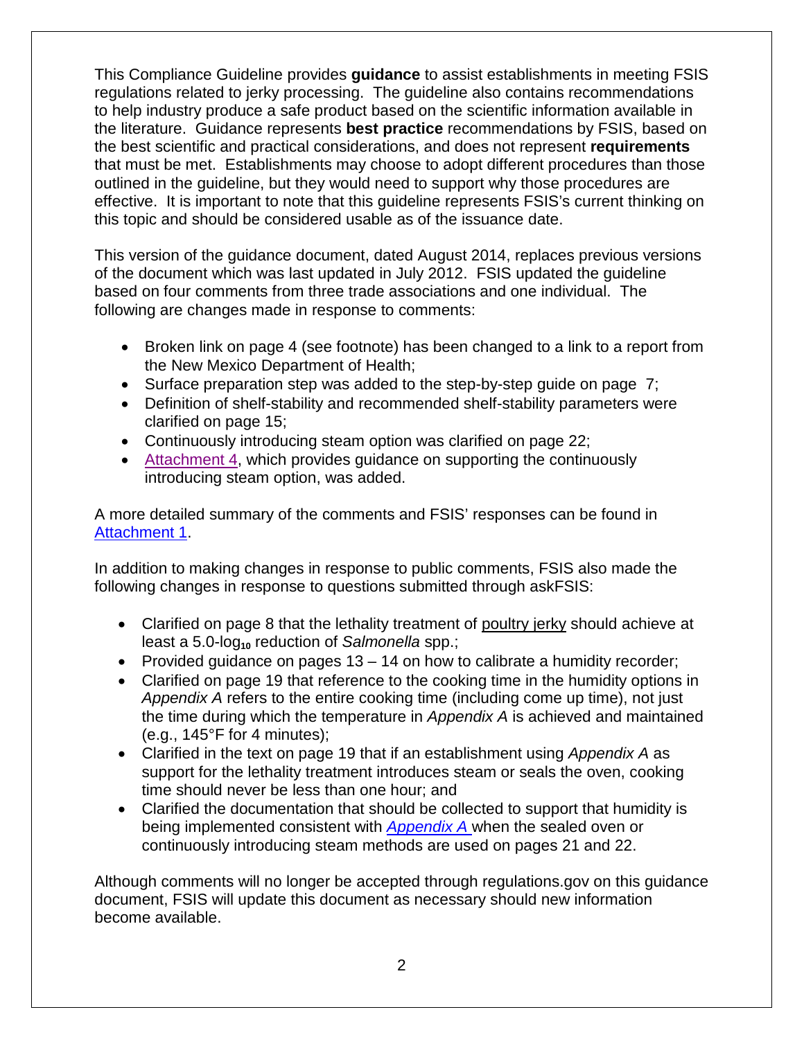This Compliance Guideline provides **guidance** to assist establishments in meeting FSIS regulations related to jerky processing. The guideline also contains recommendations to help industry produce a safe product based on the scientific information available in the literature. Guidance represents **best practice** recommendations by FSIS, based on the best scientific and practical considerations, and does not represent **requirements** that must be met. Establishments may choose to adopt different procedures than those outlined in the guideline, but they would need to support why those procedures are effective. It is important to note that this guideline represents FSIS's current thinking on this topic and should be considered usable as of the issuance date.

This version of the guidance document, dated August 2014, replaces previous versions of the document which was last updated in July 2012. FSIS updated the guideline based on four comments from three trade associations and one individual. The following are changes made in response to comments:

- Broken link on page 4 (see footnote) has been changed to a link to a report from the New Mexico Department of Health;
- Surface preparation step was added to the step-by-step guide on page 7;
- Definition of shelf-stability and recommended shelf-stability parameters were clarified on page 15;
- Continuously introducing steam option was clarified on page 22;
- Attachment 4, which provides guidance on supporting the continuously introducing steam option, was added.

A more detailed summary of the comments and FSIS' responses can be found in Attachment 1.

In addition to making changes in response to public comments, FSIS also made the following changes in response to questions submitted through askFSIS:

- Clarified on page 8 that the lethality treatment of poultry jerky should achieve at least a 5.0-$\log_{10}$ reduction of *Salmonella* spp.;
- Provided guidance on pages 13 – 14 on how to calibrate a humidity recorder;
- Clarified on page 19 that reference to the cooking time in the humidity options in *Appendix A* refers to the entire cooking time (including come up time), not just the time during which the temperature in *Appendix A* is achieved and maintained (e.g., 145°F for 4 minutes);
- Clarified in the text on page 19 that if an establishment using *Appendix A* as support for the lethality treatment introduces steam or seals the oven, cooking time should never be less than one hour; and
- Clarified the documentation that should be collected to support that humidity is being implemented consistent with *Appendix A* when the sealed oven or continuously introducing steam methods are used on pages 21 and 22.

Although comments will no longer be accepted through regulations.gov on this guidance document, FSIS will update this document as necessary should new information become available.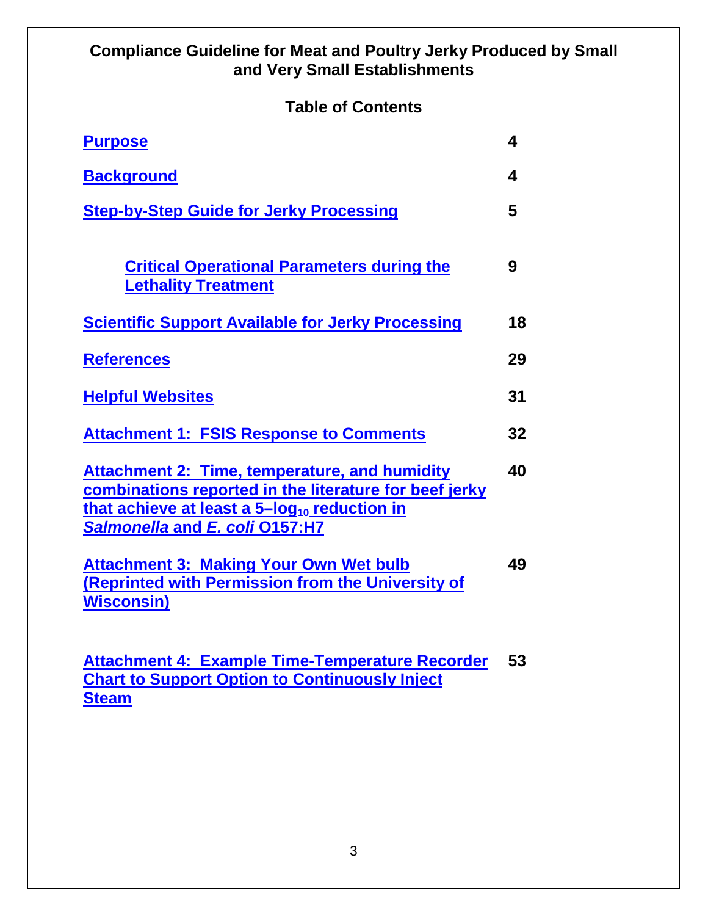**Compliance Guideline for Meat and Poultry Jerky Produced by Small and Very Small Establishments**

**Table of Contents**

| | |
|---|---|
| **Purpose** | **4** |
| **Background** | **4** |
| **Step-by-Step Guide for Jerky Processing** | **5** |
| &nbsp;&nbsp;&nbsp;&nbsp;**Critical Operational Parameters during the Lethality Treatment** | **9** |
| **Scientific Support Available for Jerky Processing** | **18** |
| **References** | **29** |
| **Helpful Websites** | **31** |
| **Attachment 1: FSIS Response to Comments** | **32** |
| **Attachment 2: Time, temperature, and humidity combinations reported in the literature for beef jerky that achieve at least a 5–$\log_{10}$ reduction in *Salmonella* and *E. coli* O157:H7** | **40** |
| **Attachment 3: Making Your Own Wet bulb (Reprinted with Permission from the University of Wisconsin)** | **49** |
| **Attachment 4: Example Time-Temperature Recorder Chart to Support Option to Continuously Inject Steam** | **53** |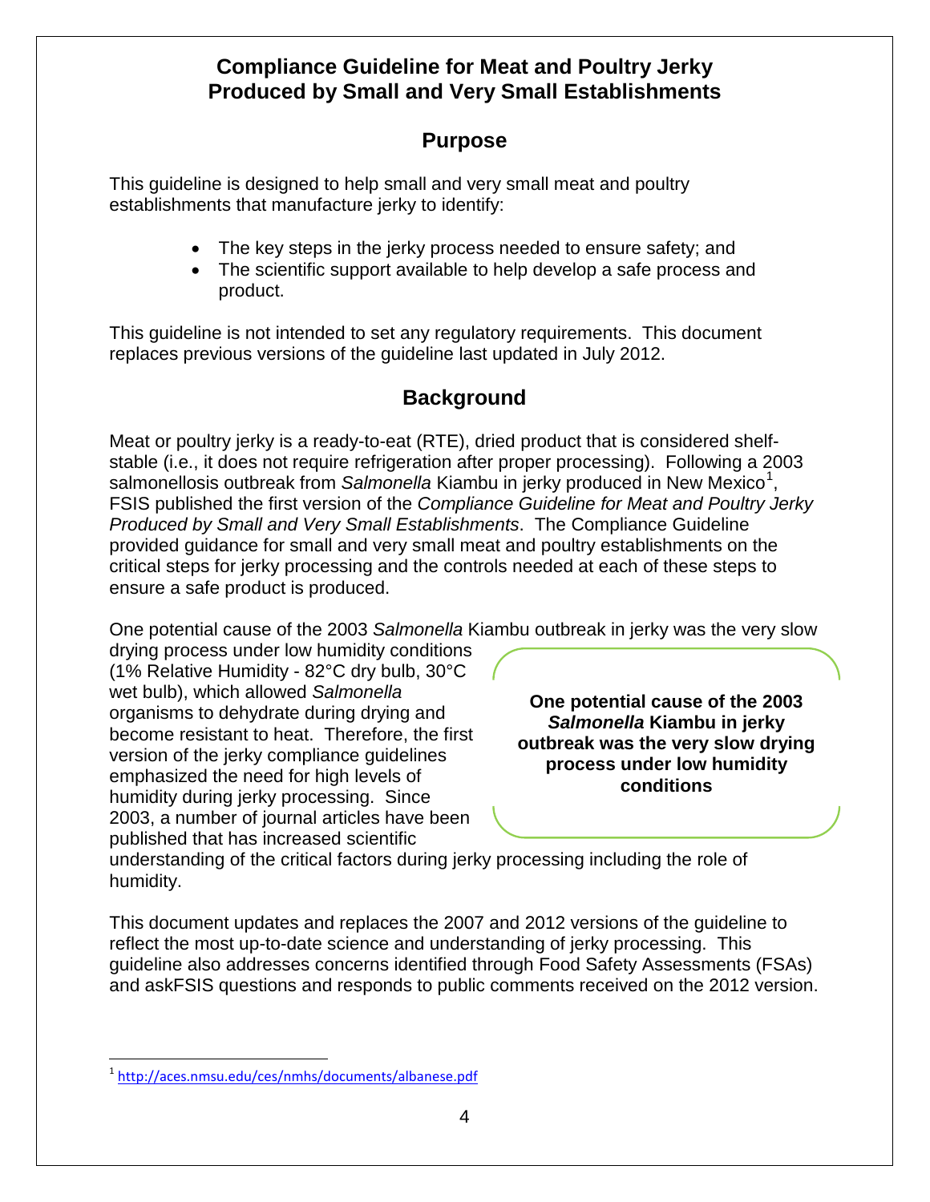# Compliance Guideline for Meat and Poultry Jerky Produced by Small and Very Small Establishments

## Purpose

This guideline is designed to help small and very small meat and poultry establishments that manufacture jerky to identify:

- The key steps in the jerky process needed to ensure safety; and
- The scientific support available to help develop a safe process and product.

This guideline is not intended to set any regulatory requirements. This document replaces previous versions of the guideline last updated in July 2012.

## Background

Meat or poultry jerky is a ready-to-eat (RTE), dried product that is considered shelf-stable (i.e., it does not require refrigeration after proper processing). Following a 2003 salmonellosis outbreak from *Salmonella* Kiambu in jerky produced in New Mexico[1], FSIS published the first version of the *Compliance Guideline for Meat and Poultry Jerky Produced by Small and Very Small Establishments*. The Compliance Guideline provided guidance for small and very small meat and poultry establishments on the critical steps for jerky processing and the controls needed at each of these steps to ensure a safe product is produced.

One potential cause of the 2003 *Salmonella* Kiambu outbreak in jerky was the very slow drying process under low humidity conditions (1% Relative Humidity - 82°C dry bulb, 30°C wet bulb), which allowed *Salmonella* organisms to dehydrate during drying and become resistant to heat. Therefore, the first version of the jerky compliance guidelines emphasized the need for high levels of humidity during jerky processing. Since 2003, a number of journal articles have been published that has increased scientific understanding of the critical factors during jerky processing including the role of humidity.

**One potential cause of the 2003 *Salmonella* Kiambu in jerky outbreak was the very slow drying process under low humidity conditions**

This document updates and replaces the 2007 and 2012 versions of the guideline to reflect the most up-to-date science and understanding of jerky processing. This guideline also addresses concerns identified through Food Safety Assessments (FSAs) and askFSIS questions and responds to public comments received on the 2012 version.

[1] http://aces.nmsu.edu/ces/nmhs/documents/albanese.pdf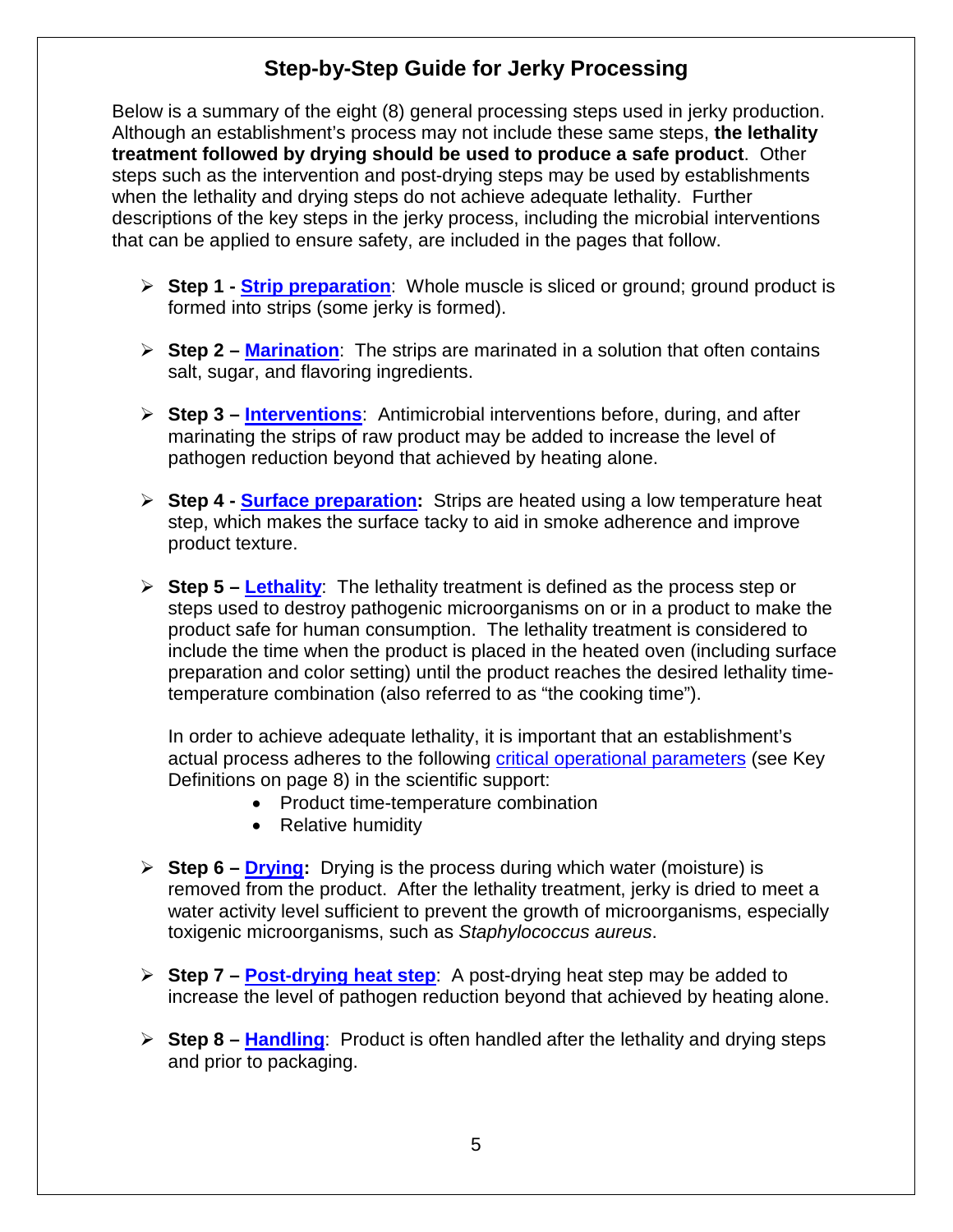## Step-by-Step Guide for Jerky Processing

Below is a summary of the eight (8) general processing steps used in jerky production. Although an establishment's process may not include these same steps, **the lethality treatment followed by drying should be used to produce a safe product**. Other steps such as the intervention and post-drying steps may be used by establishments when the lethality and drying steps do not achieve adequate lethality. Further descriptions of the key steps in the jerky process, including the microbial interventions that can be applied to ensure safety, are included in the pages that follow.

- **Step 1 - Strip preparation**: Whole muscle is sliced or ground; ground product is formed into strips (some jerky is formed).

- **Step 2 – Marination**: The strips are marinated in a solution that often contains salt, sugar, and flavoring ingredients.

- **Step 3 – Interventions**: Antimicrobial interventions before, during, and after marinating the strips of raw product may be added to increase the level of pathogen reduction beyond that achieved by heating alone.

- **Step 4 - Surface preparation:** Strips are heated using a low temperature heat step, which makes the surface tacky to aid in smoke adherence and improve product texture.

- **Step 5 – Lethality**: The lethality treatment is defined as the process step or steps used to destroy pathogenic microorganisms on or in a product to make the product safe for human consumption. The lethality treatment is considered to include the time when the product is placed in the heated oven (including surface preparation and color setting) until the product reaches the desired lethality time-temperature combination (also referred to as "the cooking time").

  In order to achieve adequate lethality, it is important that an establishment's actual process adheres to the following critical operational parameters (see Key Definitions on page 8) in the scientific support:
  - Product time-temperature combination
  - Relative humidity

- **Step 6 – Drying:** Drying is the process during which water (moisture) is removed from the product. After the lethality treatment, jerky is dried to meet a water activity level sufficient to prevent the growth of microorganisms, especially toxigenic microorganisms, such as *Staphylococcus aureus*.

- **Step 7 – Post-drying heat step**: A post-drying heat step may be added to increase the level of pathogen reduction beyond that achieved by heating alone.

- **Step 8 – Handling**: Product is often handled after the lethality and drying steps and prior to packaging.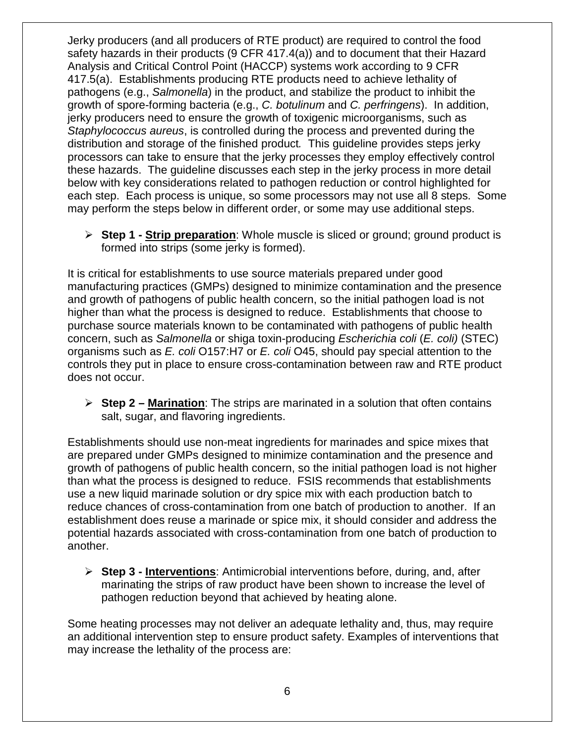Jerky producers (and all producers of RTE product) are required to control the food safety hazards in their products (9 CFR 417.4(a)) and to document that their Hazard Analysis and Critical Control Point (HACCP) systems work according to 9 CFR 417.5(a). Establishments producing RTE products need to achieve lethality of pathogens (e.g., *Salmonella*) in the product, and stabilize the product to inhibit the growth of spore-forming bacteria (e.g., *C. botulinum* and *C. perfringens*). In addition, jerky producers need to ensure the growth of toxigenic microorganisms, such as *Staphylococcus aureus*, is controlled during the process and prevented during the distribution and storage of the finished product*.* This guideline provides steps jerky processors can take to ensure that the jerky processes they employ effectively control these hazards. The guideline discusses each step in the jerky process in more detail below with key considerations related to pathogen reduction or control highlighted for each step. Each process is unique, so some processors may not use all 8 steps. Some may perform the steps below in different order, or some may use additional steps.

- **Step 1 - <u>Strip preparation</u>**: Whole muscle is sliced or ground; ground product is formed into strips (some jerky is formed).

It is critical for establishments to use source materials prepared under good manufacturing practices (GMPs) designed to minimize contamination and the presence and growth of pathogens of public health concern, so the initial pathogen load is not higher than what the process is designed to reduce. Establishments that choose to purchase source materials known to be contaminated with pathogens of public health concern, such as *Salmonella* or shiga toxin-producing *Escherichia coli* (*E. coli)* (STEC) organisms such as *E. coli* O157:H7 or *E. coli* O45, should pay special attention to the controls they put in place to ensure cross-contamination between raw and RTE product does not occur.

- **Step 2 – <u>Marination</u>**: The strips are marinated in a solution that often contains salt, sugar, and flavoring ingredients.

Establishments should use non-meat ingredients for marinades and spice mixes that are prepared under GMPs designed to minimize contamination and the presence and growth of pathogens of public health concern, so the initial pathogen load is not higher than what the process is designed to reduce. FSIS recommends that establishments use a new liquid marinade solution or dry spice mix with each production batch to reduce chances of cross-contamination from one batch of production to another. If an establishment does reuse a marinade or spice mix, it should consider and address the potential hazards associated with cross-contamination from one batch of production to another.

- **Step 3 - <u>Interventions</u>**: Antimicrobial interventions before, during, and, after marinating the strips of raw product have been shown to increase the level of pathogen reduction beyond that achieved by heating alone.

Some heating processes may not deliver an adequate lethality and, thus, may require an additional intervention step to ensure product safety. Examples of interventions that may increase the lethality of the process are: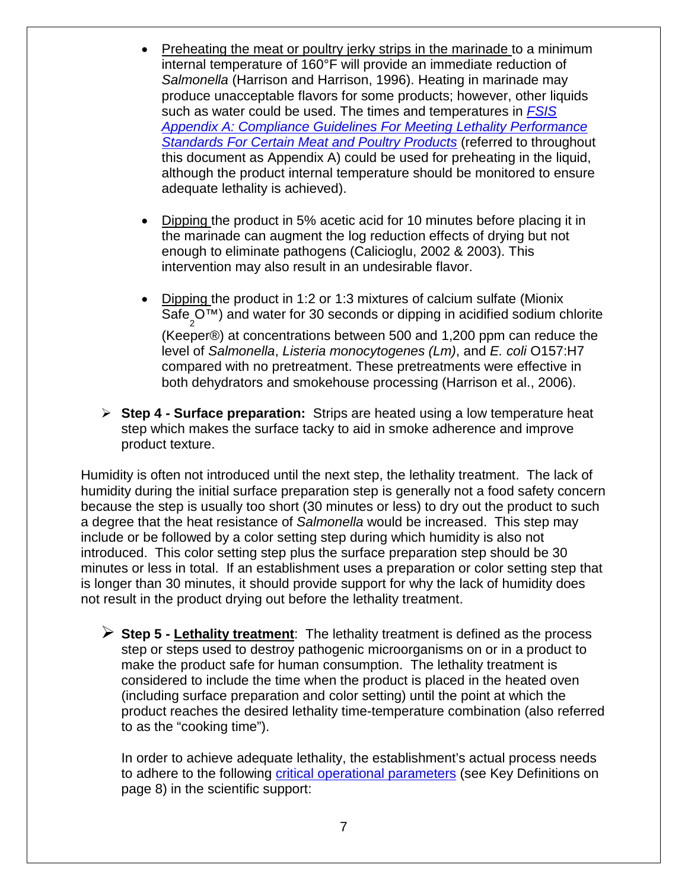- Preheating the meat or poultry jerky strips in the marinade to a minimum internal temperature of 160°F will provide an immediate reduction of *Salmonella* (Harrison and Harrison, 1996). Heating in marinade may produce unacceptable flavors for some products; however, other liquids such as water could be used. The times and temperatures in *FSIS Appendix A: Compliance Guidelines For Meeting Lethality Performance Standards For Certain Meat and Poultry Products* (referred to throughout this document as Appendix A) could be used for preheating in the liquid, although the product internal temperature should be monitored to ensure adequate lethality is achieved).

- Dipping the product in 5% acetic acid for 10 minutes before placing it in the marinade can augment the log reduction effects of drying but not enough to eliminate pathogens (Calicioglu, 2002 & 2003). This intervention may also result in an undesirable flavor.

- Dipping the product in 1:2 or 1:3 mixtures of calcium sulfate (Mionix $Safe_2O$™) and water for 30 seconds or dipping in acidified sodium chlorite (Keeper®) at concentrations between 500 and 1,200 ppm can reduce the level of *Salmonella*, *Listeria monocytogenes (Lm)*, and *E. coli* O157:H7 compared with no pretreatment. These pretreatments were effective in both dehydrators and smokehouse processing (Harrison et al., 2006).

➢ **Step 4 - Surface preparation:** Strips are heated using a low temperature heat step which makes the surface tacky to aid in smoke adherence and improve product texture.

Humidity is often not introduced until the next step, the lethality treatment. The lack of humidity during the initial surface preparation step is generally not a food safety concern because the step is usually too short (30 minutes or less) to dry out the product to such a degree that the heat resistance of *Salmonella* would be increased. This step may include or be followed by a color setting step during which humidity is also not introduced. This color setting step plus the surface preparation step should be 30 minutes or less in total. If an establishment uses a preparation or color setting step that is longer than 30 minutes, it should provide support for why the lack of humidity does not result in the product drying out before the lethality treatment.

➢ **Step 5 - Lethality treatment**: The lethality treatment is defined as the process step or steps used to destroy pathogenic microorganisms on or in a product to make the product safe for human consumption. The lethality treatment is considered to include the time when the product is placed in the heated oven (including surface preparation and color setting) until the point at which the product reaches the desired lethality time-temperature combination (also referred to as the "cooking time").

In order to achieve adequate lethality, the establishment's actual process needs to adhere to the following critical operational parameters (see Key Definitions on page 8) in the scientific support: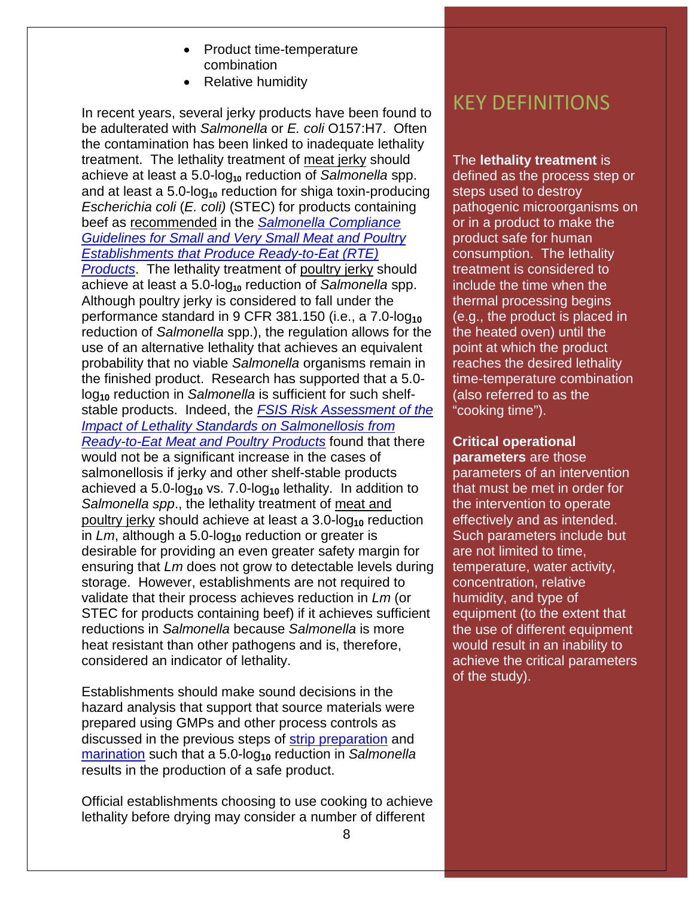- Product time-temperature combination
- Relative humidity

In recent years, several jerky products have been found to be adulterated with *Salmonella* or *E. coli* O157:H7. Often the contamination has been linked to inadequate lethality treatment. The lethality treatment of meat jerky should achieve at least a 5.0-$\log_{10}$ reduction of *Salmonella* spp. and at least a 5.0-$\log_{10}$ reduction for shiga toxin-producing *Escherichia coli* (*E. coli)* (STEC) for products containing beef as recommended in the *Salmonella Compliance Guidelines for Small and Very Small Meat and Poultry Establishments that Produce Ready-to-Eat (RTE) Products*. The lethality treatment of poultry jerky should achieve at least a 5.0-$\log_{10}$ reduction of *Salmonella* spp. Although poultry jerky is considered to fall under the performance standard in 9 CFR 381.150 (i.e., a 7.0-$\log_{10}$ reduction of *Salmonella* spp.), the regulation allows for the use of an alternative lethality that achieves an equivalent probability that no viable *Salmonella* organisms remain in the finished product. Research has supported that a 5.0-$\log_{10}$ reduction in *Salmonella* is sufficient for such shelf-stable products. Indeed, the *FSIS Risk Assessment of the Impact of Lethality Standards on Salmonellosis from Ready-to-Eat Meat and Poultry Products* found that there would not be a significant increase in the cases of salmonellosis if jerky and other shelf-stable products achieved a 5.0-$\log_{10}$ vs. 7.0-$\log_{10}$ lethality. In addition to *Salmonella spp*., the lethality treatment of meat and poultry jerky should achieve at least a 3.0-$\log_{10}$ reduction in *Lm*, although a 5.0-$\log_{10}$ reduction or greater is desirable for providing an even greater safety margin for ensuring that *Lm* does not grow to detectable levels during storage. However, establishments are not required to validate that their process achieves reduction in *Lm* (or STEC for products containing beef) if it achieves sufficient reductions in *Salmonella* because *Salmonella* is more heat resistant than other pathogens and is, therefore, considered an indicator of lethality.

Establishments should make sound decisions in the hazard analysis that support that source materials were prepared using GMPs and other process controls as discussed in the previous steps of strip preparation and marination such that a 5.0-$\log_{10}$ reduction in *Salmonella* results in the production of a safe product.

Official establishments choosing to use cooking to achieve lethality before drying may consider a number of different

## KEY DEFINITIONS

The **lethality treatment** is defined as the process step or steps used to destroy pathogenic microorganisms on or in a product to make the product safe for human consumption. The lethality treatment is considered to include the time when the thermal processing begins (e.g., the product is placed in the heated oven) until the point at which the product reaches the desired lethality time-temperature combination (also referred to as the "cooking time").

**Critical operational parameters** are those parameters of an intervention that must be met in order for the intervention to operate effectively and as intended. Such parameters include but are not limited to time, temperature, water activity, concentration, relative humidity, and type of equipment (to the extent that the use of different equipment would result in an inability to achieve the critical parameters of the study).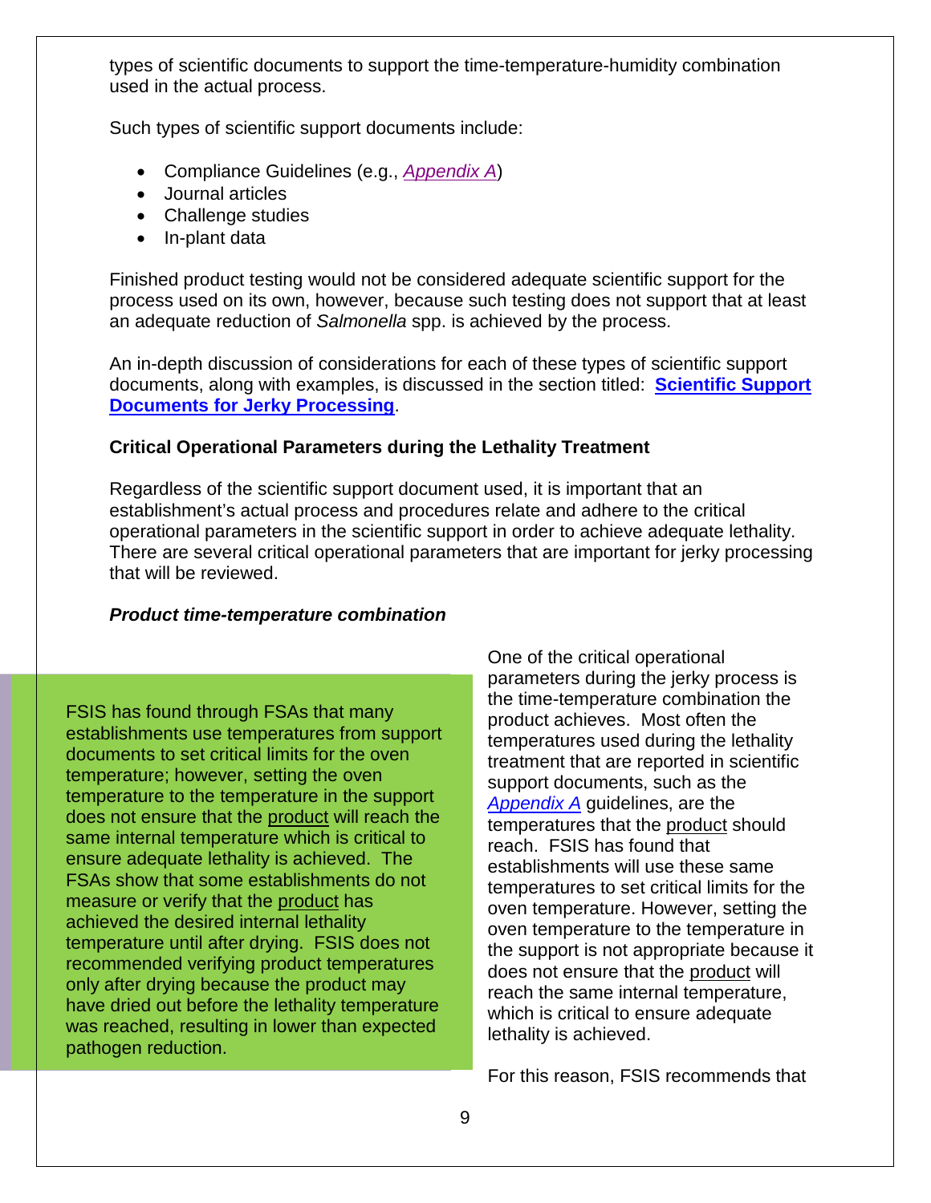types of scientific documents to support the time-temperature-humidity combination used in the actual process.

Such types of scientific support documents include:

- Compliance Guidelines (e.g., *Appendix A*)
- Journal articles
- Challenge studies
- In-plant data

Finished product testing would not be considered adequate scientific support for the process used on its own, however, because such testing does not support that at least an adequate reduction of *Salmonella* spp. is achieved by the process.

An in-depth discussion of considerations for each of these types of scientific support documents, along with examples, is discussed in the section titled: **Scientific Support Documents for Jerky Processing**.

### Critical Operational Parameters during the Lethality Treatment

Regardless of the scientific support document used, it is important that an establishment's actual process and procedures relate and adhere to the critical operational parameters in the scientific support in order to achieve adequate lethality. There are several critical operational parameters that are important for jerky processing that will be reviewed.

#### *Product time-temperature combination*

> FSIS has found through FSAs that many establishments use temperatures from support documents to set critical limits for the oven temperature; however, setting the oven temperature to the temperature in the support does not ensure that the product will reach the same internal temperature which is critical to ensure adequate lethality is achieved. The FSAs show that some establishments do not measure or verify that the product has achieved the desired internal lethality temperature until after drying. FSIS does not recommended verifying product temperatures only after drying because the product may have dried out before the lethality temperature was reached, resulting in lower than expected pathogen reduction.

One of the critical operational parameters during the jerky process is the time-temperature combination the product achieves. Most often the temperatures used during the lethality treatment that are reported in scientific support documents, such as the *Appendix A* guidelines, are the temperatures that the product should reach. FSIS has found that establishments will use these same temperatures to set critical limits for the oven temperature. However, setting the oven temperature to the temperature in the support is not appropriate because it does not ensure that the product will reach the same internal temperature, which is critical to ensure adequate lethality is achieved.

For this reason, FSIS recommends that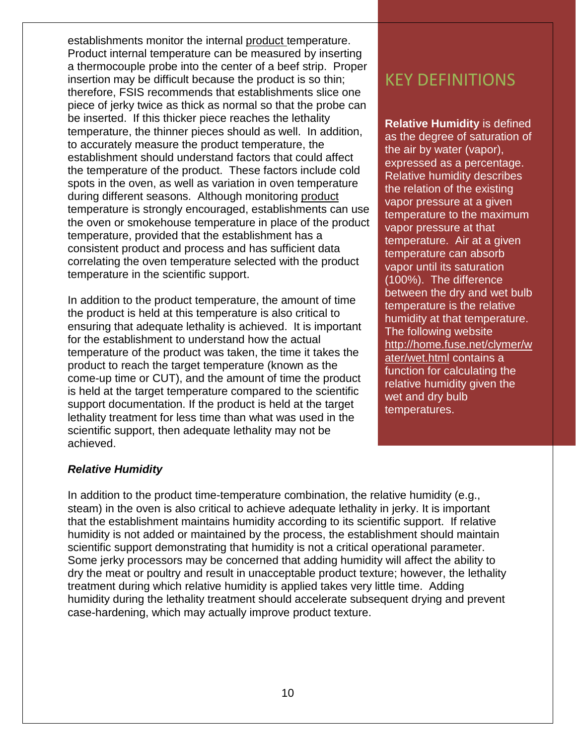establishments monitor the internal product temperature. Product internal temperature can be measured by inserting a thermocouple probe into the center of a beef strip. Proper insertion may be difficult because the product is so thin; therefore, FSIS recommends that establishments slice one piece of jerky twice as thick as normal so that the probe can be inserted. If this thicker piece reaches the lethality temperature, the thinner pieces should as well. In addition, to accurately measure the product temperature, the establishment should understand factors that could affect the temperature of the product. These factors include cold spots in the oven, as well as variation in oven temperature during different seasons. Although monitoring product temperature is strongly encouraged, establishments can use the oven or smokehouse temperature in place of the product temperature, provided that the establishment has a consistent product and process and has sufficient data correlating the oven temperature selected with the product temperature in the scientific support.

In addition to the product temperature, the amount of time the product is held at this temperature is also critical to ensuring that adequate lethality is achieved. It is important for the establishment to understand how the actual temperature of the product was taken, the time it takes the product to reach the target temperature (known as the come-up time or CUT), and the amount of time the product is held at the target temperature compared to the scientific support documentation. If the product is held at the target lethality treatment for less time than what was used in the scientific support, then adequate lethality may not be achieved.

## KEY DEFINITIONS

**Relative Humidity** is defined as the degree of saturation of the air by water (vapor), expressed as a percentage. Relative humidity describes the relation of the existing vapor pressure at a given temperature to the maximum vapor pressure at that temperature. Air at a given temperature can absorb vapor until its saturation (100%). The difference between the dry and wet bulb temperature is the relative humidity at that temperature. The following website http://home.fuse.net/clymer/water/wet.html contains a function for calculating the relative humidity given the wet and dry bulb temperatures.

### *Relative Humidity*

In addition to the product time-temperature combination, the relative humidity (e.g., steam) in the oven is also critical to achieve adequate lethality in jerky. It is important that the establishment maintains humidity according to its scientific support. If relative humidity is not added or maintained by the process, the establishment should maintain scientific support demonstrating that humidity is not a critical operational parameter. Some jerky processors may be concerned that adding humidity will affect the ability to dry the meat or poultry and result in unacceptable product texture; however, the lethality treatment during which relative humidity is applied takes very little time. Adding humidity during the lethality treatment should accelerate subsequent drying and prevent case-hardening, which may actually improve product texture.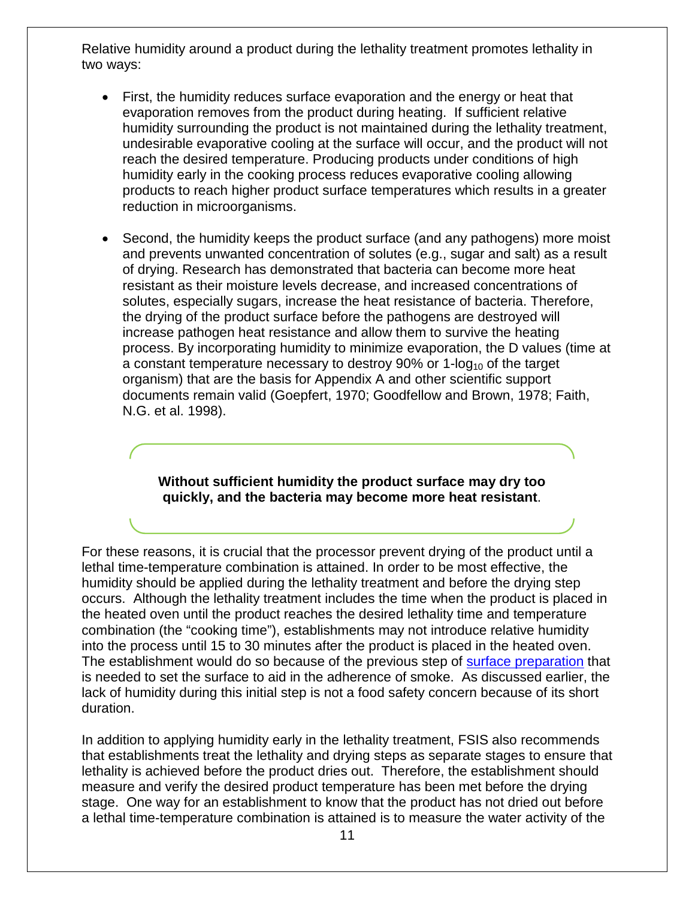Relative humidity around a product during the lethality treatment promotes lethality in two ways:

- First, the humidity reduces surface evaporation and the energy or heat that evaporation removes from the product during heating. If sufficient relative humidity surrounding the product is not maintained during the lethality treatment, undesirable evaporative cooling at the surface will occur, and the product will not reach the desired temperature. Producing products under conditions of high humidity early in the cooking process reduces evaporative cooling allowing products to reach higher product surface temperatures which results in a greater reduction in microorganisms.

- Second, the humidity keeps the product surface (and any pathogens) more moist and prevents unwanted concentration of solutes (e.g., sugar and salt) as a result of drying. Research has demonstrated that bacteria can become more heat resistant as their moisture levels decrease, and increased concentrations of solutes, especially sugars, increase the heat resistance of bacteria. Therefore, the drying of the product surface before the pathogens are destroyed will increase pathogen heat resistance and allow them to survive the heating process. By incorporating humidity to minimize evaporation, the D values (time at a constant temperature necessary to destroy 90% or 1-$\log_{10}$ of the target organism) that are the basis for Appendix A and other scientific support documents remain valid (Goepfert, 1970; Goodfellow and Brown, 1978; Faith, N.G. et al. 1998).

**Without sufficient humidity the product surface may dry too quickly, and the bacteria may become more heat resistant**.

For these reasons, it is crucial that the processor prevent drying of the product until a lethal time-temperature combination is attained. In order to be most effective, the humidity should be applied during the lethality treatment and before the drying step occurs. Although the lethality treatment includes the time when the product is placed in the heated oven until the product reaches the desired lethality time and temperature combination (the "cooking time"), establishments may not introduce relative humidity into the process until 15 to 30 minutes after the product is placed in the heated oven. The establishment would do so because of the previous step of surface preparation that is needed to set the surface to aid in the adherence of smoke. As discussed earlier, the lack of humidity during this initial step is not a food safety concern because of its short duration.

In addition to applying humidity early in the lethality treatment, FSIS also recommends that establishments treat the lethality and drying steps as separate stages to ensure that lethality is achieved before the product dries out. Therefore, the establishment should measure and verify the desired product temperature has been met before the drying stage. One way for an establishment to know that the product has not dried out before a lethal time-temperature combination is attained is to measure the water activity of the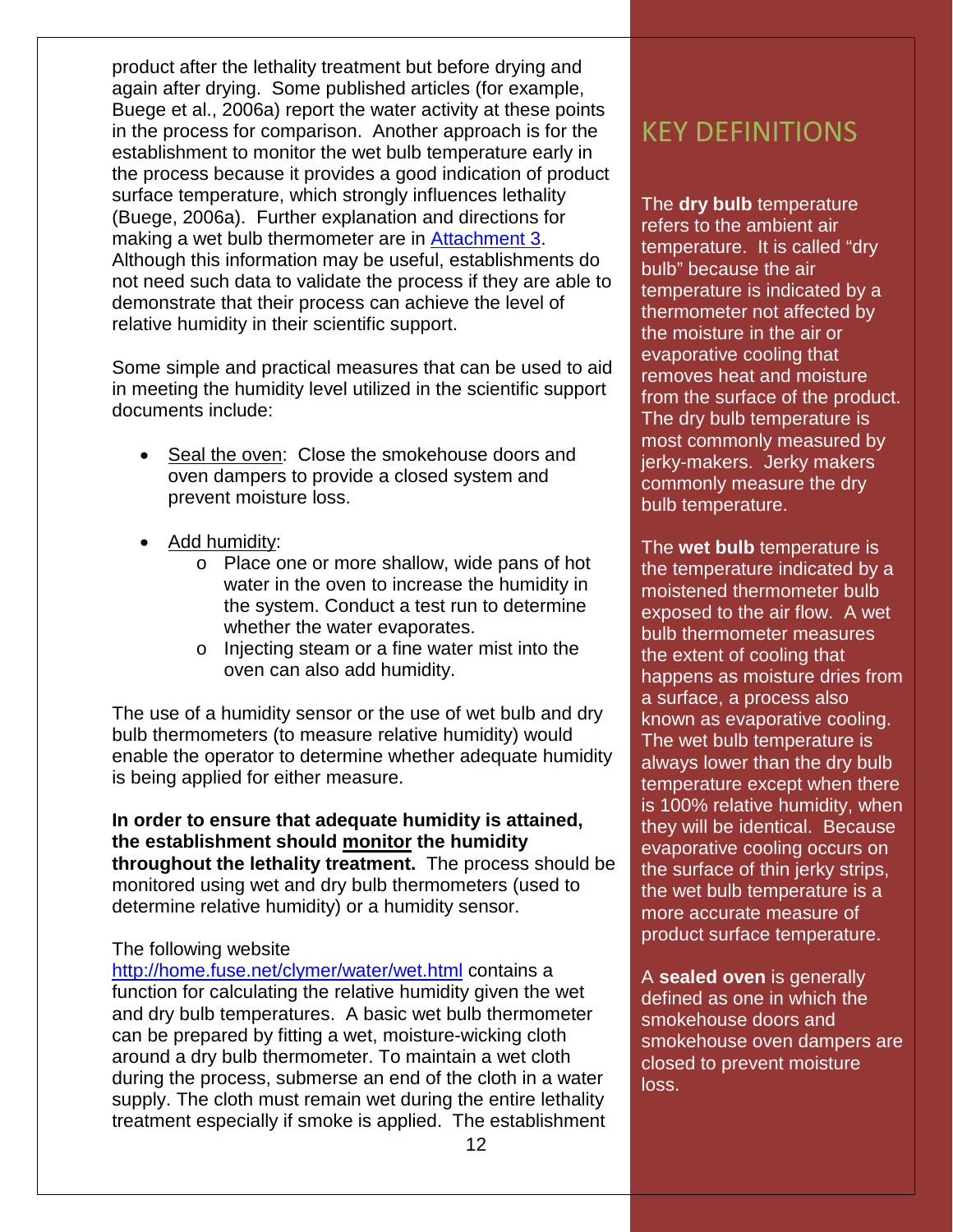product after the lethality treatment but before drying and again after drying. Some published articles (for example, Buege et al., 2006a) report the water activity at these points in the process for comparison. Another approach is for the establishment to monitor the wet bulb temperature early in the process because it provides a good indication of product surface temperature, which strongly influences lethality (Buege, 2006a). Further explanation and directions for making a wet bulb thermometer are in Attachment 3. Although this information may be useful, establishments do not need such data to validate the process if they are able to demonstrate that their process can achieve the level of relative humidity in their scientific support.

Some simple and practical measures that can be used to aid in meeting the humidity level utilized in the scientific support documents include:

- Seal the oven: Close the smokehouse doors and oven dampers to provide a closed system and prevent moisture loss.
- Add humidity:
  - Place one or more shallow, wide pans of hot water in the oven to increase the humidity in the system. Conduct a test run to determine whether the water evaporates.
  - Injecting steam or a fine water mist into the oven can also add humidity.

The use of a humidity sensor or the use of wet bulb and dry bulb thermometers (to measure relative humidity) would enable the operator to determine whether adequate humidity is being applied for either measure.

**In order to ensure that adequate humidity is attained, the establishment should monitor the humidity throughout the lethality treatment.** The process should be monitored using wet and dry bulb thermometers (used to determine relative humidity) or a humidity sensor.

The following website http://home.fuse.net/clymer/water/wet.html contains a function for calculating the relative humidity given the wet and dry bulb temperatures. A basic wet bulb thermometer can be prepared by fitting a wet, moisture-wicking cloth around a dry bulb thermometer. To maintain a wet cloth during the process, submerse an end of the cloth in a water supply. The cloth must remain wet during the entire lethality treatment especially if smoke is applied. The establishment

## KEY DEFINITIONS

The **dry bulb** temperature refers to the ambient air temperature. It is called "dry bulb" because the air temperature is indicated by a thermometer not affected by the moisture in the air or evaporative cooling that removes heat and moisture from the surface of the product. The dry bulb temperature is most commonly measured by jerky-makers. Jerky makers commonly measure the dry bulb temperature.

The **wet bulb** temperature is the temperature indicated by a moistened thermometer bulb exposed to the air flow. A wet bulb thermometer measures the extent of cooling that happens as moisture dries from a surface, a process also known as evaporative cooling. The wet bulb temperature is always lower than the dry bulb temperature except when there is 100% relative humidity, when they will be identical. Because evaporative cooling occurs on the surface of thin jerky strips, the wet bulb temperature is a more accurate measure of product surface temperature.

A **sealed oven** is generally defined as one in which the smokehouse doors and smokehouse oven dampers are closed to prevent moisture loss.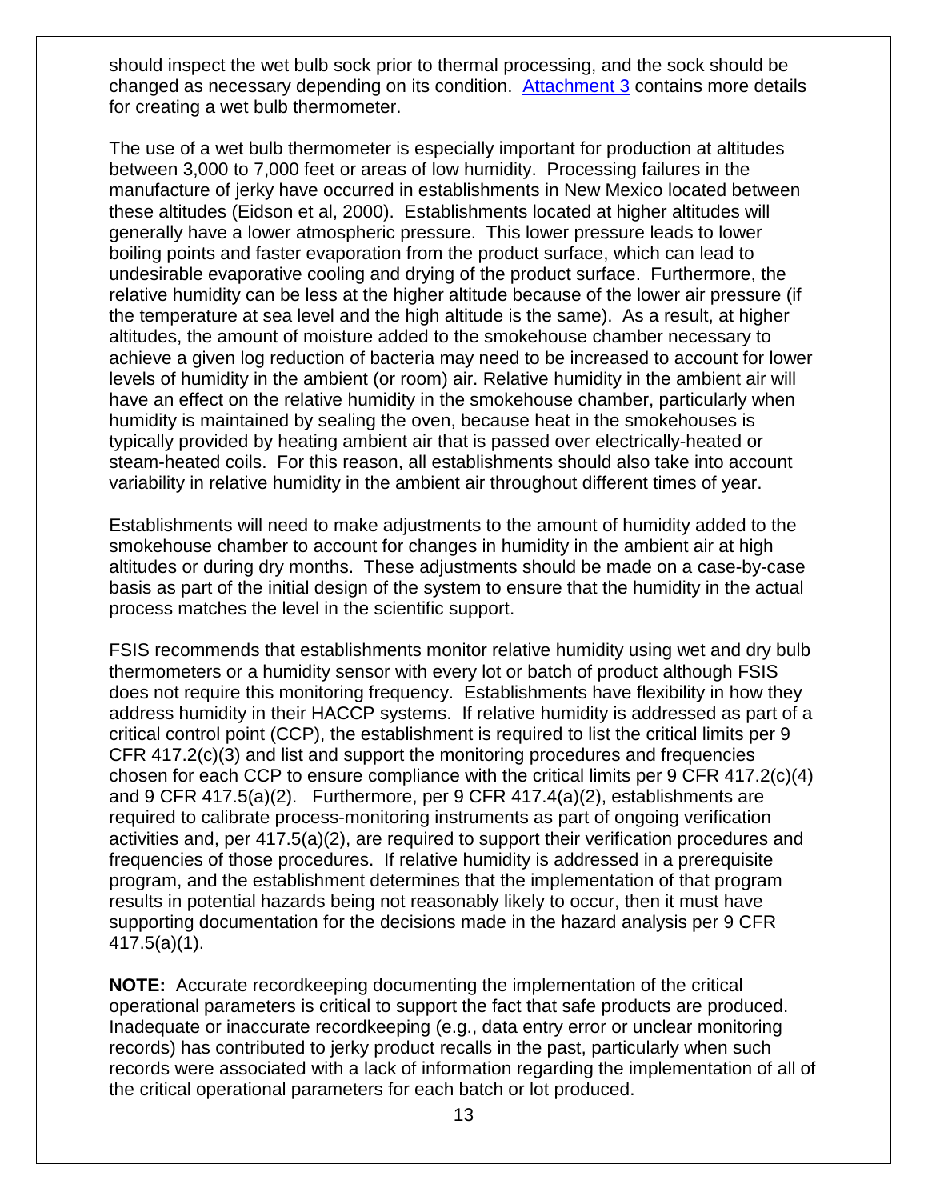should inspect the wet bulb sock prior to thermal processing, and the sock should be changed as necessary depending on its condition. Attachment 3 contains more details for creating a wet bulb thermometer.

The use of a wet bulb thermometer is especially important for production at altitudes between 3,000 to 7,000 feet or areas of low humidity. Processing failures in the manufacture of jerky have occurred in establishments in New Mexico located between these altitudes (Eidson et al, 2000). Establishments located at higher altitudes will generally have a lower atmospheric pressure. This lower pressure leads to lower boiling points and faster evaporation from the product surface, which can lead to undesirable evaporative cooling and drying of the product surface. Furthermore, the relative humidity can be less at the higher altitude because of the lower air pressure (if the temperature at sea level and the high altitude is the same). As a result, at higher altitudes, the amount of moisture added to the smokehouse chamber necessary to achieve a given log reduction of bacteria may need to be increased to account for lower levels of humidity in the ambient (or room) air. Relative humidity in the ambient air will have an effect on the relative humidity in the smokehouse chamber, particularly when humidity is maintained by sealing the oven, because heat in the smokehouses is typically provided by heating ambient air that is passed over electrically-heated or steam-heated coils. For this reason, all establishments should also take into account variability in relative humidity in the ambient air throughout different times of year.

Establishments will need to make adjustments to the amount of humidity added to the smokehouse chamber to account for changes in humidity in the ambient air at high altitudes or during dry months. These adjustments should be made on a case-by-case basis as part of the initial design of the system to ensure that the humidity in the actual process matches the level in the scientific support.

FSIS recommends that establishments monitor relative humidity using wet and dry bulb thermometers or a humidity sensor with every lot or batch of product although FSIS does not require this monitoring frequency. Establishments have flexibility in how they address humidity in their HACCP systems. If relative humidity is addressed as part of a critical control point (CCP), the establishment is required to list the critical limits per 9 CFR 417.2(c)(3) and list and support the monitoring procedures and frequencies chosen for each CCP to ensure compliance with the critical limits per 9 CFR 417.2(c)(4) and 9 CFR 417.5(a)(2). Furthermore, per 9 CFR 417.4(a)(2), establishments are required to calibrate process-monitoring instruments as part of ongoing verification activities and, per 417.5(a)(2), are required to support their verification procedures and frequencies of those procedures. If relative humidity is addressed in a prerequisite program, and the establishment determines that the implementation of that program results in potential hazards being not reasonably likely to occur, then it must have supporting documentation for the decisions made in the hazard analysis per 9 CFR 417.5(a)(1).

**NOTE:** Accurate recordkeeping documenting the implementation of the critical operational parameters is critical to support the fact that safe products are produced. Inadequate or inaccurate recordkeeping (e.g., data entry error or unclear monitoring records) has contributed to jerky product recalls in the past, particularly when such records were associated with a lack of information regarding the implementation of all of the critical operational parameters for each batch or lot produced.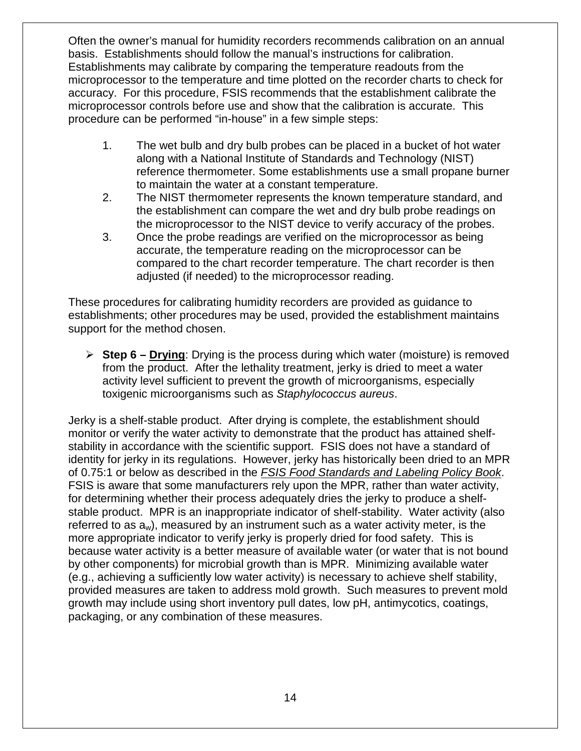Often the owner's manual for humidity recorders recommends calibration on an annual basis. Establishments should follow the manual's instructions for calibration. Establishments may calibrate by comparing the temperature readouts from the microprocessor to the temperature and time plotted on the recorder charts to check for accuracy. For this procedure, FSIS recommends that the establishment calibrate the microprocessor controls before use and show that the calibration is accurate. This procedure can be performed "in-house" in a few simple steps:

1. The wet bulb and dry bulb probes can be placed in a bucket of hot water along with a National Institute of Standards and Technology (NIST) reference thermometer. Some establishments use a small propane burner to maintain the water at a constant temperature.
2. The NIST thermometer represents the known temperature standard, and the establishment can compare the wet and dry bulb probe readings on the microprocessor to the NIST device to verify accuracy of the probes.
3. Once the probe readings are verified on the microprocessor as being accurate, the temperature reading on the microprocessor can be compared to the chart recorder temperature. The chart recorder is then adjusted (if needed) to the microprocessor reading.

These procedures for calibrating humidity recorders are provided as guidance to establishments; other procedures may be used, provided the establishment maintains support for the method chosen.

- **Step 6 – Drying**: Drying is the process during which water (moisture) is removed from the product. After the lethality treatment, jerky is dried to meet a water activity level sufficient to prevent the growth of microorganisms, especially toxigenic microorganisms such as *Staphylococcus aureus*.

Jerky is a shelf-stable product. After drying is complete, the establishment should monitor or verify the water activity to demonstrate that the product has attained shelf-stability in accordance with the scientific support. FSIS does not have a standard of identity for jerky in its regulations. However, jerky has historically been dried to an MPR of 0.75:1 or below as described in the *FSIS Food Standards and Labeling Policy Book*. FSIS is aware that some manufacturers rely upon the MPR, rather than water activity, for determining whether their process adequately dries the jerky to produce a shelf-stable product. MPR is an inappropriate indicator of shelf-stability. Water activity (also referred to as $a_w$), measured by an instrument such as a water activity meter, is the more appropriate indicator to verify jerky is properly dried for food safety. This is because water activity is a better measure of available water (or water that is not bound by other components) for microbial growth than is MPR. Minimizing available water (e.g., achieving a sufficiently low water activity) is necessary to achieve shelf stability, provided measures are taken to address mold growth. Such measures to prevent mold growth may include using short inventory pull dates, low pH, antimycotics, coatings, packaging, or any combination of these measures.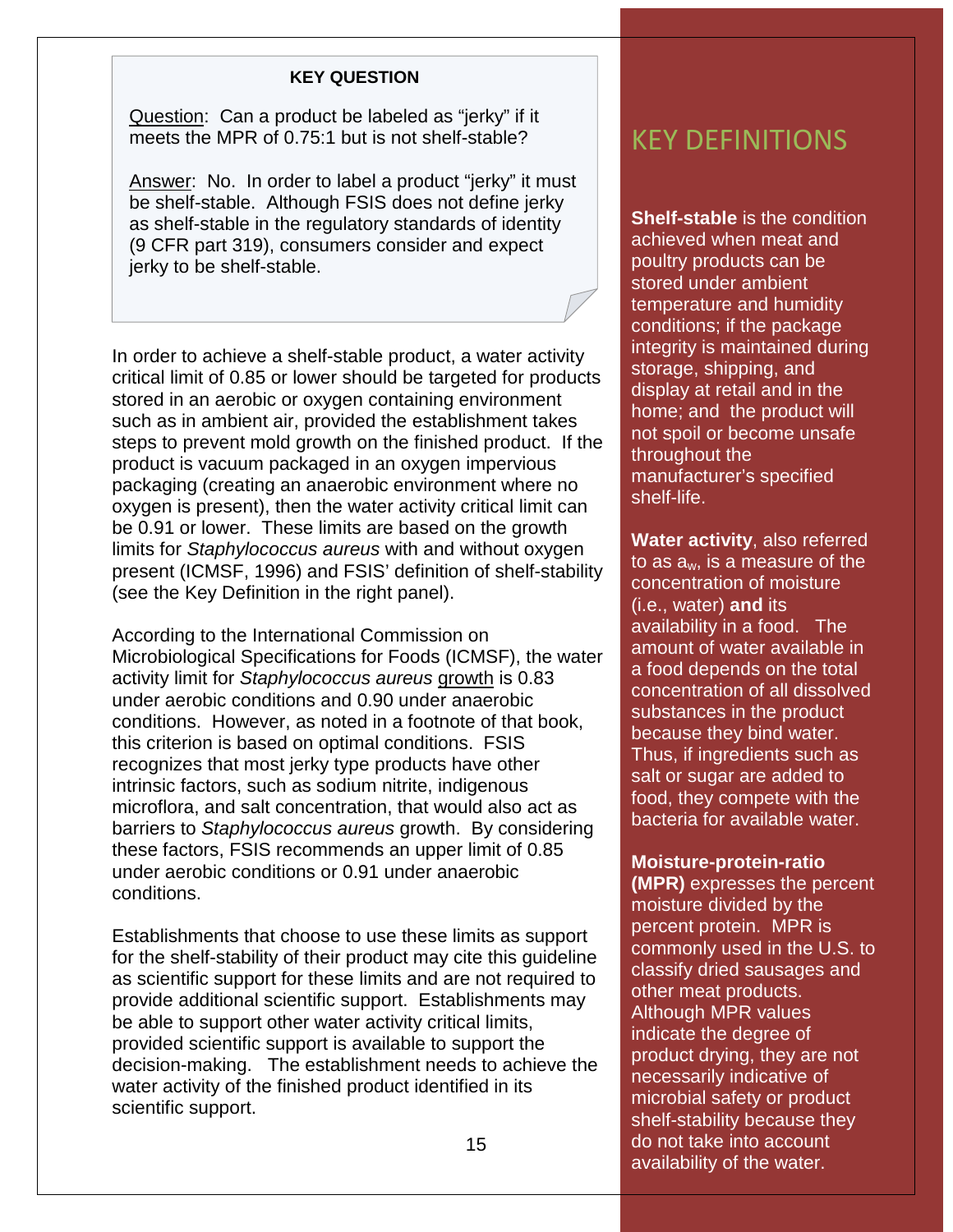**KEY QUESTION**

Question: Can a product be labeled as "jerky" if it meets the MPR of 0.75:1 but is not shelf-stable?

Answer: No. In order to label a product "jerky" it must be shelf-stable. Although FSIS does not define jerky as shelf-stable in the regulatory standards of identity (9 CFR part 319), consumers consider and expect jerky to be shelf-stable.

In order to achieve a shelf-stable product, a water activity critical limit of 0.85 or lower should be targeted for products stored in an aerobic or oxygen containing environment such as in ambient air, provided the establishment takes steps to prevent mold growth on the finished product. If the product is vacuum packaged in an oxygen impervious packaging (creating an anaerobic environment where no oxygen is present), then the water activity critical limit can be 0.91 or lower. These limits are based on the growth limits for *Staphylococcus aureus* with and without oxygen present (ICMSF, 1996) and FSIS' definition of shelf-stability (see the Key Definition in the right panel).

According to the International Commission on Microbiological Specifications for Foods (ICMSF), the water activity limit for *Staphylococcus aureus* growth is 0.83 under aerobic conditions and 0.90 under anaerobic conditions. However, as noted in a footnote of that book, this criterion is based on optimal conditions. FSIS recognizes that most jerky type products have other intrinsic factors, such as sodium nitrite, indigenous microflora, and salt concentration, that would also act as barriers to *Staphylococcus aureus* growth. By considering these factors, FSIS recommends an upper limit of 0.85 under aerobic conditions or 0.91 under anaerobic conditions.

Establishments that choose to use these limits as support for the shelf-stability of their product may cite this guideline as scientific support for these limits and are not required to provide additional scientific support. Establishments may be able to support other water activity critical limits, provided scientific support is available to support the decision-making. The establishment needs to achieve the water activity of the finished product identified in its scientific support.

## KEY DEFINITIONS

**Shelf-stable** is the condition achieved when meat and poultry products can be stored under ambient temperature and humidity conditions; if the package integrity is maintained during storage, shipping, and display at retail and in the home; and the product will not spoil or become unsafe throughout the manufacturer's specified shelf-life.

**Water activity**, also referred to as $a_w$, is a measure of the concentration of moisture (i.e., water) **and** its availability in a food. The amount of water available in a food depends on the total concentration of all dissolved substances in the product because they bind water. Thus, if ingredients such as salt or sugar are added to food, they compete with the bacteria for available water.

**Moisture-protein-ratio (MPR)** expresses the percent moisture divided by the percent protein. MPR is commonly used in the U.S. to classify dried sausages and other meat products. Although MPR values indicate the degree of product drying, they are not necessarily indicative of microbial safety or product shelf-stability because they do not take into account availability of the water.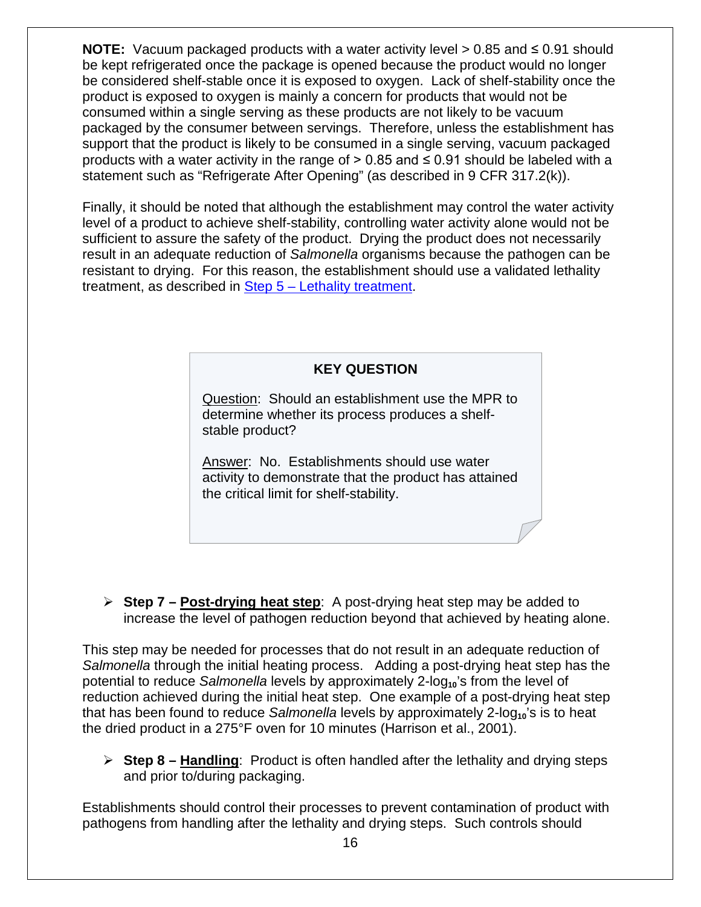**NOTE:** Vacuum packaged products with a water activity level > 0.85 and ≤ 0.91 should be kept refrigerated once the package is opened because the product would no longer be considered shelf-stable once it is exposed to oxygen. Lack of shelf-stability once the product is exposed to oxygen is mainly a concern for products that would not be consumed within a single serving as these products are not likely to be vacuum packaged by the consumer between servings. Therefore, unless the establishment has support that the product is likely to be consumed in a single serving, vacuum packaged products with a water activity in the range of > 0.85 and ≤ 0.91 should be labeled with a statement such as "Refrigerate After Opening" (as described in 9 CFR 317.2(k)).

Finally, it should be noted that although the establishment may control the water activity level of a product to achieve shelf-stability, controlling water activity alone would not be sufficient to assure the safety of the product. Drying the product does not necessarily result in an adequate reduction of *Salmonella* organisms because the pathogen can be resistant to drying. For this reason, the establishment should use a validated lethality treatment, as described in [Step 5 – Lethality treatment](#).

> **KEY QUESTION**
>
> Question: Should an establishment use the MPR to determine whether its process produces a shelf-stable product?
>
> Answer: No. Establishments should use water activity to demonstrate that the product has attained the critical limit for shelf-stability.

- **Step 7 – Post-drying heat step**: A post-drying heat step may be added to increase the level of pathogen reduction beyond that achieved by heating alone.

This step may be needed for processes that do not result in an adequate reduction of *Salmonella* through the initial heating process. Adding a post-drying heat step has the potential to reduce *Salmonella* levels by approximately 2-$\log_{10}$'s from the level of reduction achieved during the initial heat step. One example of a post-drying heat step that has been found to reduce *Salmonella* levels by approximately 2-$\log_{10}$'s is to heat the dried product in a 275°F oven for 10 minutes (Harrison et al., 2001).

- **Step 8 – Handling**: Product is often handled after the lethality and drying steps and prior to/during packaging.

Establishments should control their processes to prevent contamination of product with pathogens from handling after the lethality and drying steps. Such controls should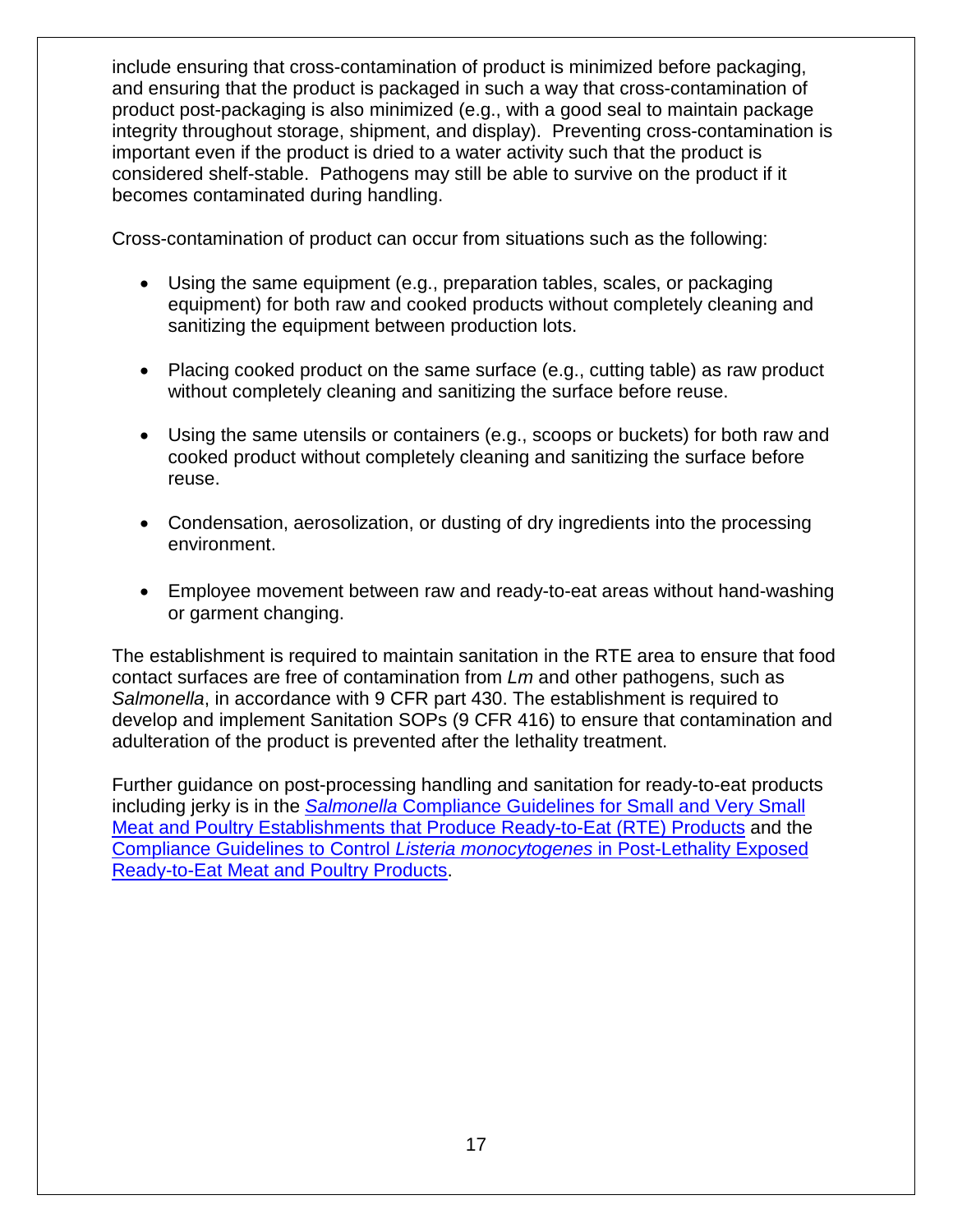include ensuring that cross-contamination of product is minimized before packaging, and ensuring that the product is packaged in such a way that cross-contamination of product post-packaging is also minimized (e.g., with a good seal to maintain package integrity throughout storage, shipment, and display). Preventing cross-contamination is important even if the product is dried to a water activity such that the product is considered shelf-stable. Pathogens may still be able to survive on the product if it becomes contaminated during handling.

Cross-contamination of product can occur from situations such as the following:

- Using the same equipment (e.g., preparation tables, scales, or packaging equipment) for both raw and cooked products without completely cleaning and sanitizing the equipment between production lots.
- Placing cooked product on the same surface (e.g., cutting table) as raw product without completely cleaning and sanitizing the surface before reuse.
- Using the same utensils or containers (e.g., scoops or buckets) for both raw and cooked product without completely cleaning and sanitizing the surface before reuse.
- Condensation, aerosolization, or dusting of dry ingredients into the processing environment.
- Employee movement between raw and ready-to-eat areas without hand-washing or garment changing.

The establishment is required to maintain sanitation in the RTE area to ensure that food contact surfaces are free of contamination from *Lm* and other pathogens, such as *Salmonella*, in accordance with 9 CFR part 430. The establishment is required to develop and implement Sanitation SOPs (9 CFR 416) to ensure that contamination and adulteration of the product is prevented after the lethality treatment.

Further guidance on post-processing handling and sanitation for ready-to-eat products including jerky is in the *Salmonella* Compliance Guidelines for Small and Very Small Meat and Poultry Establishments that Produce Ready-to-Eat (RTE) Products and the Compliance Guidelines to Control *Listeria monocytogenes* in Post-Lethality Exposed Ready-to-Eat Meat and Poultry Products.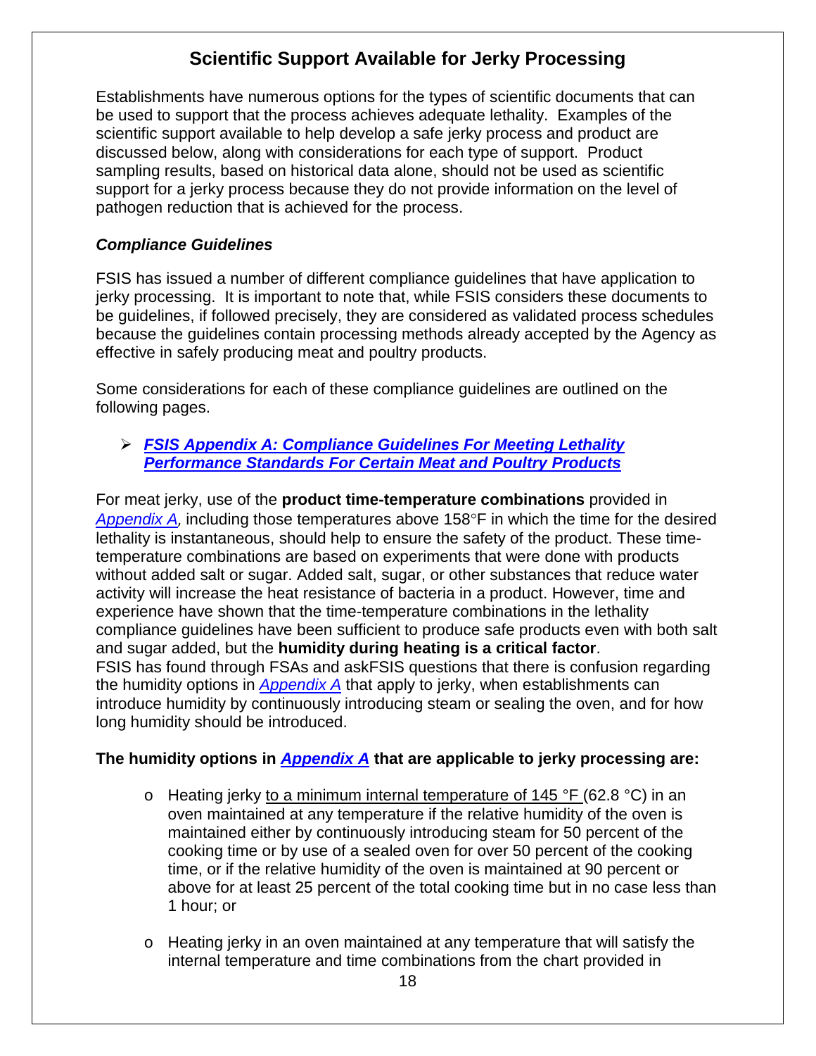## Scientific Support Available for Jerky Processing

Establishments have numerous options for the types of scientific documents that can be used to support that the process achieves adequate lethality. Examples of the scientific support available to help develop a safe jerky process and product are discussed below, along with considerations for each type of support. Product sampling results, based on historical data alone, should not be used as scientific support for a jerky process because they do not provide information on the level of pathogen reduction that is achieved for the process.

### *Compliance Guidelines*

FSIS has issued a number of different compliance guidelines that have application to jerky processing. It is important to note that, while FSIS considers these documents to be guidelines, if followed precisely, they are considered as validated process schedules because the guidelines contain processing methods already accepted by the Agency as effective in safely producing meat and poultry products.

Some considerations for each of these compliance guidelines are outlined on the following pages.

- ***FSIS Appendix A: Compliance Guidelines For Meeting Lethality Performance Standards For Certain Meat and Poultry Products***

For meat jerky, use of the **product time-temperature combinations** provided in *Appendix A*, including those temperatures above 158°F in which the time for the desired lethality is instantaneous, should help to ensure the safety of the product. These time-temperature combinations are based on experiments that were done with products without added salt or sugar. Added salt, sugar, or other substances that reduce water activity will increase the heat resistance of bacteria in a product. However, time and experience have shown that the time-temperature combinations in the lethality compliance guidelines have been sufficient to produce safe products even with both salt and sugar added, but the **humidity during heating is a critical factor**.
FSIS has found through FSAs and askFSIS questions that there is confusion regarding the humidity options in *Appendix A* that apply to jerky, when establishments can introduce humidity by continuously introducing steam or sealing the oven, and for how long humidity should be introduced.

**The humidity options in *Appendix A* that are applicable to jerky processing are:**

- Heating jerky to a minimum internal temperature of 145 °F (62.8 °C) in an oven maintained at any temperature if the relative humidity of the oven is maintained either by continuously introducing steam for 50 percent of the cooking time or by use of a sealed oven for over 50 percent of the cooking time, or if the relative humidity of the oven is maintained at 90 percent or above for at least 25 percent of the total cooking time but in no case less than 1 hour; or
- Heating jerky in an oven maintained at any temperature that will satisfy the internal temperature and time combinations from the chart provided in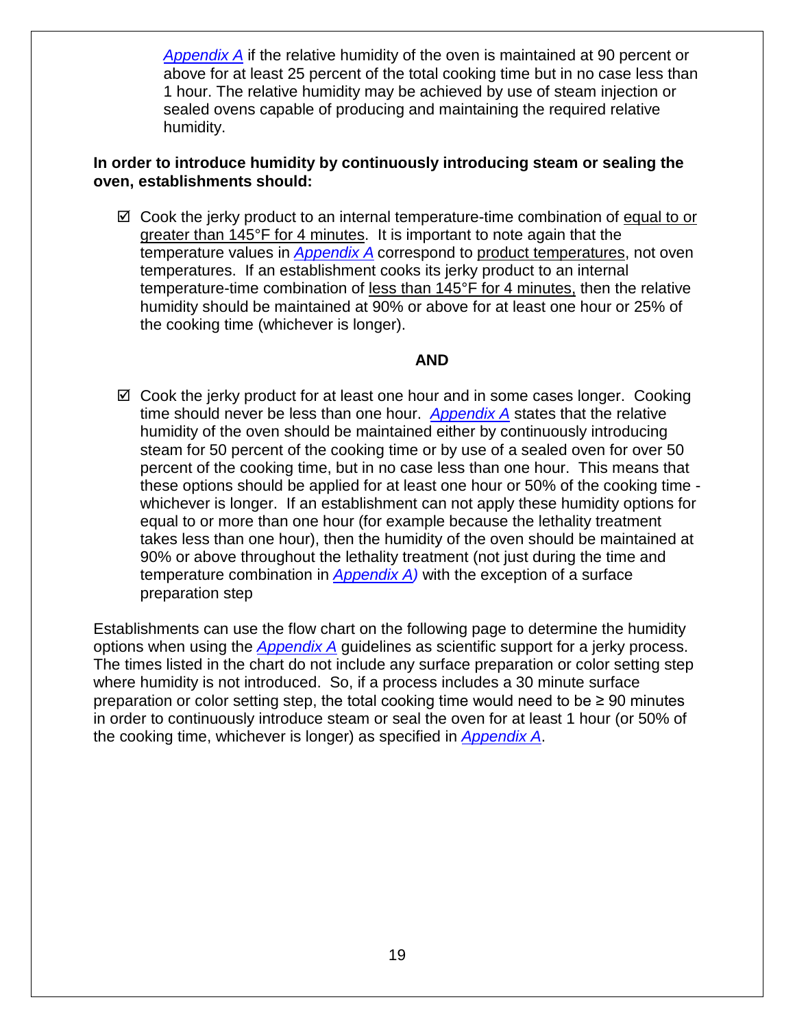[Appendix A](#) if the relative humidity of the oven is maintained at 90 percent or above for at least 25 percent of the total cooking time but in no case less than 1 hour. The relative humidity may be achieved by use of steam injection or sealed ovens capable of producing and maintaining the required relative humidity.

**In order to introduce humidity by continuously introducing steam or sealing the oven, establishments should:**

- ☑ Cook the jerky product to an internal temperature-time combination of <u>equal to or greater than 145°F for 4 minutes</u>. It is important to note again that the temperature values in *Appendix A* correspond to <u>product temperatures</u>, not oven temperatures. If an establishment cooks its jerky product to an internal temperature-time combination of <u>less than 145°F for 4 minutes,</u> then the relative humidity should be maintained at 90% or above for at least one hour or 25% of the cooking time (whichever is longer).

**AND**

- ☑ Cook the jerky product for at least one hour and in some cases longer. Cooking time should never be less than one hour. *Appendix A* states that the relative humidity of the oven should be maintained either by continuously introducing steam for 50 percent of the cooking time or by use of a sealed oven for over 50 percent of the cooking time, but in no case less than one hour. This means that these options should be applied for at least one hour or 50% of the cooking time - whichever is longer. If an establishment can not apply these humidity options for equal to or more than one hour (for example because the lethality treatment takes less than one hour), then the humidity of the oven should be maintained at 90% or above throughout the lethality treatment (not just during the time and temperature combination in *Appendix A)* with the exception of a surface preparation step

Establishments can use the flow chart on the following page to determine the humidity options when using the *Appendix A* guidelines as scientific support for a jerky process. The times listed in the chart do not include any surface preparation or color setting step where humidity is not introduced. So, if a process includes a 30 minute surface preparation or color setting step, the total cooking time would need to be ≥ 90 minutes in order to continuously introduce steam or seal the oven for at least 1 hour (or 50% of the cooking time, whichever is longer) as specified in *Appendix A*.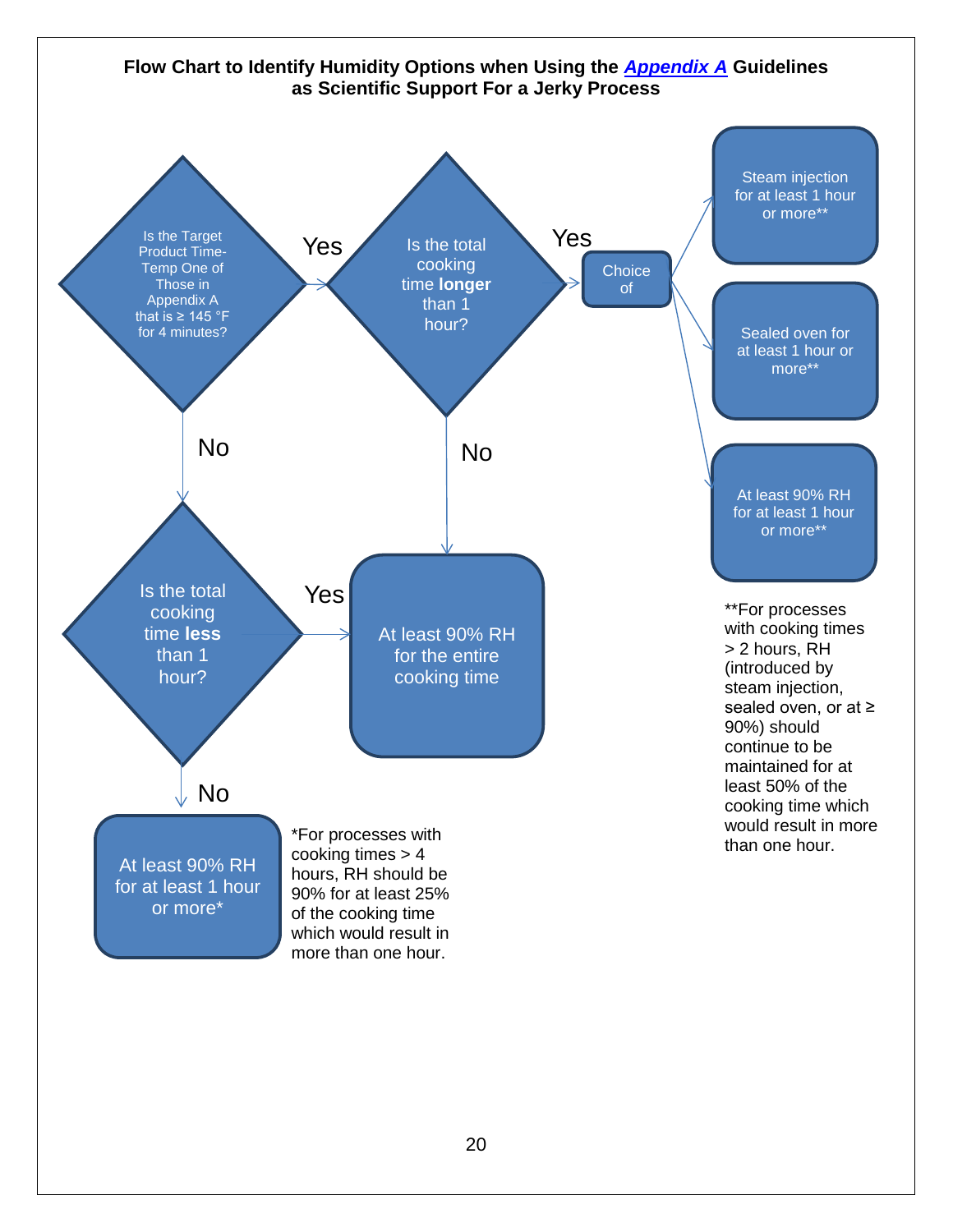## Flow Chart to Identify Humidity Options when Using the *Appendix A* Guidelines as Scientific Support For a Jerky Process

**Is the Target Product Time-Temp One of Those in Appendix A that is ≥ 145 °F for 4 minutes?**

- **Yes** → **Is the total cooking time longer than 1 hour?**
  - **Yes** → Choice of:
    - Steam injection for at least 1 hour or more**
    - Sealed oven for at least 1 hour or more**
    - At least 90% RH for at least 1 hour or more**
  - **No** → At least 90% RH for the entire cooking time
- **No** → **Is the total cooking time less than 1 hour?**
  - **Yes** → At least 90% RH for the entire cooking time
  - **No** → At least 90% RH for at least 1 hour or more*

*For processes with cooking times > 4 hours, RH should be 90% for at least 25% of the cooking time which would result in more than one hour.

**For processes with cooking times > 2 hours, RH (introduced by steam injection, sealed oven, or at ≥ 90%) should continue to be maintained for at least 50% of the cooking time which would result in more than one hour.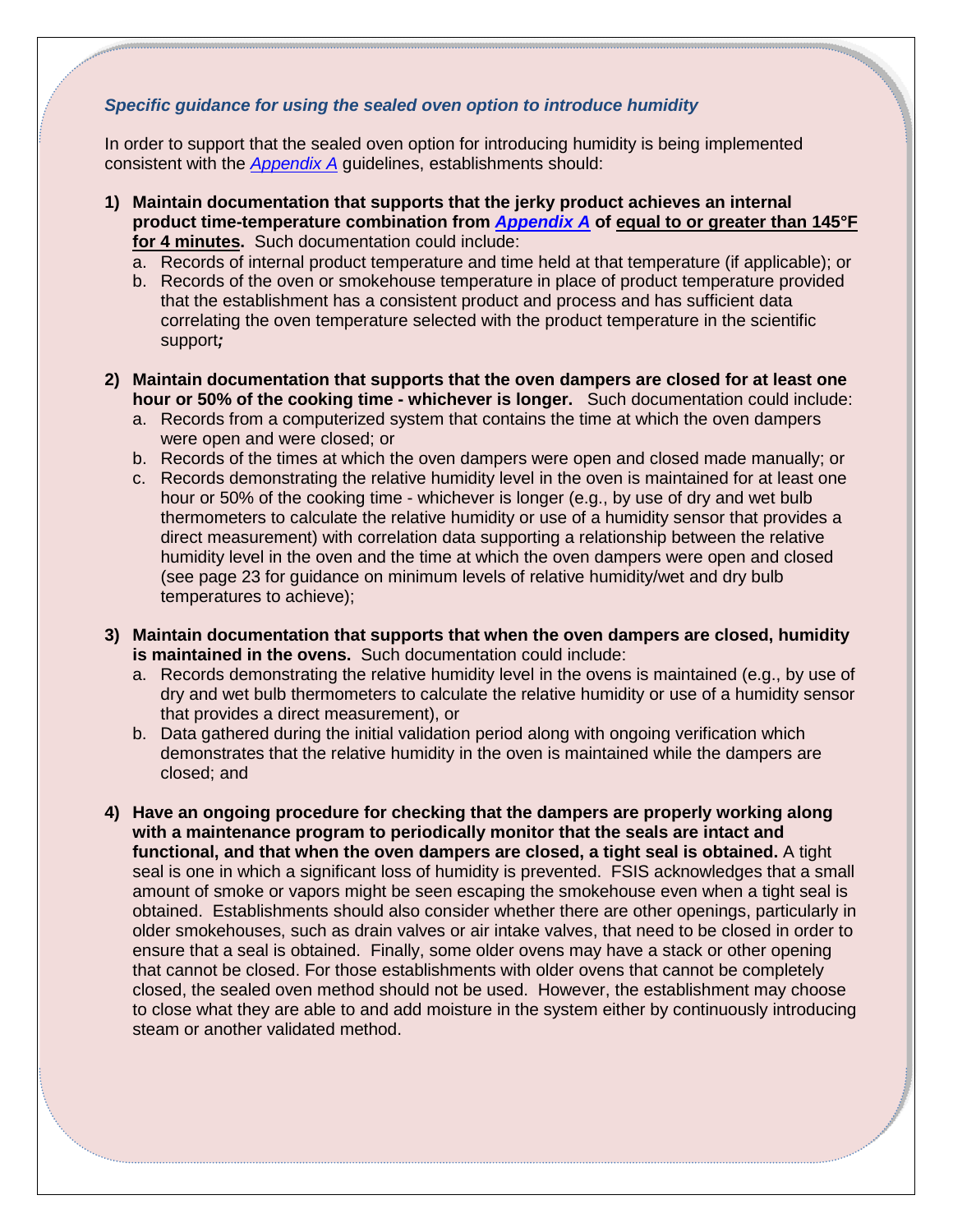### *Specific guidance for using the sealed oven option to introduce humidity*

In order to support that the sealed oven option for introducing humidity is being implemented consistent with the *Appendix A* guidelines, establishments should:

1) **Maintain documentation that supports that the jerky product achieves an internal product time-temperature combination from *Appendix A* of equal to or greater than 145°F for 4 minutes.** Such documentation could include:
   a. Records of internal product temperature and time held at that temperature (if applicable); or
   b. Records of the oven or smokehouse temperature in place of product temperature provided that the establishment has a consistent product and process and has sufficient data correlating the oven temperature selected with the product temperature in the scientific support***;***

2) **Maintain documentation that supports that the oven dampers are closed for at least one hour or 50% of the cooking time - whichever is longer.** Such documentation could include:
   a. Records from a computerized system that contains the time at which the oven dampers were open and were closed; or
   b. Records of the times at which the oven dampers were open and closed made manually; or
   c. Records demonstrating the relative humidity level in the oven is maintained for at least one hour or 50% of the cooking time - whichever is longer (e.g., by use of dry and wet bulb thermometers to calculate the relative humidity or use of a humidity sensor that provides a direct measurement) with correlation data supporting a relationship between the relative humidity level in the oven and the time at which the oven dampers were open and closed (see page 23 for guidance on minimum levels of relative humidity/wet and dry bulb temperatures to achieve);

3) **Maintain documentation that supports that when the oven dampers are closed, humidity is maintained in the ovens.** Such documentation could include:
   a. Records demonstrating the relative humidity level in the ovens is maintained (e.g., by use of dry and wet bulb thermometers to calculate the relative humidity or use of a humidity sensor that provides a direct measurement), or
   b. Data gathered during the initial validation period along with ongoing verification which demonstrates that the relative humidity in the oven is maintained while the dampers are closed; and

4) **Have an ongoing procedure for checking that the dampers are properly working along with a maintenance program to periodically monitor that the seals are intact and functional, and that when the oven dampers are closed, a tight seal is obtained.** A tight seal is one in which a significant loss of humidity is prevented. FSIS acknowledges that a small amount of smoke or vapors might be seen escaping the smokehouse even when a tight seal is obtained. Establishments should also consider whether there are other openings, particularly in older smokehouses, such as drain valves or air intake valves, that need to be closed in order to ensure that a seal is obtained. Finally, some older ovens may have a stack or other opening that cannot be closed. For those establishments with older ovens that cannot be completely closed, the sealed oven method should not be used. However, the establishment may choose to close what they are able to and add moisture in the system either by continuously introducing steam or another validated method.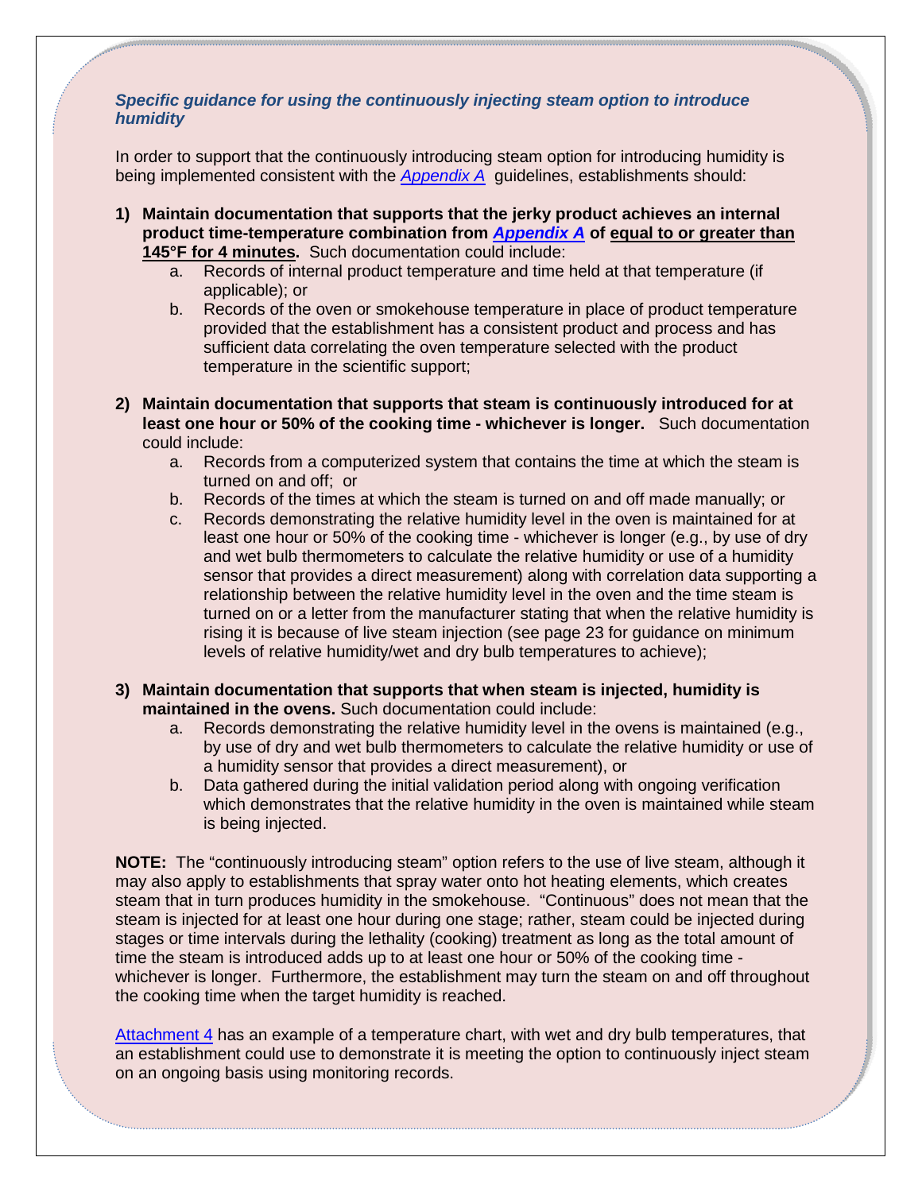### *Specific guidance for using the continuously injecting steam option to introduce humidity*

In order to support that the continuously introducing steam option for introducing humidity is being implemented consistent with the *Appendix A* guidelines, establishments should:

1) **Maintain documentation that supports that the jerky product achieves an internal product time-temperature combination from *Appendix A* of equal to or greater than 145°F for 4 minutes.** Such documentation could include:
   a. Records of internal product temperature and time held at that temperature (if applicable); or
   b. Records of the oven or smokehouse temperature in place of product temperature provided that the establishment has a consistent product and process and has sufficient data correlating the oven temperature selected with the product temperature in the scientific support;

2) **Maintain documentation that supports that steam is continuously introduced for at least one hour or 50% of the cooking time - whichever is longer.** Such documentation could include:
   a. Records from a computerized system that contains the time at which the steam is turned on and off; or
   b. Records of the times at which the steam is turned on and off made manually; or
   c. Records demonstrating the relative humidity level in the oven is maintained for at least one hour or 50% of the cooking time - whichever is longer (e.g., by use of dry and wet bulb thermometers to calculate the relative humidity or use of a humidity sensor that provides a direct measurement) along with correlation data supporting a relationship between the relative humidity level in the oven and the time steam is turned on or a letter from the manufacturer stating that when the relative humidity is rising it is because of live steam injection (see page 23 for guidance on minimum levels of relative humidity/wet and dry bulb temperatures to achieve);

3) **Maintain documentation that supports that when steam is injected, humidity is maintained in the ovens.** Such documentation could include:
   a. Records demonstrating the relative humidity level in the ovens is maintained (e.g., by use of dry and wet bulb thermometers to calculate the relative humidity or use of a humidity sensor that provides a direct measurement), or
   b. Data gathered during the initial validation period along with ongoing verification which demonstrates that the relative humidity in the oven is maintained while steam is being injected.

**NOTE:** The "continuously introducing steam" option refers to the use of live steam, although it may also apply to establishments that spray water onto hot heating elements, which creates steam that in turn produces humidity in the smokehouse. "Continuous" does not mean that the steam is injected for at least one hour during one stage; rather, steam could be injected during stages or time intervals during the lethality (cooking) treatment as long as the total amount of time the steam is introduced adds up to at least one hour or 50% of the cooking time - whichever is longer. Furthermore, the establishment may turn the steam on and off throughout the cooking time when the target humidity is reached.

Attachment 4 has an example of a temperature chart, with wet and dry bulb temperatures, that an establishment could use to demonstrate it is meeting the option to continuously inject steam on an ongoing basis using monitoring records.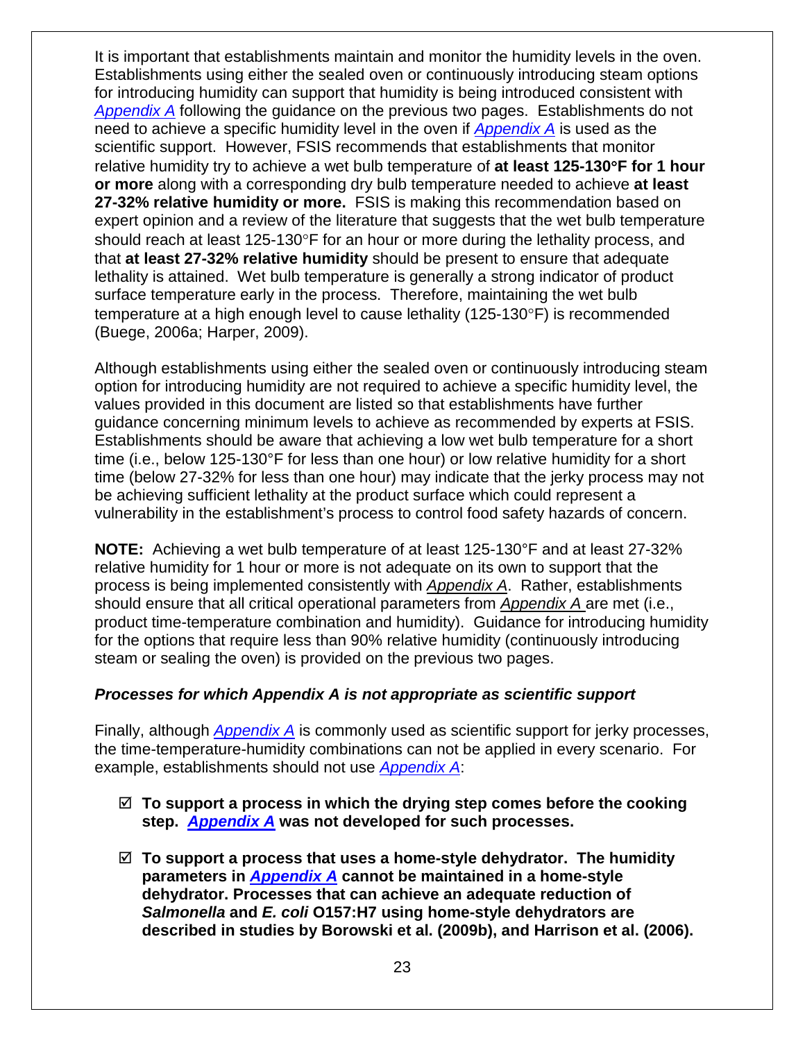It is important that establishments maintain and monitor the humidity levels in the oven. Establishments using either the sealed oven or continuously introducing steam options for introducing humidity can support that humidity is being introduced consistent with *Appendix A* following the guidance on the previous two pages. Establishments do not need to achieve a specific humidity level in the oven if *Appendix A* is used as the scientific support. However, FSIS recommends that establishments that monitor relative humidity try to achieve a wet bulb temperature of **at least 125-130°F for 1 hour or more** along with a corresponding dry bulb temperature needed to achieve **at least 27-32% relative humidity or more.** FSIS is making this recommendation based on expert opinion and a review of the literature that suggests that the wet bulb temperature should reach at least 125-130°F for an hour or more during the lethality process, and that **at least 27-32% relative humidity** should be present to ensure that adequate lethality is attained. Wet bulb temperature is generally a strong indicator of product surface temperature early in the process. Therefore, maintaining the wet bulb temperature at a high enough level to cause lethality (125-130°F) is recommended (Buege, 2006a; Harper, 2009).

Although establishments using either the sealed oven or continuously introducing steam option for introducing humidity are not required to achieve a specific humidity level, the values provided in this document are listed so that establishments have further guidance concerning minimum levels to achieve as recommended by experts at FSIS. Establishments should be aware that achieving a low wet bulb temperature for a short time (i.e., below 125-130°F for less than one hour) or low relative humidity for a short time (below 27-32% for less than one hour) may indicate that the jerky process may not be achieving sufficient lethality at the product surface which could represent a vulnerability in the establishment's process to control food safety hazards of concern.

**NOTE:** Achieving a wet bulb temperature of at least 125-130°F and at least 27-32% relative humidity for 1 hour or more is not adequate on its own to support that the process is being implemented consistently with *Appendix A*. Rather, establishments should ensure that all critical operational parameters from *Appendix A* are met (i.e., product time-temperature combination and humidity). Guidance for introducing humidity for the options that require less than 90% relative humidity (continuously introducing steam or sealing the oven) is provided on the previous two pages.

### *Processes for which Appendix A is not appropriate as scientific support*

Finally, although *Appendix A* is commonly used as scientific support for jerky processes, the time-temperature-humidity combinations can not be applied in every scenario. For example, establishments should not use *Appendix A*:

- ☑ **To support a process in which the drying step comes before the cooking step. *Appendix A* was not developed for such processes.**
- ☑ **To support a process that uses a home-style dehydrator. The humidity parameters in *Appendix A* cannot be maintained in a home-style dehydrator. Processes that can achieve an adequate reduction of *Salmonella* and *E. coli* O157:H7 using home-style dehydrators are described in studies by Borowski et al. (2009b), and Harrison et al. (2006).**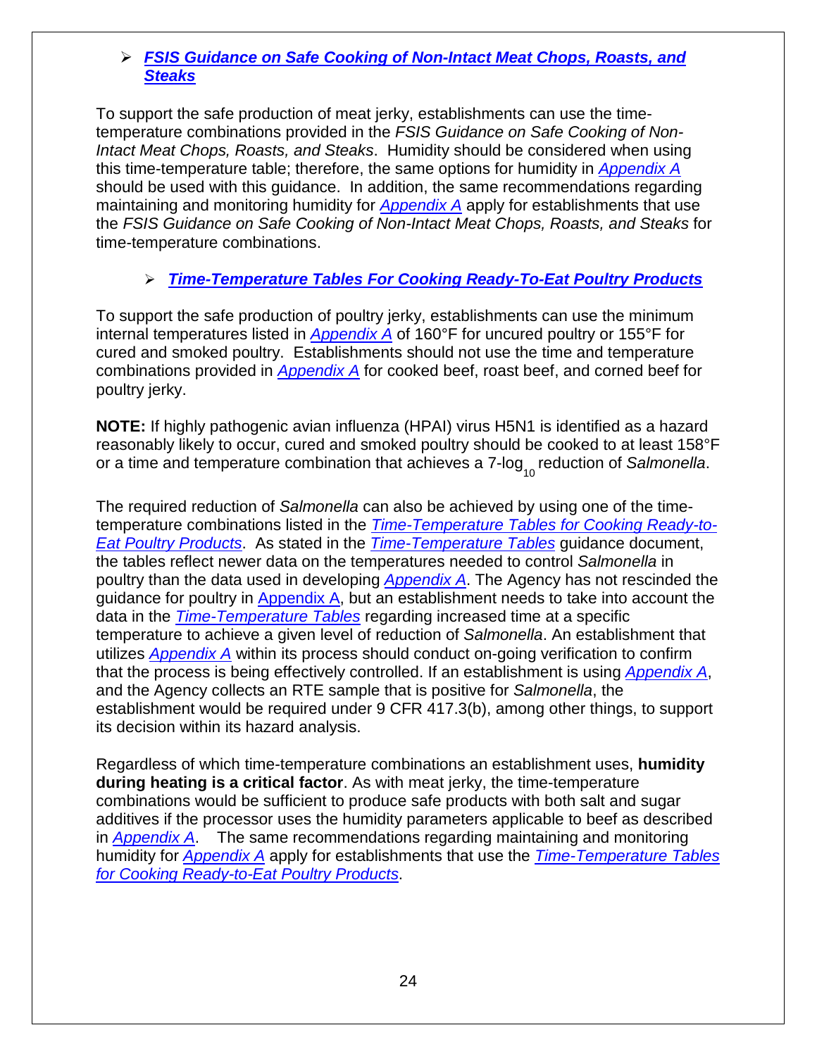- ***FSIS Guidance on Safe Cooking of Non-Intact Meat Chops, Roasts, and Steaks***

To support the safe production of meat jerky, establishments can use the time-temperature combinations provided in the *FSIS Guidance on Safe Cooking of Non-Intact Meat Chops, Roasts, and Steaks*. Humidity should be considered when using this time-temperature table; therefore, the same options for humidity in *Appendix A* should be used with this guidance. In addition, the same recommendations regarding maintaining and monitoring humidity for *Appendix A* apply for establishments that use the *FSIS Guidance on Safe Cooking of Non-Intact Meat Chops, Roasts, and Steaks* for time-temperature combinations.

- ***Time-Temperature Tables For Cooking Ready-To-Eat Poultry Products***

To support the safe production of poultry jerky, establishments can use the minimum internal temperatures listed in *Appendix A* of 160°F for uncured poultry or 155°F for cured and smoked poultry. Establishments should not use the time and temperature combinations provided in *Appendix A* for cooked beef, roast beef, and corned beef for poultry jerky.

**NOTE:** If highly pathogenic avian influenza (HPAI) virus H5N1 is identified as a hazard reasonably likely to occur, cured and smoked poultry should be cooked to at least 158°F or a time and temperature combination that achieves a 7-$\log_{10}$ reduction of *Salmonella*.

The required reduction of *Salmonella* can also be achieved by using one of the time-temperature combinations listed in the *Time-Temperature Tables for Cooking Ready-to-Eat Poultry Products*. As stated in the *Time-Temperature Tables* guidance document, the tables reflect newer data on the temperatures needed to control *Salmonella* in poultry than the data used in developing *Appendix A*. The Agency has not rescinded the guidance for poultry in Appendix A, but an establishment needs to take into account the data in the *Time-Temperature Tables* regarding increased time at a specific temperature to achieve a given level of reduction of *Salmonella*. An establishment that utilizes *Appendix A* within its process should conduct on-going verification to confirm that the process is being effectively controlled. If an establishment is using *Appendix A*, and the Agency collects an RTE sample that is positive for *Salmonella*, the establishment would be required under 9 CFR 417.3(b), among other things, to support its decision within its hazard analysis.

Regardless of which time-temperature combinations an establishment uses, **humidity during heating is a critical factor**. As with meat jerky, the time-temperature combinations would be sufficient to produce safe products with both salt and sugar additives if the processor uses the humidity parameters applicable to beef as described in *Appendix A*. The same recommendations regarding maintaining and monitoring humidity for *Appendix A* apply for establishments that use the *Time-Temperature Tables for Cooking Ready-to-Eat Poultry Products*.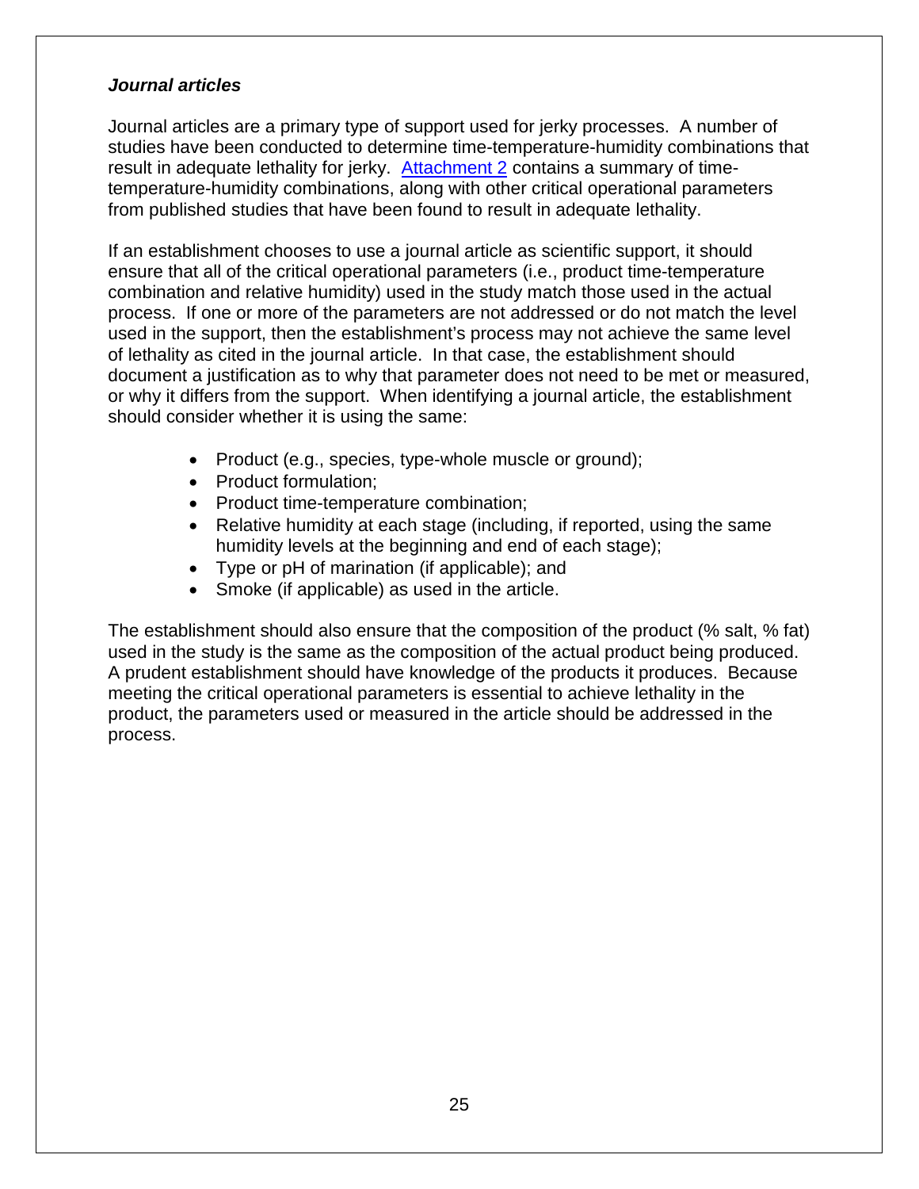***Journal articles***

Journal articles are a primary type of support used for jerky processes. A number of studies have been conducted to determine time-temperature-humidity combinations that result in adequate lethality for jerky. Attachment 2 contains a summary of time-temperature-humidity combinations, along with other critical operational parameters from published studies that have been found to result in adequate lethality.

If an establishment chooses to use a journal article as scientific support, it should ensure that all of the critical operational parameters (i.e., product time-temperature combination and relative humidity) used in the study match those used in the actual process. If one or more of the parameters are not addressed or do not match the level used in the support, then the establishment's process may not achieve the same level of lethality as cited in the journal article. In that case, the establishment should document a justification as to why that parameter does not need to be met or measured, or why it differs from the support. When identifying a journal article, the establishment should consider whether it is using the same:

- Product (e.g., species, type-whole muscle or ground);
- Product formulation;
- Product time-temperature combination;
- Relative humidity at each stage (including, if reported, using the same humidity levels at the beginning and end of each stage);
- Type or pH of marination (if applicable); and
- Smoke (if applicable) as used in the article.

The establishment should also ensure that the composition of the product (% salt, % fat) used in the study is the same as the composition of the actual product being produced. A prudent establishment should have knowledge of the products it produces. Because meeting the critical operational parameters is essential to achieve lethality in the product, the parameters used or measured in the article should be addressed in the process.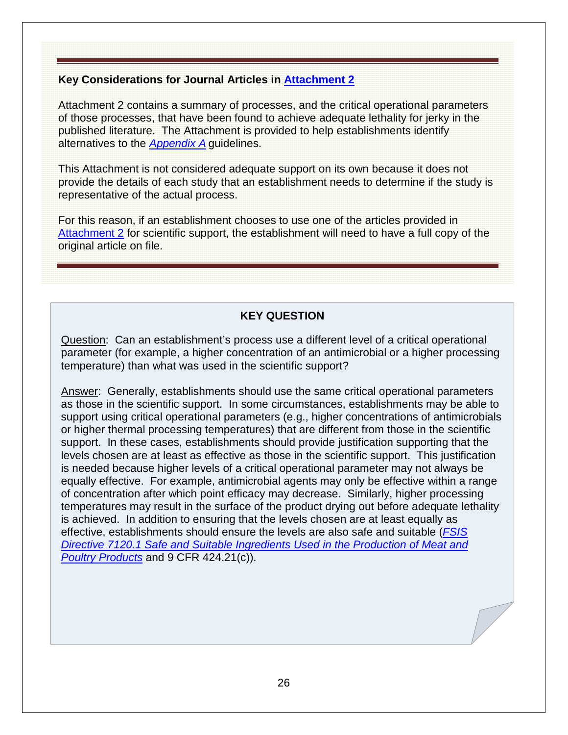**Key Considerations for Journal Articles in Attachment 2**

Attachment 2 contains a summary of processes, and the critical operational parameters of those processes, that have been found to achieve adequate lethality for jerky in the published literature. The Attachment is provided to help establishments identify alternatives to the *Appendix A* guidelines.

This Attachment is not considered adequate support on its own because it does not provide the details of each study that an establishment needs to determine if the study is representative of the actual process.

For this reason, if an establishment chooses to use one of the articles provided in Attachment 2 for scientific support, the establishment will need to have a full copy of the original article on file.

**KEY QUESTION**

Question: Can an establishment's process use a different level of a critical operational parameter (for example, a higher concentration of an antimicrobial or a higher processing temperature) than what was used in the scientific support?

Answer: Generally, establishments should use the same critical operational parameters as those in the scientific support. In some circumstances, establishments may be able to support using critical operational parameters (e.g., higher concentrations of antimicrobials or higher thermal processing temperatures) that are different from those in the scientific support. In these cases, establishments should provide justification supporting that the levels chosen are at least as effective as those in the scientific support. This justification is needed because higher levels of a critical operational parameter may not always be equally effective. For example, antimicrobial agents may only be effective within a range of concentration after which point efficacy may decrease. Similarly, higher processing temperatures may result in the surface of the product drying out before adequate lethality is achieved. In addition to ensuring that the levels chosen are at least equally as effective, establishments should ensure the levels are also safe and suitable (*FSIS Directive 7120.1 Safe and Suitable Ingredients Used in the Production of Meat and Poultry Products* and 9 CFR 424.21(c)).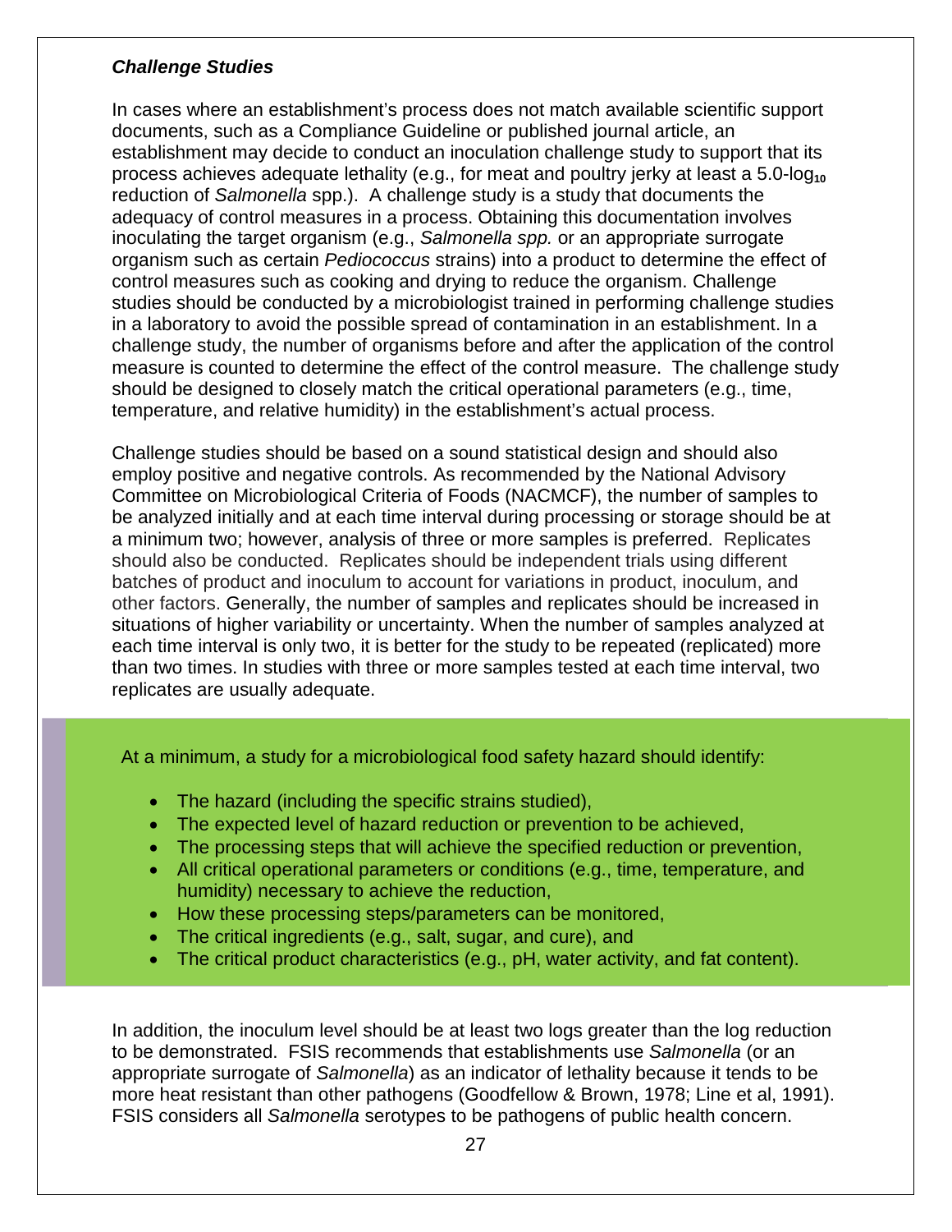***Challenge Studies***

In cases where an establishment's process does not match available scientific support documents, such as a Compliance Guideline or published journal article, an establishment may decide to conduct an inoculation challenge study to support that its process achieves adequate lethality (e.g., for meat and poultry jerky at least a 5.0-$\log_{10}$ reduction of *Salmonella* spp.). A challenge study is a study that documents the adequacy of control measures in a process. Obtaining this documentation involves inoculating the target organism (e.g., *Salmonella spp.* or an appropriate surrogate organism such as certain *Pediococcus* strains) into a product to determine the effect of control measures such as cooking and drying to reduce the organism. Challenge studies should be conducted by a microbiologist trained in performing challenge studies in a laboratory to avoid the possible spread of contamination in an establishment. In a challenge study, the number of organisms before and after the application of the control measure is counted to determine the effect of the control measure. The challenge study should be designed to closely match the critical operational parameters (e.g., time, temperature, and relative humidity) in the establishment's actual process.

Challenge studies should be based on a sound statistical design and should also employ positive and negative controls. As recommended by the National Advisory Committee on Microbiological Criteria of Foods (NACMCF), the number of samples to be analyzed initially and at each time interval during processing or storage should be at a minimum two; however, analysis of three or more samples is preferred. Replicates should also be conducted. Replicates should be independent trials using different batches of product and inoculum to account for variations in product, inoculum, and other factors. Generally, the number of samples and replicates should be increased in situations of higher variability or uncertainty. When the number of samples analyzed at each time interval is only two, it is better for the study to be repeated (replicated) more than two times. In studies with three or more samples tested at each time interval, two replicates are usually adequate.

At a minimum, a study for a microbiological food safety hazard should identify:

- The hazard (including the specific strains studied),
- The expected level of hazard reduction or prevention to be achieved,
- The processing steps that will achieve the specified reduction or prevention,
- All critical operational parameters or conditions (e.g., time, temperature, and humidity) necessary to achieve the reduction,
- How these processing steps/parameters can be monitored,
- The critical ingredients (e.g., salt, sugar, and cure), and
- The critical product characteristics (e.g., pH, water activity, and fat content).

In addition, the inoculum level should be at least two logs greater than the log reduction to be demonstrated. FSIS recommends that establishments use *Salmonella* (or an appropriate surrogate of *Salmonella*) as an indicator of lethality because it tends to be more heat resistant than other pathogens (Goodfellow & Brown, 1978; Line et al, 1991). FSIS considers all *Salmonella* serotypes to be pathogens of public health concern.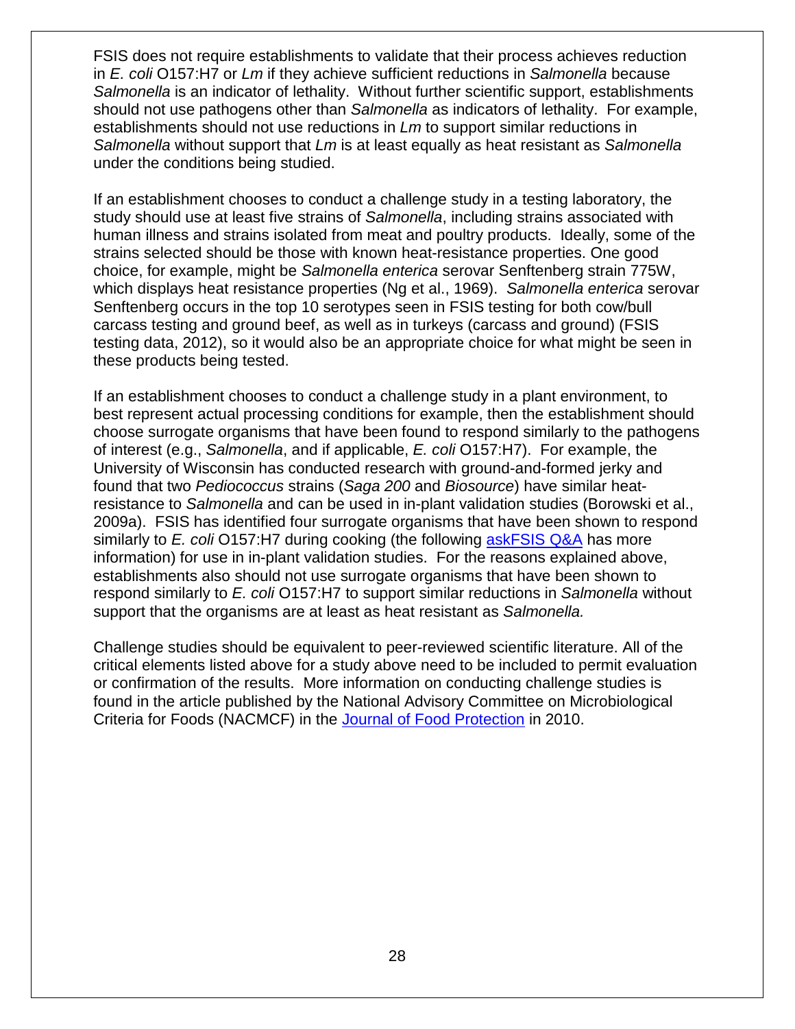FSIS does not require establishments to validate that their process achieves reduction in *E. coli* O157:H7 or *Lm* if they achieve sufficient reductions in *Salmonella* because *Salmonella* is an indicator of lethality. Without further scientific support, establishments should not use pathogens other than *Salmonella* as indicators of lethality. For example, establishments should not use reductions in *Lm* to support similar reductions in *Salmonella* without support that *Lm* is at least equally as heat resistant as *Salmonella* under the conditions being studied.

If an establishment chooses to conduct a challenge study in a testing laboratory, the study should use at least five strains of *Salmonella*, including strains associated with human illness and strains isolated from meat and poultry products. Ideally, some of the strains selected should be those with known heat-resistance properties. One good choice, for example, might be *Salmonella enterica* serovar Senftenberg strain 775W, which displays heat resistance properties (Ng et al., 1969). *Salmonella enterica* serovar Senftenberg occurs in the top 10 serotypes seen in FSIS testing for both cow/bull carcass testing and ground beef, as well as in turkeys (carcass and ground) (FSIS testing data, 2012), so it would also be an appropriate choice for what might be seen in these products being tested.

If an establishment chooses to conduct a challenge study in a plant environment, to best represent actual processing conditions for example, then the establishment should choose surrogate organisms that have been found to respond similarly to the pathogens of interest (e.g., *Salmonella*, and if applicable, *E. coli* O157:H7). For example, the University of Wisconsin has conducted research with ground-and-formed jerky and found that two *Pediococcus* strains (*Saga 200* and *Biosource*) have similar heat-resistance to *Salmonella* and can be used in in-plant validation studies (Borowski et al., 2009a). FSIS has identified four surrogate organisms that have been shown to respond similarly to *E. coli* O157:H7 during cooking (the following askFSIS Q&A has more information) for use in in-plant validation studies. For the reasons explained above, establishments also should not use surrogate organisms that have been shown to respond similarly to *E. coli* O157:H7 to support similar reductions in *Salmonella* without support that the organisms are at least as heat resistant as *Salmonella.*

Challenge studies should be equivalent to peer-reviewed scientific literature. All of the critical elements listed above for a study above need to be included to permit evaluation or confirmation of the results. More information on conducting challenge studies is found in the article published by the National Advisory Committee on Microbiological Criteria for Foods (NACMCF) in the Journal of Food Protection in 2010.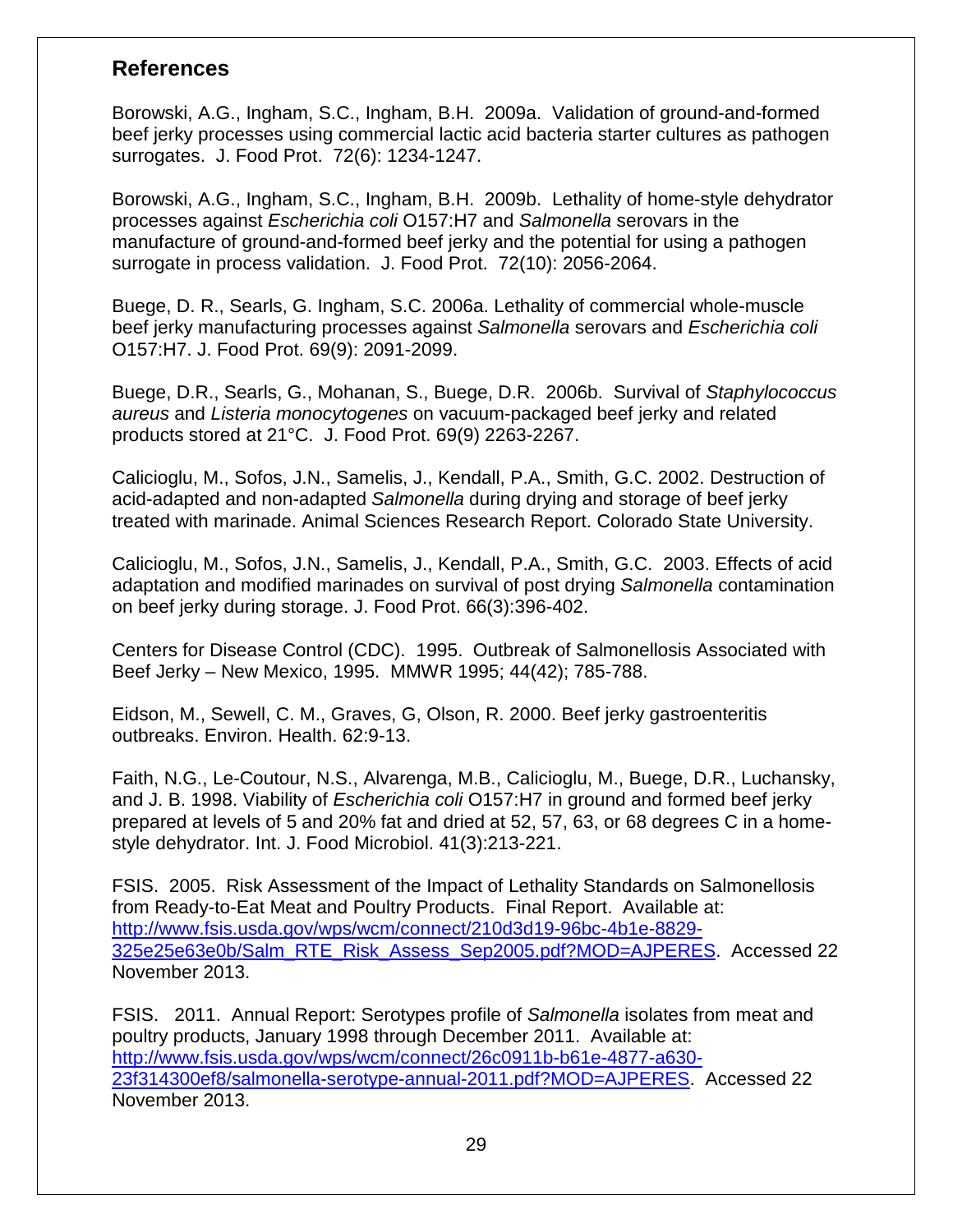## References

Borowski, A.G., Ingham, S.C., Ingham, B.H. 2009a. Validation of ground-and-formed beef jerky processes using commercial lactic acid bacteria starter cultures as pathogen surrogates. J. Food Prot. 72(6): 1234-1247.

Borowski, A.G., Ingham, S.C., Ingham, B.H. 2009b. Lethality of home-style dehydrator processes against *Escherichia coli* O157:H7 and *Salmonella* serovars in the manufacture of ground-and-formed beef jerky and the potential for using a pathogen surrogate in process validation. J. Food Prot. 72(10): 2056-2064.

Buege, D. R., Searls, G. Ingham, S.C. 2006a. Lethality of commercial whole-muscle beef jerky manufacturing processes against *Salmonella* serovars and *Escherichia coli* O157:H7. J. Food Prot. 69(9): 2091-2099.

Buege, D.R., Searls, G., Mohanan, S., Buege, D.R. 2006b. Survival of *Staphylococcus aureus* and *Listeria monocytogenes* on vacuum-packaged beef jerky and related products stored at 21°C. J. Food Prot. 69(9) 2263-2267.

Calicioglu, M., Sofos, J.N., Samelis, J., Kendall, P.A., Smith, G.C. 2002. Destruction of acid-adapted and non-adapted *Salmonella* during drying and storage of beef jerky treated with marinade. Animal Sciences Research Report. Colorado State University.

Calicioglu, M., Sofos, J.N., Samelis, J., Kendall, P.A., Smith, G.C. 2003. Effects of acid adaptation and modified marinades on survival of post drying *Salmonella* contamination on beef jerky during storage. J. Food Prot. 66(3):396-402.

Centers for Disease Control (CDC). 1995. Outbreak of Salmonellosis Associated with Beef Jerky – New Mexico, 1995. MMWR 1995; 44(42); 785-788.

Eidson, M., Sewell, C. M., Graves, G, Olson, R. 2000. Beef jerky gastroenteritis outbreaks. Environ. Health. 62:9-13.

Faith, N.G., Le-Coutour, N.S., Alvarenga, M.B., Calicioglu, M., Buege, D.R., Luchansky, and J. B. 1998. Viability of *Escherichia coli* O157:H7 in ground and formed beef jerky prepared at levels of 5 and 20% fat and dried at 52, 57, 63, or 68 degrees C in a home-style dehydrator. Int. J. Food Microbiol. 41(3):213-221.

FSIS. 2005. Risk Assessment of the Impact of Lethality Standards on Salmonellosis from Ready-to-Eat Meat and Poultry Products. Final Report. Available at: http://www.fsis.usda.gov/wps/wcm/connect/210d3d19-96bc-4b1e-8829-325e25e63e0b/Salm_RTE_Risk_Assess_Sep2005.pdf?MOD=AJPERES. Accessed 22 November 2013.

FSIS. 2011. Annual Report: Serotypes profile of *Salmonella* isolates from meat and poultry products, January 1998 through December 2011. Available at: http://www.fsis.usda.gov/wps/wcm/connect/26c0911b-b61e-4877-a630-23f314300ef8/salmonella-serotype-annual-2011.pdf?MOD=AJPERES. Accessed 22 November 2013.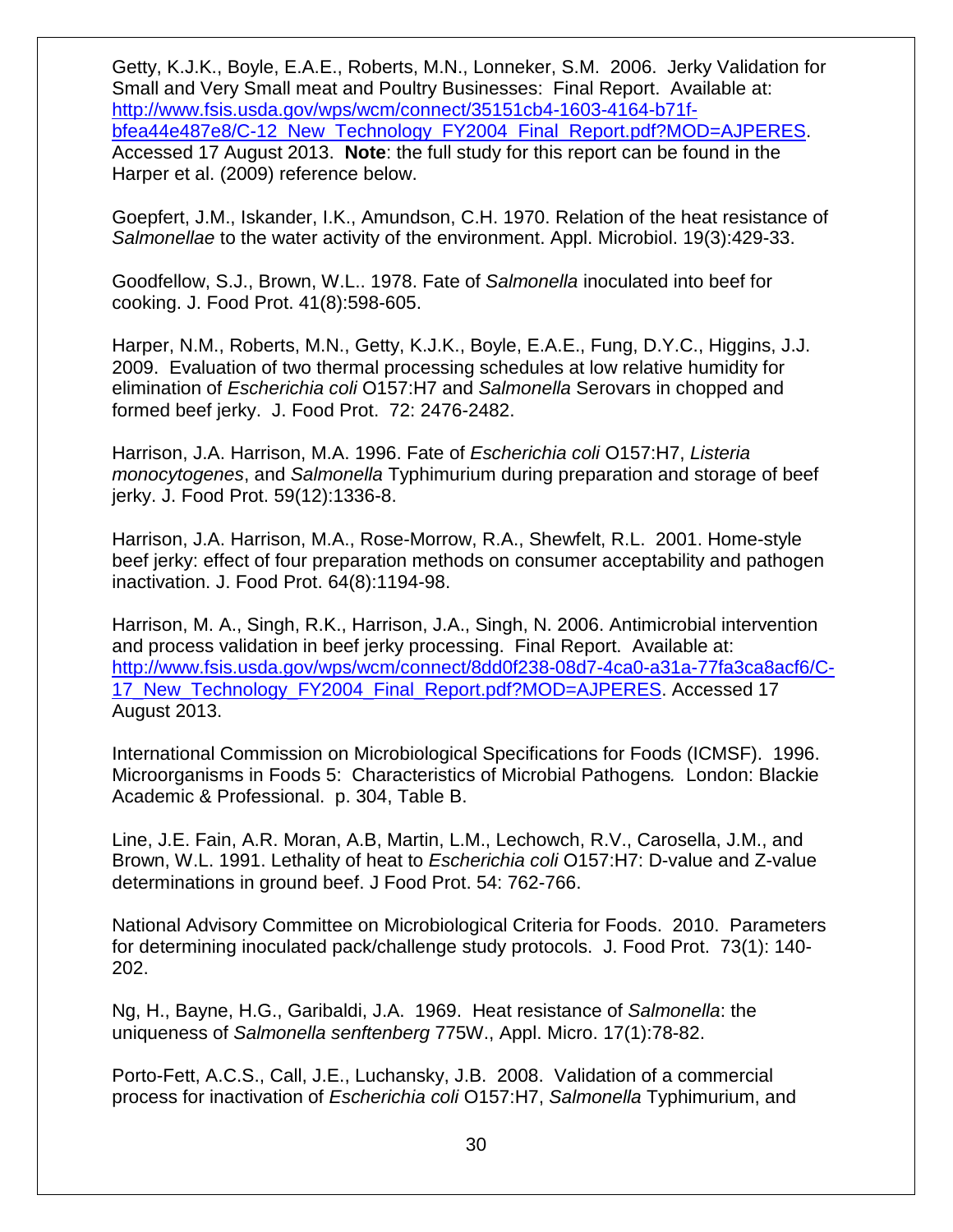Getty, K.J.K., Boyle, E.A.E., Roberts, M.N., Lonneker, S.M. 2006. Jerky Validation for Small and Very Small meat and Poultry Businesses: Final Report. Available at: [http://www.fsis.usda.gov/wps/wcm/connect/35151cb4-1603-4164-b71f-bfea44e487e8/C-12_New_Technology_FY2004_Final_Report.pdf?MOD=AJPERES](http://www.fsis.usda.gov/wps/wcm/connect/35151cb4-1603-4164-b71f-bfea44e487e8/C-12_New_Technology_FY2004_Final_Report.pdf?MOD=AJPERES). Accessed 17 August 2013. **Note**: the full study for this report can be found in the Harper et al. (2009) reference below.

Goepfert, J.M., Iskander, I.K., Amundson, C.H. 1970. Relation of the heat resistance of *Salmonellae* to the water activity of the environment. Appl. Microbiol. 19(3):429-33.

Goodfellow, S.J., Brown, W.L.. 1978. Fate of *Salmonella* inoculated into beef for cooking. J. Food Prot. 41(8):598-605.

Harper, N.M., Roberts, M.N., Getty, K.J.K., Boyle, E.A.E., Fung, D.Y.C., Higgins, J.J. 2009. Evaluation of two thermal processing schedules at low relative humidity for elimination of *Escherichia coli* O157:H7 and *Salmonella* Serovars in chopped and formed beef jerky. J. Food Prot. 72: 2476-2482.

Harrison, J.A. Harrison, M.A. 1996. Fate of *Escherichia coli* O157:H7, *Listeria monocytogenes*, and *Salmonella* Typhimurium during preparation and storage of beef jerky. J. Food Prot. 59(12):1336-8.

Harrison, J.A. Harrison, M.A., Rose-Morrow, R.A., Shewfelt, R.L. 2001. Home-style beef jerky: effect of four preparation methods on consumer acceptability and pathogen inactivation. J. Food Prot. 64(8):1194-98.

Harrison, M. A., Singh, R.K., Harrison, J.A., Singh, N. 2006. Antimicrobial intervention and process validation in beef jerky processing. Final Report. Available at: [http://www.fsis.usda.gov/wps/wcm/connect/8dd0f238-08d7-4ca0-a31a-77fa3ca8acf6/C-17_New_Technology_FY2004_Final_Report.pdf?MOD=AJPERES](http://www.fsis.usda.gov/wps/wcm/connect/8dd0f238-08d7-4ca0-a31a-77fa3ca8acf6/C-17_New_Technology_FY2004_Final_Report.pdf?MOD=AJPERES). Accessed 17 August 2013.

International Commission on Microbiological Specifications for Foods (ICMSF). 1996. Microorganisms in Foods 5: Characteristics of Microbial Pathogens*.* London: Blackie Academic & Professional. p. 304, Table B.

Line, J.E. Fain, A.R. Moran, A.B, Martin, L.M., Lechowch, R.V., Carosella, J.M., and Brown, W.L. 1991. Lethality of heat to *Escherichia coli* O157:H7: D-value and Z-value determinations in ground beef. J Food Prot. 54: 762-766.

National Advisory Committee on Microbiological Criteria for Foods. 2010. Parameters for determining inoculated pack/challenge study protocols. J. Food Prot. 73(1): 140-202.

Ng, H., Bayne, H.G., Garibaldi, J.A. 1969. Heat resistance of *Salmonella*: the uniqueness of *Salmonella senftenberg* 775W., Appl. Micro. 17(1):78-82.

Porto-Fett, A.C.S., Call, J.E., Luchansky, J.B. 2008. Validation of a commercial process for inactivation of *Escherichia coli* O157:H7, *Salmonella* Typhimurium, and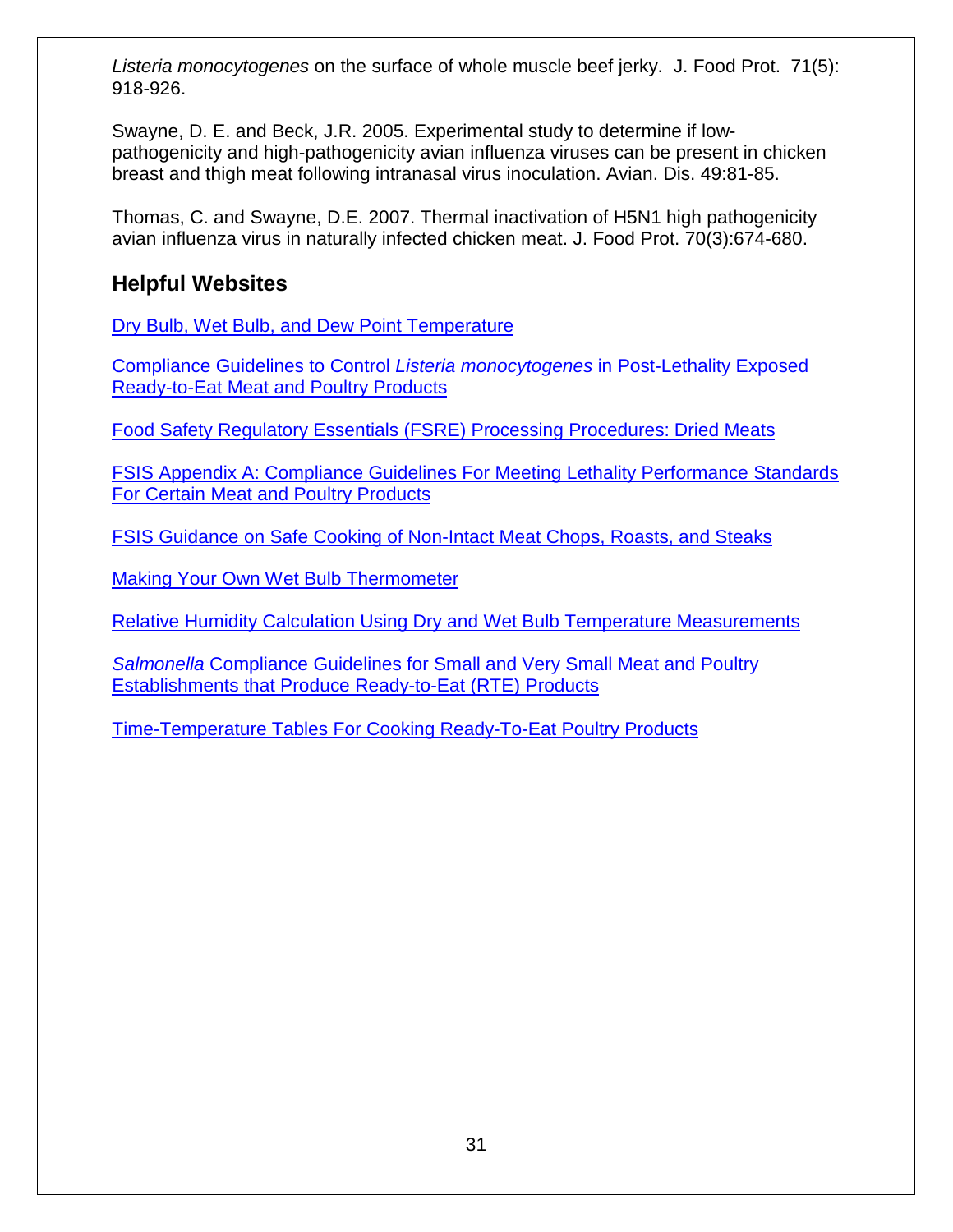*Listeria monocytogenes* on the surface of whole muscle beef jerky. J. Food Prot. 71(5): 918-926.

Swayne, D. E. and Beck, J.R. 2005. Experimental study to determine if low-pathogenicity and high-pathogenicity avian influenza viruses can be present in chicken breast and thigh meat following intranasal virus inoculation. Avian. Dis. 49:81-85.

Thomas, C. and Swayne, D.E. 2007. Thermal inactivation of H5N1 high pathogenicity avian influenza virus in naturally infected chicken meat. J. Food Prot. 70(3):674-680.

## Helpful Websites

Dry Bulb, Wet Bulb, and Dew Point Temperature

Compliance Guidelines to Control *Listeria monocytogenes* in Post-Lethality Exposed Ready-to-Eat Meat and Poultry Products

Food Safety Regulatory Essentials (FSRE) Processing Procedures: Dried Meats

FSIS Appendix A: Compliance Guidelines For Meeting Lethality Performance Standards For Certain Meat and Poultry Products

FSIS Guidance on Safe Cooking of Non-Intact Meat Chops, Roasts, and Steaks

Making Your Own Wet Bulb Thermometer

Relative Humidity Calculation Using Dry and Wet Bulb Temperature Measurements

*Salmonella* Compliance Guidelines for Small and Very Small Meat and Poultry Establishments that Produce Ready-to-Eat (RTE) Products

Time-Temperature Tables For Cooking Ready-To-Eat Poultry Products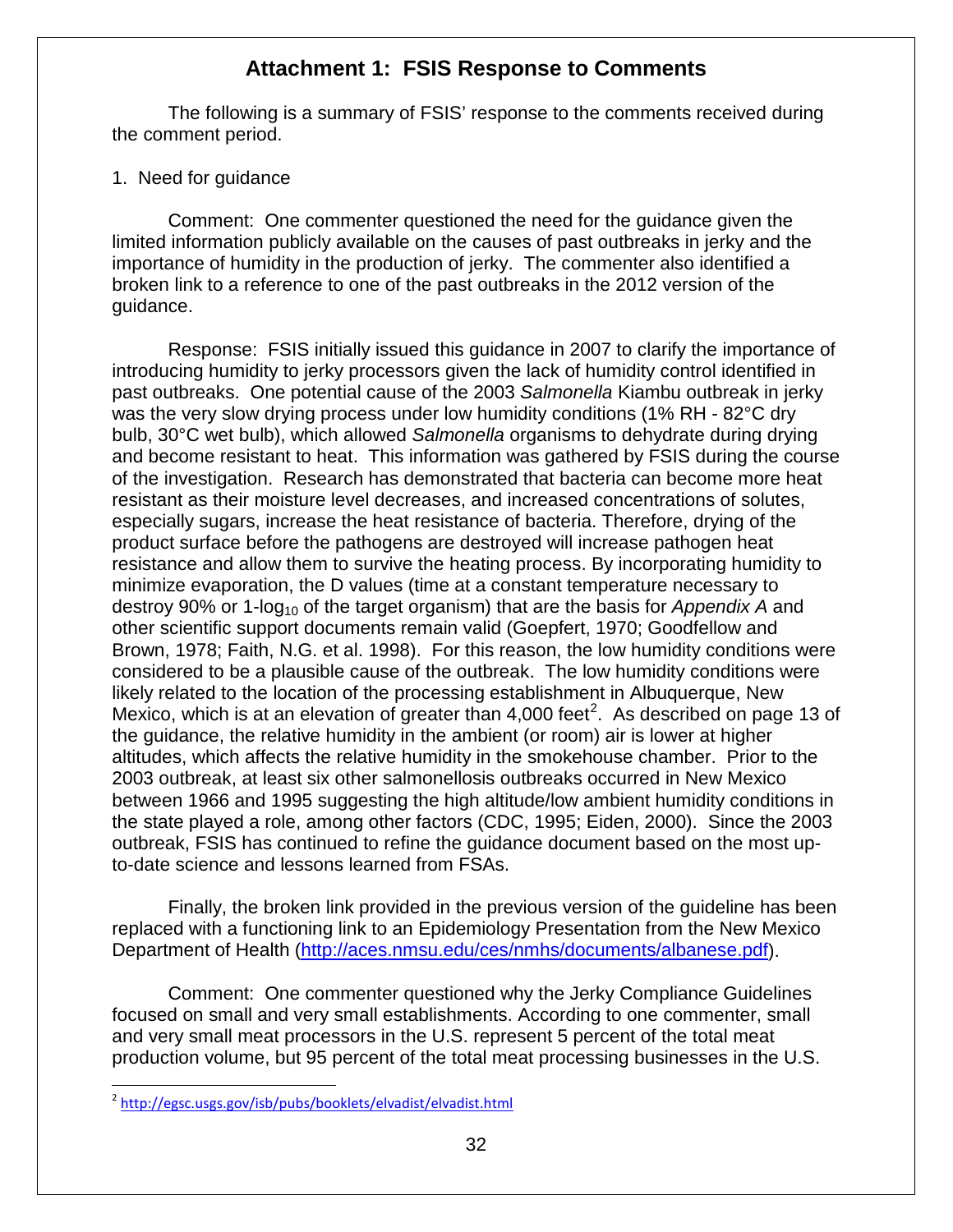## Attachment 1: FSIS Response to Comments

The following is a summary of FSIS' response to the comments received during the comment period.

1. Need for guidance

Comment: One commenter questioned the need for the guidance given the limited information publicly available on the causes of past outbreaks in jerky and the importance of humidity in the production of jerky. The commenter also identified a broken link to a reference to one of the past outbreaks in the 2012 version of the guidance.

Response: FSIS initially issued this guidance in 2007 to clarify the importance of introducing humidity to jerky processors given the lack of humidity control identified in past outbreaks. One potential cause of the 2003 *Salmonella* Kiambu outbreak in jerky was the very slow drying process under low humidity conditions (1% RH - 82°C dry bulb, 30°C wet bulb), which allowed *Salmonella* organisms to dehydrate during drying and become resistant to heat. This information was gathered by FSIS during the course of the investigation. Research has demonstrated that bacteria can become more heat resistant as their moisture level decreases, and increased concentrations of solutes, especially sugars, increase the heat resistance of bacteria. Therefore, drying of the product surface before the pathogens are destroyed will increase pathogen heat resistance and allow them to survive the heating process. By incorporating humidity to minimize evaporation, the D values (time at a constant temperature necessary to destroy 90% or 1-$\log_{10}$ of the target organism) that are the basis for *Appendix A* and other scientific support documents remain valid (Goepfert, 1970; Goodfellow and Brown, 1978; Faith, N.G. et al. 1998). For this reason, the low humidity conditions were considered to be a plausible cause of the outbreak. The low humidity conditions were likely related to the location of the processing establishment in Albuquerque, New Mexico, which is at an elevation of greater than 4,000 feet[2]. As described on page 13 of the guidance, the relative humidity in the ambient (or room) air is lower at higher altitudes, which affects the relative humidity in the smokehouse chamber. Prior to the 2003 outbreak, at least six other salmonellosis outbreaks occurred in New Mexico between 1966 and 1995 suggesting the high altitude/low ambient humidity conditions in the state played a role, among other factors (CDC, 1995; Eiden, 2000). Since the 2003 outbreak, FSIS has continued to refine the guidance document based on the most up-to-date science and lessons learned from FSAs.

Finally, the broken link provided in the previous version of the guideline has been replaced with a functioning link to an Epidemiology Presentation from the New Mexico Department of Health (http://aces.nmsu.edu/ces/nmhs/documents/albanese.pdf).

Comment: One commenter questioned why the Jerky Compliance Guidelines focused on small and very small establishments. According to one commenter, small and very small meat processors in the U.S. represent 5 percent of the total meat production volume, but 95 percent of the total meat processing businesses in the U.S.

[2] http://egsc.usgs.gov/isb/pubs/booklets/elvadist/elvadist.html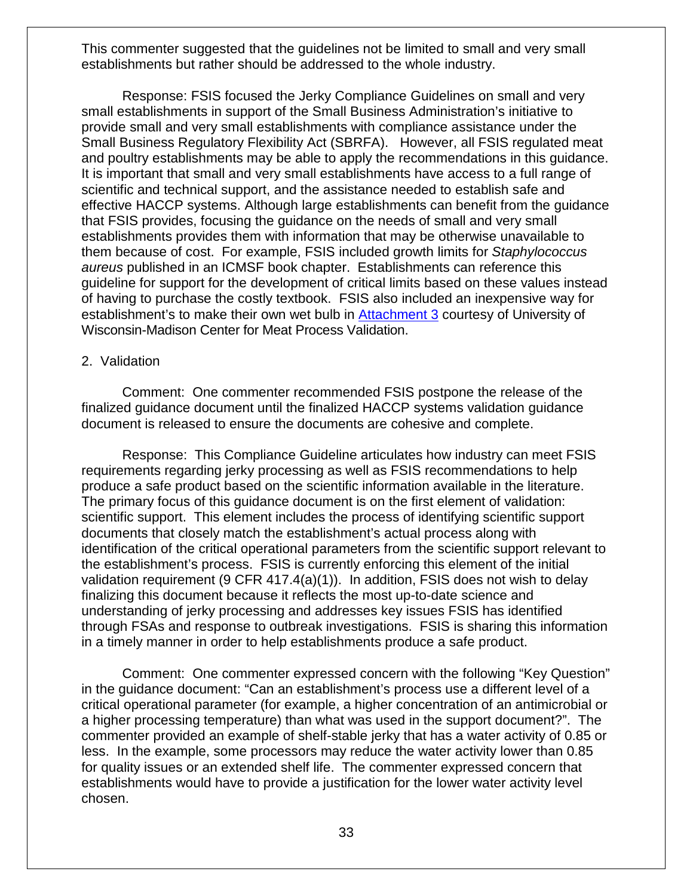This commenter suggested that the guidelines not be limited to small and very small establishments but rather should be addressed to the whole industry.

Response: FSIS focused the Jerky Compliance Guidelines on small and very small establishments in support of the Small Business Administration's initiative to provide small and very small establishments with compliance assistance under the Small Business Regulatory Flexibility Act (SBRFA). However, all FSIS regulated meat and poultry establishments may be able to apply the recommendations in this guidance. It is important that small and very small establishments have access to a full range of scientific and technical support, and the assistance needed to establish safe and effective HACCP systems. Although large establishments can benefit from the guidance that FSIS provides, focusing the guidance on the needs of small and very small establishments provides them with information that may be otherwise unavailable to them because of cost. For example, FSIS included growth limits for *Staphylococcus aureus* published in an ICMSF book chapter. Establishments can reference this guideline for support for the development of critical limits based on these values instead of having to purchase the costly textbook. FSIS also included an inexpensive way for establishment's to make their own wet bulb in Attachment 3 courtesy of University of Wisconsin-Madison Center for Meat Process Validation.

2. Validation

Comment: One commenter recommended FSIS postpone the release of the finalized guidance document until the finalized HACCP systems validation guidance document is released to ensure the documents are cohesive and complete.

Response: This Compliance Guideline articulates how industry can meet FSIS requirements regarding jerky processing as well as FSIS recommendations to help produce a safe product based on the scientific information available in the literature. The primary focus of this guidance document is on the first element of validation: scientific support. This element includes the process of identifying scientific support documents that closely match the establishment's actual process along with identification of the critical operational parameters from the scientific support relevant to the establishment's process. FSIS is currently enforcing this element of the initial validation requirement (9 CFR 417.4(a)(1)). In addition, FSIS does not wish to delay finalizing this document because it reflects the most up-to-date science and understanding of jerky processing and addresses key issues FSIS has identified through FSAs and response to outbreak investigations. FSIS is sharing this information in a timely manner in order to help establishments produce a safe product.

Comment: One commenter expressed concern with the following "Key Question" in the guidance document: "Can an establishment's process use a different level of a critical operational parameter (for example, a higher concentration of an antimicrobial or a higher processing temperature) than what was used in the support document?". The commenter provided an example of shelf-stable jerky that has a water activity of 0.85 or less. In the example, some processors may reduce the water activity lower than 0.85 for quality issues or an extended shelf life. The commenter expressed concern that establishments would have to provide a justification for the lower water activity level chosen.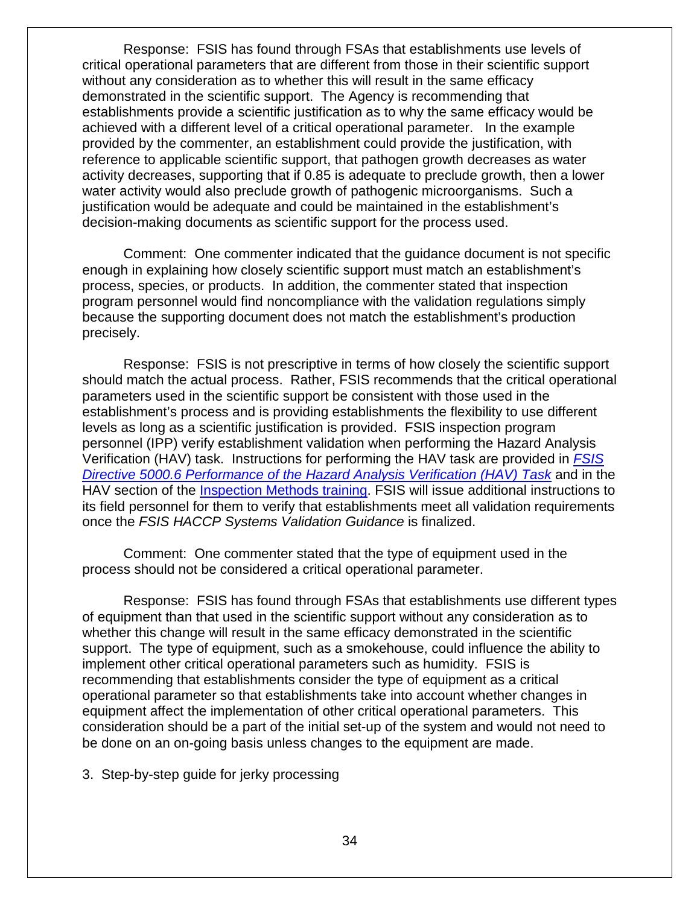Response: FSIS has found through FSAs that establishments use levels of critical operational parameters that are different from those in their scientific support without any consideration as to whether this will result in the same efficacy demonstrated in the scientific support. The Agency is recommending that establishments provide a scientific justification as to why the same efficacy would be achieved with a different level of a critical operational parameter. In the example provided by the commenter, an establishment could provide the justification, with reference to applicable scientific support, that pathogen growth decreases as water activity decreases, supporting that if 0.85 is adequate to preclude growth, then a lower water activity would also preclude growth of pathogenic microorganisms. Such a justification would be adequate and could be maintained in the establishment's decision-making documents as scientific support for the process used.

Comment: One commenter indicated that the guidance document is not specific enough in explaining how closely scientific support must match an establishment's process, species, or products. In addition, the commenter stated that inspection program personnel would find noncompliance with the validation regulations simply because the supporting document does not match the establishment's production precisely.

Response: FSIS is not prescriptive in terms of how closely the scientific support should match the actual process. Rather, FSIS recommends that the critical operational parameters used in the scientific support be consistent with those used in the establishment's process and is providing establishments the flexibility to use different levels as long as a scientific justification is provided. FSIS inspection program personnel (IPP) verify establishment validation when performing the Hazard Analysis Verification (HAV) task. Instructions for performing the HAV task are provided in *FSIS Directive 5000.6 Performance of the Hazard Analysis Verification (HAV) Task* and in the HAV section of the Inspection Methods training. FSIS will issue additional instructions to its field personnel for them to verify that establishments meet all validation requirements once the *FSIS HACCP Systems Validation Guidance* is finalized.

Comment: One commenter stated that the type of equipment used in the process should not be considered a critical operational parameter.

Response: FSIS has found through FSAs that establishments use different types of equipment than that used in the scientific support without any consideration as to whether this change will result in the same efficacy demonstrated in the scientific support. The type of equipment, such as a smokehouse, could influence the ability to implement other critical operational parameters such as humidity. FSIS is recommending that establishments consider the type of equipment as a critical operational parameter so that establishments take into account whether changes in equipment affect the implementation of other critical operational parameters. This consideration should be a part of the initial set-up of the system and would not need to be done on an on-going basis unless changes to the equipment are made.

3. Step-by-step guide for jerky processing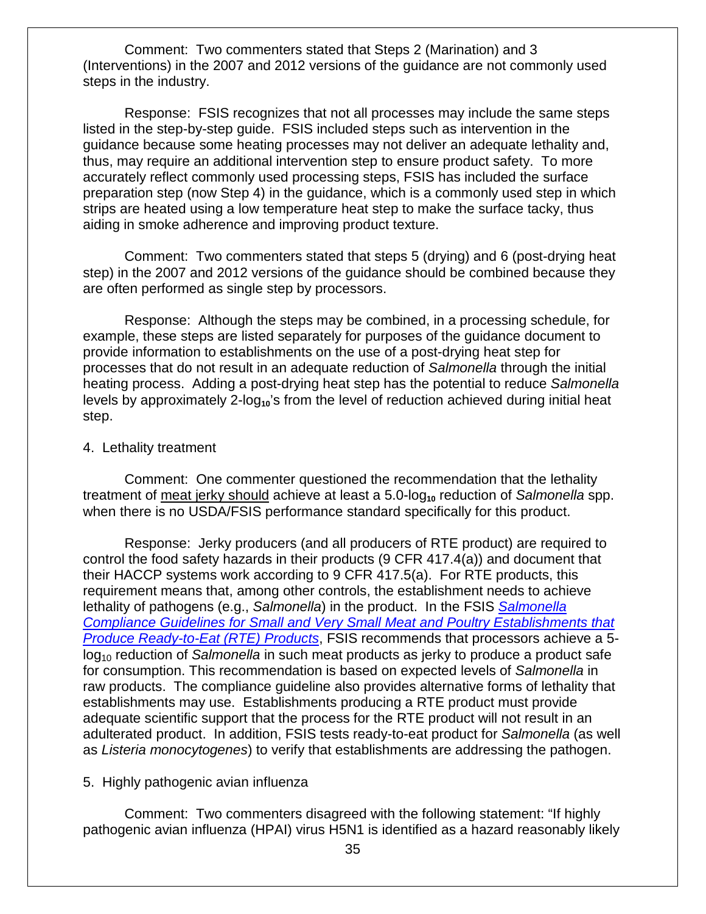Comment: Two commenters stated that Steps 2 (Marination) and 3 (Interventions) in the 2007 and 2012 versions of the guidance are not commonly used steps in the industry.

Response: FSIS recognizes that not all processes may include the same steps listed in the step-by-step guide. FSIS included steps such as intervention in the guidance because some heating processes may not deliver an adequate lethality and, thus, may require an additional intervention step to ensure product safety. To more accurately reflect commonly used processing steps, FSIS has included the surface preparation step (now Step 4) in the guidance, which is a commonly used step in which strips are heated using a low temperature heat step to make the surface tacky, thus aiding in smoke adherence and improving product texture.

Comment: Two commenters stated that steps 5 (drying) and 6 (post-drying heat step) in the 2007 and 2012 versions of the guidance should be combined because they are often performed as single step by processors.

Response: Although the steps may be combined, in a processing schedule, for example, these steps are listed separately for purposes of the guidance document to provide information to establishments on the use of a post-drying heat step for processes that do not result in an adequate reduction of *Salmonella* through the initial heating process. Adding a post-drying heat step has the potential to reduce *Salmonella* levels by approximately 2-$\log_{10}$'s from the level of reduction achieved during initial heat step.

4. Lethality treatment

Comment: One commenter questioned the recommendation that the lethality treatment of meat jerky should achieve at least a 5.0-$\log_{10}$ reduction of *Salmonella* spp. when there is no USDA/FSIS performance standard specifically for this product.

Response: Jerky producers (and all producers of RTE product) are required to control the food safety hazards in their products (9 CFR 417.4(a)) and document that their HACCP systems work according to 9 CFR 417.5(a). For RTE products, this requirement means that, among other controls, the establishment needs to achieve lethality of pathogens (e.g., *Salmonella*) in the product. In the FSIS *Salmonella Compliance Guidelines for Small and Very Small Meat and Poultry Establishments that Produce Ready-to-Eat (RTE) Products*, FSIS recommends that processors achieve a 5-$\log_{10}$ reduction of *Salmonella* in such meat products as jerky to produce a product safe for consumption. This recommendation is based on expected levels of *Salmonella* in raw products. The compliance guideline also provides alternative forms of lethality that establishments may use. Establishments producing a RTE product must provide adequate scientific support that the process for the RTE product will not result in an adulterated product. In addition, FSIS tests ready-to-eat product for *Salmonella* (as well as *Listeria monocytogenes*) to verify that establishments are addressing the pathogen.

5. Highly pathogenic avian influenza

Comment: Two commenters disagreed with the following statement: "If highly pathogenic avian influenza (HPAI) virus H5N1 is identified as a hazard reasonably likely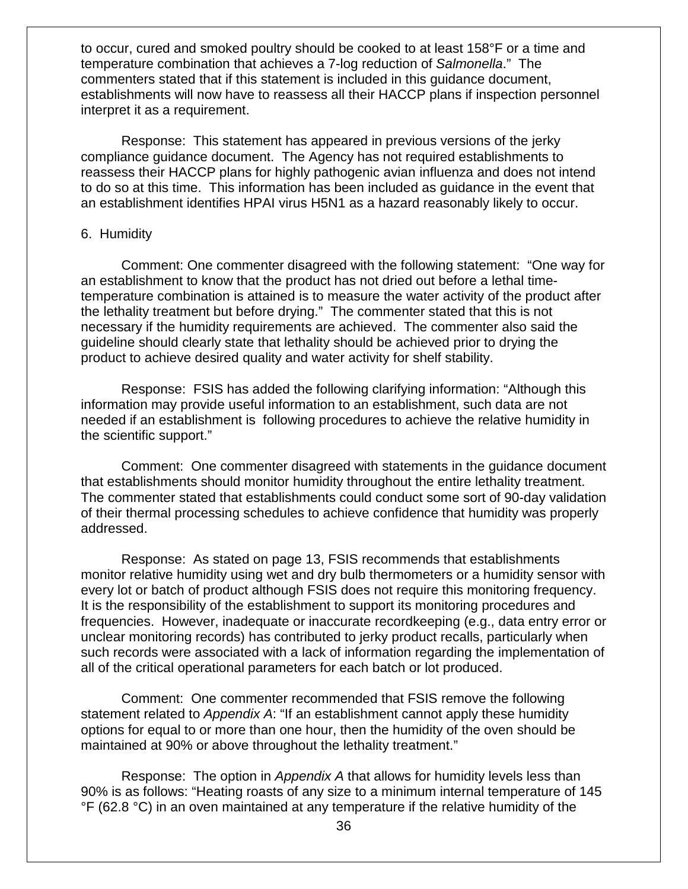to occur, cured and smoked poultry should be cooked to at least 158°F or a time and temperature combination that achieves a 7-log reduction of *Salmonella*." The commenters stated that if this statement is included in this guidance document, establishments will now have to reassess all their HACCP plans if inspection personnel interpret it as a requirement.

Response: This statement has appeared in previous versions of the jerky compliance guidance document. The Agency has not required establishments to reassess their HACCP plans for highly pathogenic avian influenza and does not intend to do so at this time. This information has been included as guidance in the event that an establishment identifies HPAI virus H5N1 as a hazard reasonably likely to occur.

6. Humidity

Comment: One commenter disagreed with the following statement: "One way for an establishment to know that the product has not dried out before a lethal time-temperature combination is attained is to measure the water activity of the product after the lethality treatment but before drying." The commenter stated that this is not necessary if the humidity requirements are achieved. The commenter also said the guideline should clearly state that lethality should be achieved prior to drying the product to achieve desired quality and water activity for shelf stability.

Response: FSIS has added the following clarifying information: "Although this information may provide useful information to an establishment, such data are not needed if an establishment is following procedures to achieve the relative humidity in the scientific support."

Comment: One commenter disagreed with statements in the guidance document that establishments should monitor humidity throughout the entire lethality treatment. The commenter stated that establishments could conduct some sort of 90-day validation of their thermal processing schedules to achieve confidence that humidity was properly addressed.

Response: As stated on page 13, FSIS recommends that establishments monitor relative humidity using wet and dry bulb thermometers or a humidity sensor with every lot or batch of product although FSIS does not require this monitoring frequency. It is the responsibility of the establishment to support its monitoring procedures and frequencies. However, inadequate or inaccurate recordkeeping (e.g., data entry error or unclear monitoring records) has contributed to jerky product recalls, particularly when such records were associated with a lack of information regarding the implementation of all of the critical operational parameters for each batch or lot produced.

Comment: One commenter recommended that FSIS remove the following statement related to *Appendix A*: "If an establishment cannot apply these humidity options for equal to or more than one hour, then the humidity of the oven should be maintained at 90% or above throughout the lethality treatment."

Response: The option in *Appendix A* that allows for humidity levels less than 90% is as follows: "Heating roasts of any size to a minimum internal temperature of 145 °F (62.8 °C) in an oven maintained at any temperature if the relative humidity of the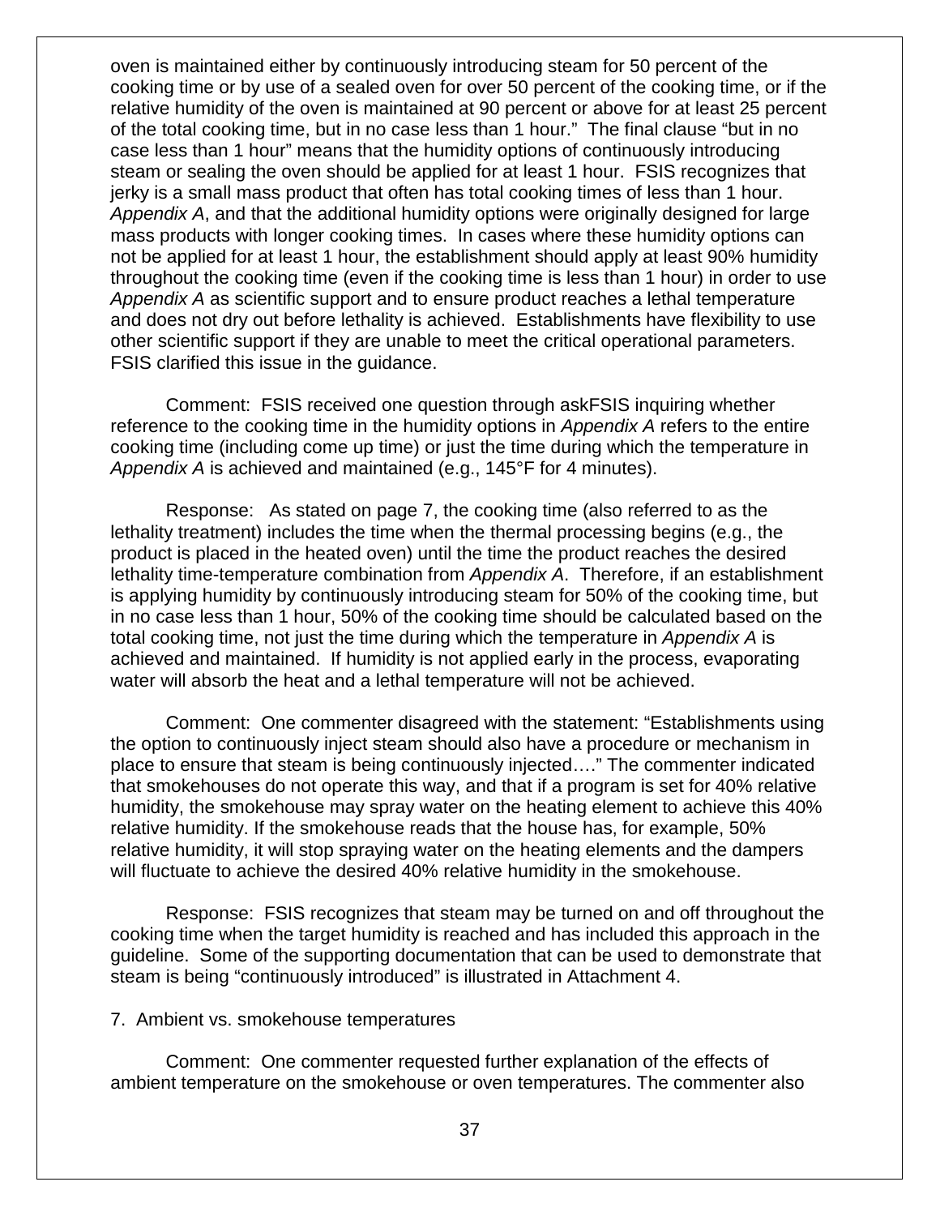oven is maintained either by continuously introducing steam for 50 percent of the cooking time or by use of a sealed oven for over 50 percent of the cooking time, or if the relative humidity of the oven is maintained at 90 percent or above for at least 25 percent of the total cooking time, but in no case less than 1 hour." The final clause "but in no case less than 1 hour" means that the humidity options of continuously introducing steam or sealing the oven should be applied for at least 1 hour. FSIS recognizes that jerky is a small mass product that often has total cooking times of less than 1 hour. *Appendix A*, and that the additional humidity options were originally designed for large mass products with longer cooking times. In cases where these humidity options can not be applied for at least 1 hour, the establishment should apply at least 90% humidity throughout the cooking time (even if the cooking time is less than 1 hour) in order to use *Appendix A* as scientific support and to ensure product reaches a lethal temperature and does not dry out before lethality is achieved. Establishments have flexibility to use other scientific support if they are unable to meet the critical operational parameters. FSIS clarified this issue in the guidance.

Comment: FSIS received one question through askFSIS inquiring whether reference to the cooking time in the humidity options in *Appendix A* refers to the entire cooking time (including come up time) or just the time during which the temperature in *Appendix A* is achieved and maintained (e.g., 145°F for 4 minutes).

Response: As stated on page 7, the cooking time (also referred to as the lethality treatment) includes the time when the thermal processing begins (e.g., the product is placed in the heated oven) until the time the product reaches the desired lethality time-temperature combination from *Appendix A*. Therefore, if an establishment is applying humidity by continuously introducing steam for 50% of the cooking time, but in no case less than 1 hour, 50% of the cooking time should be calculated based on the total cooking time, not just the time during which the temperature in *Appendix A* is achieved and maintained. If humidity is not applied early in the process, evaporating water will absorb the heat and a lethal temperature will not be achieved.

Comment: One commenter disagreed with the statement: "Establishments using the option to continuously inject steam should also have a procedure or mechanism in place to ensure that steam is being continuously injected…." The commenter indicated that smokehouses do not operate this way, and that if a program is set for 40% relative humidity, the smokehouse may spray water on the heating element to achieve this 40% relative humidity. If the smokehouse reads that the house has, for example, 50% relative humidity, it will stop spraying water on the heating elements and the dampers will fluctuate to achieve the desired 40% relative humidity in the smokehouse.

Response: FSIS recognizes that steam may be turned on and off throughout the cooking time when the target humidity is reached and has included this approach in the guideline. Some of the supporting documentation that can be used to demonstrate that steam is being "continuously introduced" is illustrated in Attachment 4.

7. Ambient vs. smokehouse temperatures

Comment: One commenter requested further explanation of the effects of ambient temperature on the smokehouse or oven temperatures. The commenter also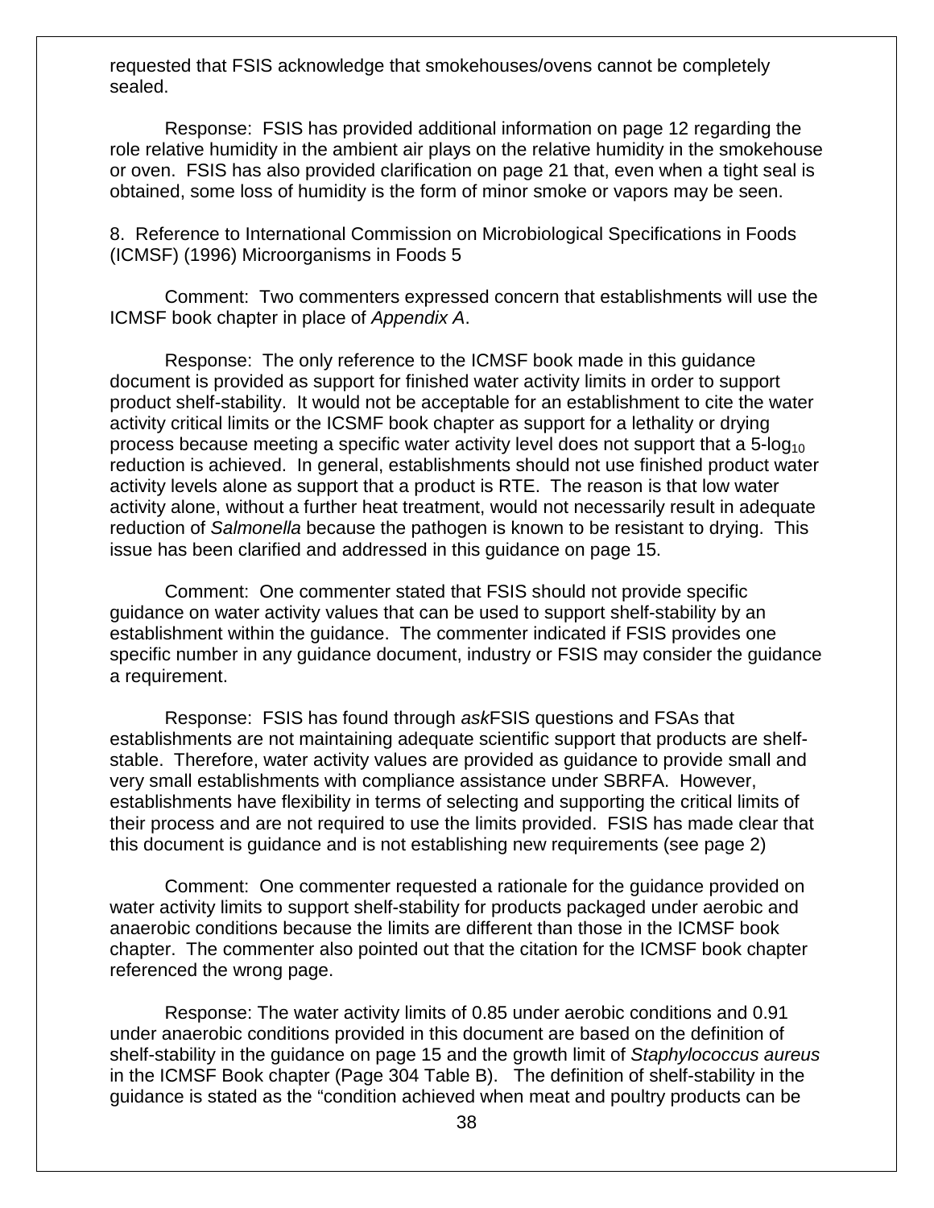requested that FSIS acknowledge that smokehouses/ovens cannot be completely sealed.

Response: FSIS has provided additional information on page 12 regarding the role relative humidity in the ambient air plays on the relative humidity in the smokehouse or oven. FSIS has also provided clarification on page 21 that, even when a tight seal is obtained, some loss of humidity is the form of minor smoke or vapors may be seen.

8. Reference to International Commission on Microbiological Specifications in Foods (ICMSF) (1996) Microorganisms in Foods 5

Comment: Two commenters expressed concern that establishments will use the ICMSF book chapter in place of *Appendix A*.

Response: The only reference to the ICMSF book made in this guidance document is provided as support for finished water activity limits in order to support product shelf-stability. It would not be acceptable for an establishment to cite the water activity critical limits or the ICSMF book chapter as support for a lethality or drying process because meeting a specific water activity level does not support that a 5-$\log_{10}$ reduction is achieved. In general, establishments should not use finished product water activity levels alone as support that a product is RTE. The reason is that low water activity alone, without a further heat treatment, would not necessarily result in adequate reduction of *Salmonella* because the pathogen is known to be resistant to drying. This issue has been clarified and addressed in this guidance on page 15.

Comment: One commenter stated that FSIS should not provide specific guidance on water activity values that can be used to support shelf-stability by an establishment within the guidance. The commenter indicated if FSIS provides one specific number in any guidance document, industry or FSIS may consider the guidance a requirement.

Response: FSIS has found through *ask*FSIS questions and FSAs that establishments are not maintaining adequate scientific support that products are shelf-stable. Therefore, water activity values are provided as guidance to provide small and very small establishments with compliance assistance under SBRFA. However, establishments have flexibility in terms of selecting and supporting the critical limits of their process and are not required to use the limits provided. FSIS has made clear that this document is guidance and is not establishing new requirements (see page 2)

Comment: One commenter requested a rationale for the guidance provided on water activity limits to support shelf-stability for products packaged under aerobic and anaerobic conditions because the limits are different than those in the ICMSF book chapter. The commenter also pointed out that the citation for the ICMSF book chapter referenced the wrong page.

Response: The water activity limits of 0.85 under aerobic conditions and 0.91 under anaerobic conditions provided in this document are based on the definition of shelf-stability in the guidance on page 15 and the growth limit of *Staphylococcus aureus* in the ICMSF Book chapter (Page 304 Table B). The definition of shelf-stability in the guidance is stated as the "condition achieved when meat and poultry products can be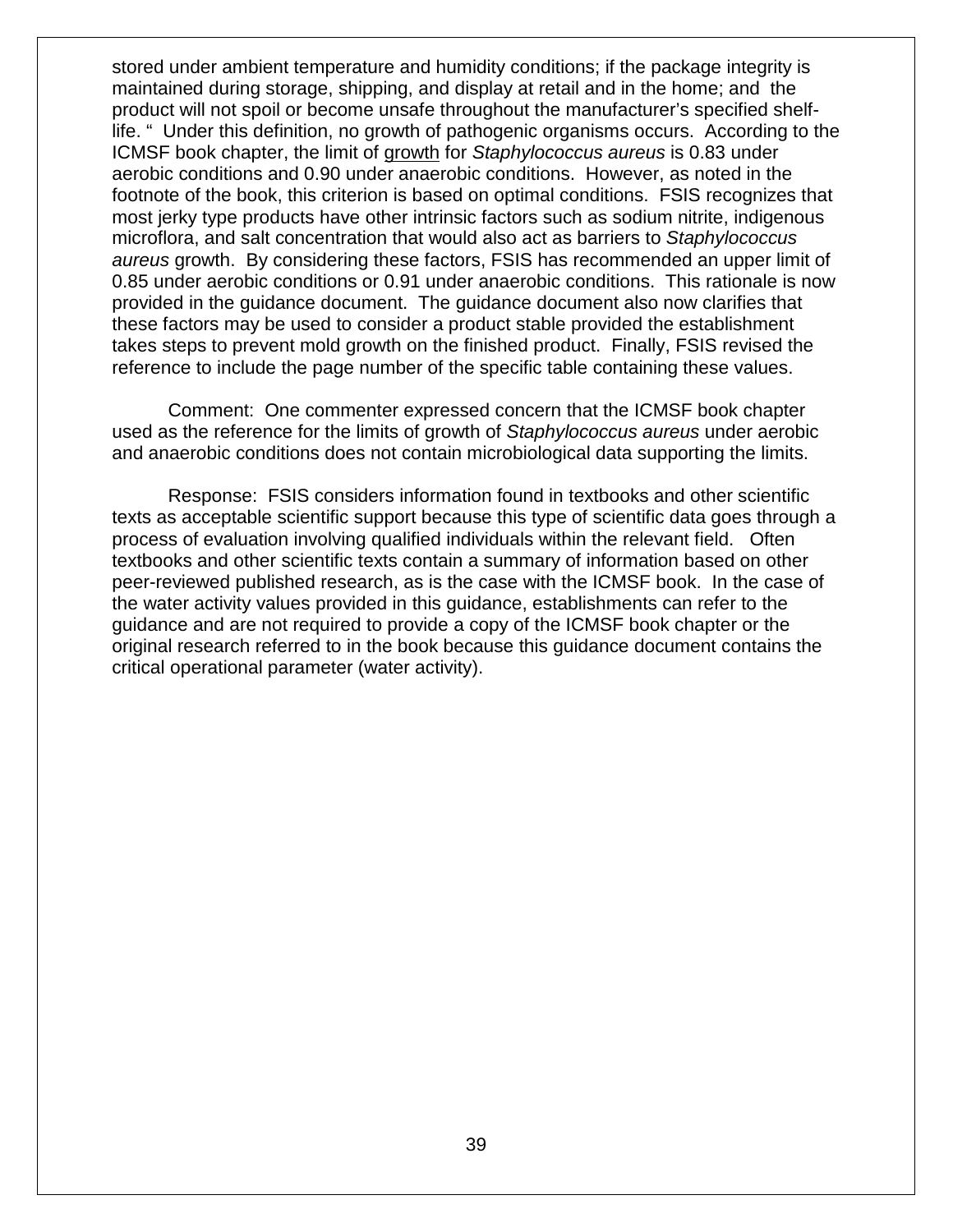stored under ambient temperature and humidity conditions; if the package integrity is maintained during storage, shipping, and display at retail and in the home; and the product will not spoil or become unsafe throughout the manufacturer's specified shelf-life. " Under this definition, no growth of pathogenic organisms occurs. According to the ICMSF book chapter, the limit of growth for *Staphylococcus aureus* is 0.83 under aerobic conditions and 0.90 under anaerobic conditions. However, as noted in the footnote of the book, this criterion is based on optimal conditions. FSIS recognizes that most jerky type products have other intrinsic factors such as sodium nitrite, indigenous microflora, and salt concentration that would also act as barriers to *Staphylococcus aureus* growth. By considering these factors, FSIS has recommended an upper limit of 0.85 under aerobic conditions or 0.91 under anaerobic conditions. This rationale is now provided in the guidance document. The guidance document also now clarifies that these factors may be used to consider a product stable provided the establishment takes steps to prevent mold growth on the finished product. Finally, FSIS revised the reference to include the page number of the specific table containing these values.

Comment: One commenter expressed concern that the ICMSF book chapter used as the reference for the limits of growth of *Staphylococcus aureus* under aerobic and anaerobic conditions does not contain microbiological data supporting the limits.

Response: FSIS considers information found in textbooks and other scientific texts as acceptable scientific support because this type of scientific data goes through a process of evaluation involving qualified individuals within the relevant field. Often textbooks and other scientific texts contain a summary of information based on other peer-reviewed published research, as is the case with the ICMSF book. In the case of the water activity values provided in this guidance, establishments can refer to the guidance and are not required to provide a copy of the ICMSF book chapter or the original research referred to in the book because this guidance document contains the critical operational parameter (water activity).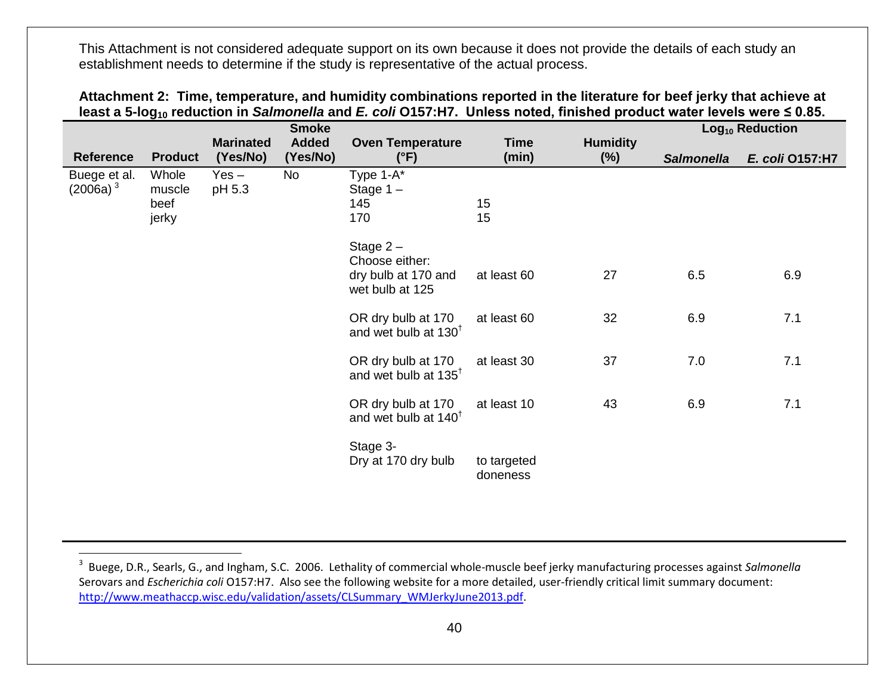This Attachment is not considered adequate support on its own because it does not provide the details of each study an establishment needs to determine if the study is representative of the actual process.

**Attachment 2: Time, temperature, and humidity combinations reported in the literature for beef jerky that achieve at least a 5-$\log_{10}$ reduction in *Salmonella* and *E. coli* O157:H7. Unless noted, finished product water levels were ≤ 0.85.**

| Reference | Product | Marinated (Yes/No) | Smoke Added (Yes/No) | Oven Temperature (°F) | Time (min) | Humidity (%) | $\log_{10}$ Reduction | |
|---|---|---|---|---|---|---|---|---|
| | | | | | | | *Salmonella* | *E. coli* O157:H7 |
| Buege et al. (2006a)[3] | Whole muscle beef jerky | Yes – pH 5.3 | No | Type 1-A* | | | | |
| | | | | Stage 1 – | | | | |
| | | | | 145 | 15 | | | |
| | | | | 170 | 15 | | | |
| | | | | Stage 2 – Choose either: | | | | |
| | | | | dry bulb at 170 and wet bulb at 125 | at least 60 | 27 | 6.5 | 6.9 |
| | | | | OR dry bulb at 170 and wet bulb at 130[†] | at least 60 | 32 | 6.9 | 7.1 |
| | | | | OR dry bulb at 170 and wet bulb at 135[†] | at least 30 | 37 | 7.0 | 7.1 |
| | | | | OR dry bulb at 170 and wet bulb at 140[†] | at least 10 | 43 | 6.9 | 7.1 |
| | | | | Stage 3- Dry at 170 dry bulb | to targeted doneness | | | |

[3] Buege, D.R., Searls, G., and Ingham, S.C. 2006. Lethality of commercial whole-muscle beef jerky manufacturing processes against *Salmonella* Serovars and *Escherichia coli* O157:H7. Also see the following website for a more detailed, user-friendly critical limit summary document: http://www.meathaccp.wisc.edu/validation/assets/CLSummary_WMJerkyJune2013.pdf.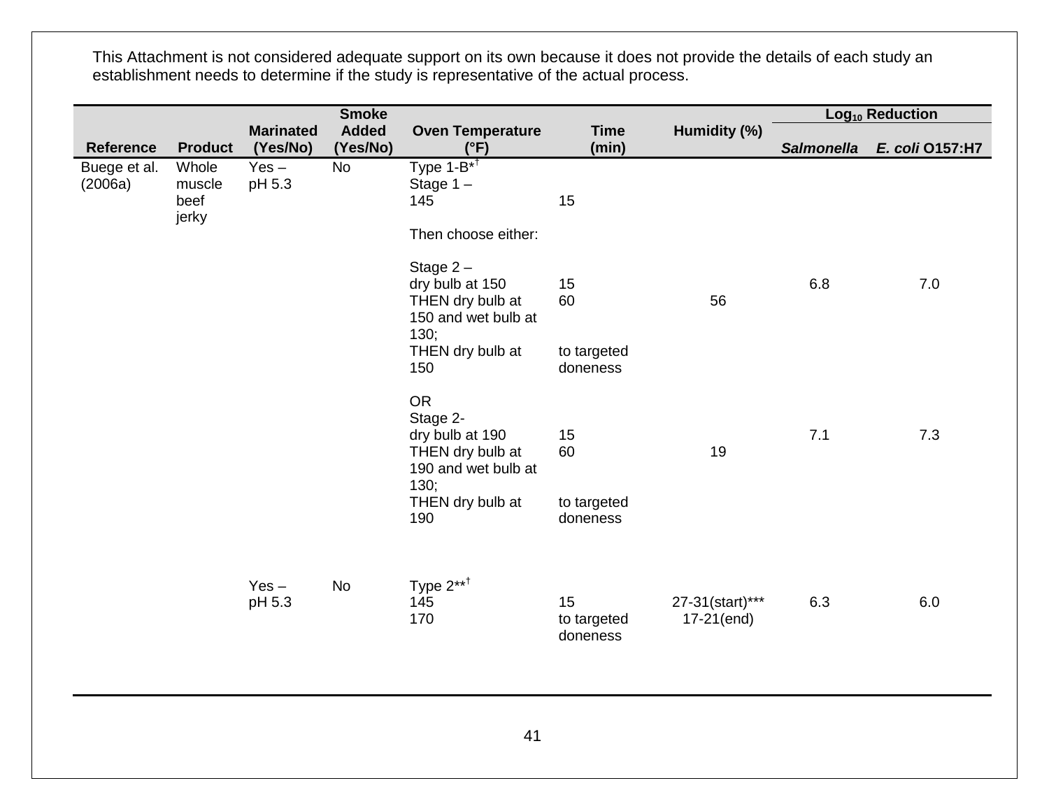This Attachment is not considered adequate support on its own because it does not provide the details of each study an establishment needs to determine if the study is representative of the actual process.

| Reference | Product | Marinated (Yes/No) | Smoke Added (Yes/No) | Oven Temperature (°F) | Time (min) | Humidity (%) | $Log_{10}$ Reduction | |
|---|---|---|---|---|---|---|---|---|
| | | | | | | | *Salmonella* | *E. coli* O157:H7 |
| Buege et al. (2006a) | Whole muscle beef jerky | Yes – pH 5.3 | No | Type 1-B*[†] | | | | |
| | | | | Stage 1 – 145 | 15 | | | |
| | | | | Then choose either: | | | | |
| | | | | Stage 2 – dry bulb at 150 | 15 | | 6.8 | 7.0 |
| | | | | THEN dry bulb at 150 and wet bulb at 130; | 60 | 56 | | |
| | | | | THEN dry bulb at 150 | to targeted doneness | | | |
| | | | | OR Stage 2- dry bulb at 190 | 15 | | 7.1 | 7.3 |
| | | | | THEN dry bulb at 190 and wet bulb at 130; | 60 | 19 | | |
| | | | | THEN dry bulb at 190 | to targeted doneness | | | |
| | | Yes – pH 5.3 | No | Type 2**[†] | | | | |
| | | | | 145 | 15 | 27-31(start)*** | 6.3 | 6.0 |
| | | | | 170 | to targeted doneness | 17-21(end) | | |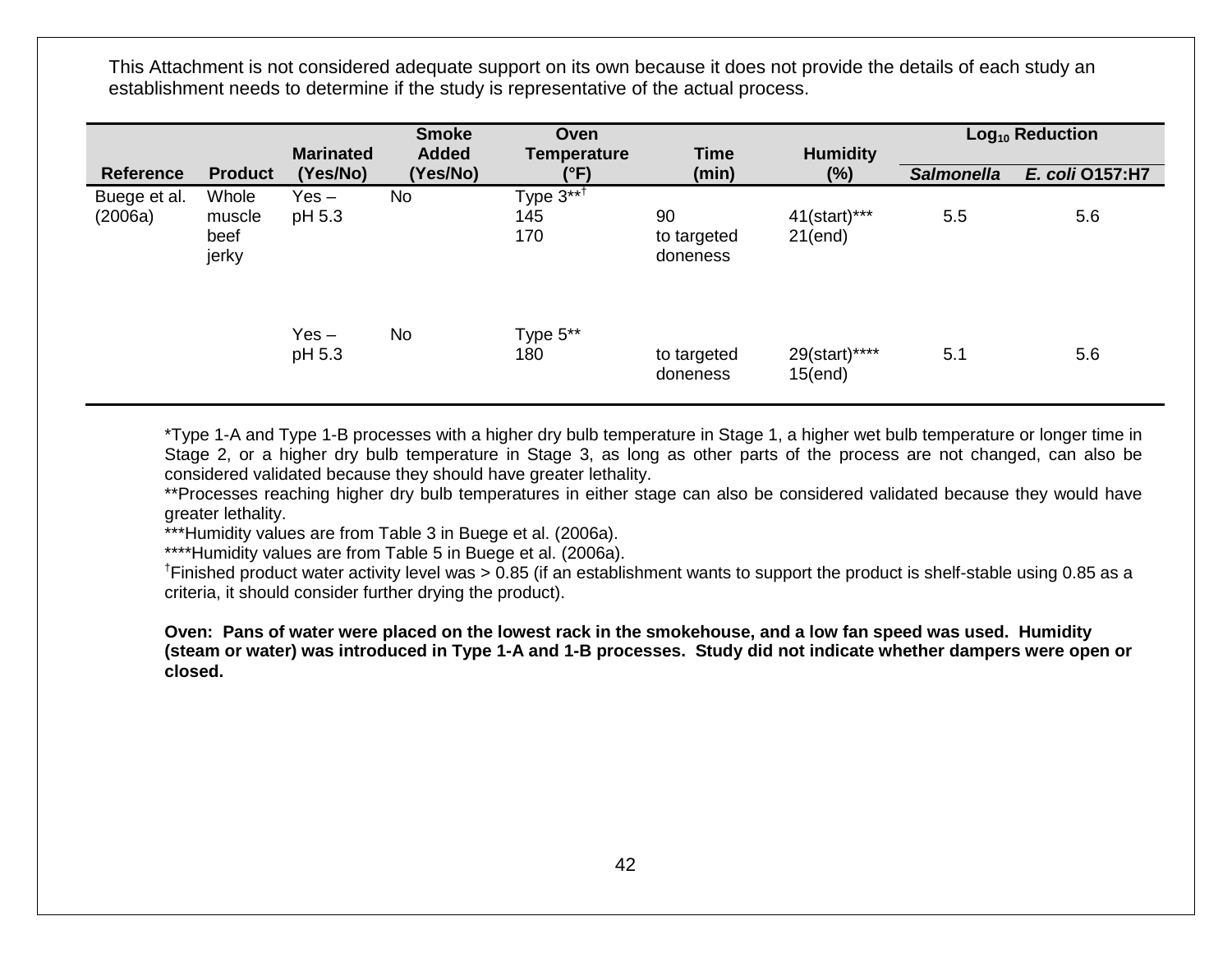This Attachment is not considered adequate support on its own because it does not provide the details of each study an establishment needs to determine if the study is representative of the actual process.

| Reference | Product | Marinated (Yes/No) | Smoke Added (Yes/No) | Oven Temperature (°F) | Time (min) | Humidity (%) | $Log_{10}$ Reduction | |
|---|---|---|---|---|---|---|---|---|
| | | | | | | | *Salmonella* | *E. coli* O157:H7 |
| Buege et al. (2006a) | Whole muscle beef jerky | Yes – pH 5.3 | No | Type 3**† 145 170 | 90 to targeted doneness | 41(start)*** 21(end) | 5.5 | 5.6 |
| | | Yes – pH 5.3 | No | Type 5** 180 | to targeted doneness | 29(start)**** 15(end) | 5.1 | 5.6 |

*Type 1-A and Type 1-B processes with a higher dry bulb temperature in Stage 1, a higher wet bulb temperature or longer time in Stage 2, or a higher dry bulb temperature in Stage 3, as long as other parts of the process are not changed, can also be considered validated because they should have greater lethality.

**Processes reaching higher dry bulb temperatures in either stage can also be considered validated because they would have greater lethality.

***Humidity values are from Table 3 in Buege et al. (2006a).

****Humidity values are from Table 5 in Buege et al. (2006a).

†Finished product water activity level was > 0.85 (if an establishment wants to support the product is shelf-stable using 0.85 as a criteria, it should consider further drying the product).

**Oven: Pans of water were placed on the lowest rack in the smokehouse, and a low fan speed was used. Humidity (steam or water) was introduced in Type 1-A and 1-B processes. Study did not indicate whether dampers were open or closed.**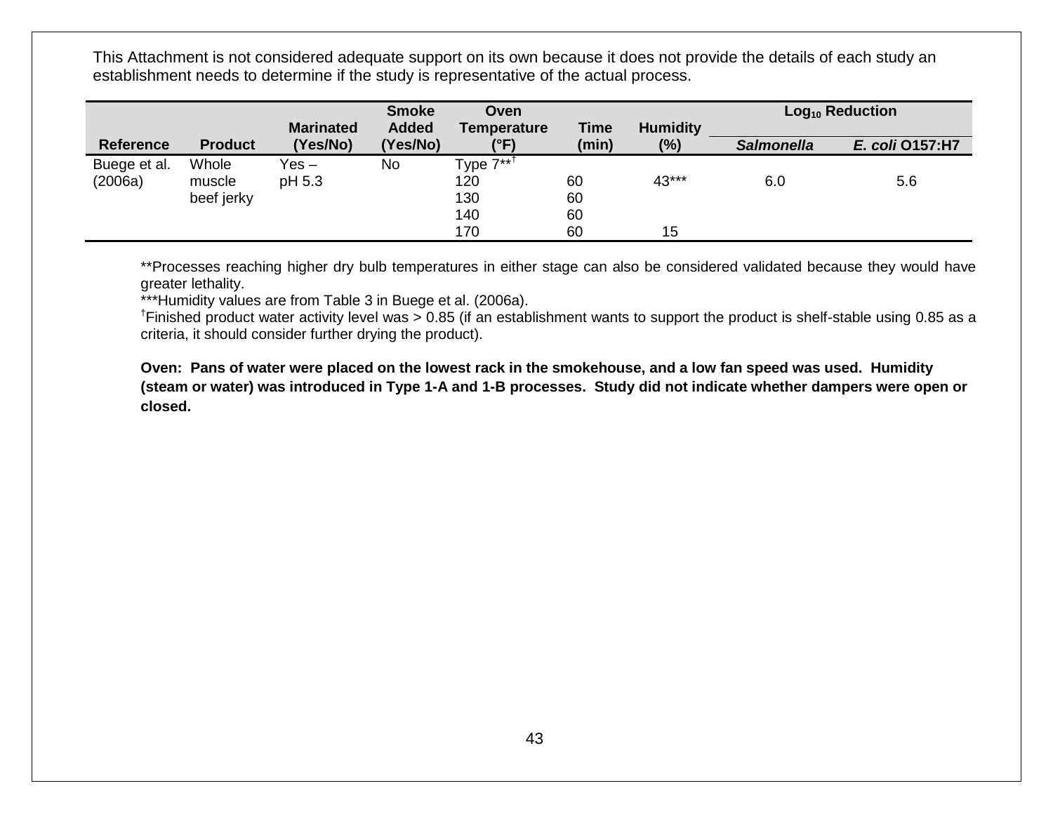This Attachment is not considered adequate support on its own because it does not provide the details of each study an establishment needs to determine if the study is representative of the actual process.

| Reference | Product | Marinated (Yes/No) | Smoke Added (Yes/No) | Oven Temperature (°F) | Time (min) | Humidity (%) | $Log_{10}$ Reduction | |
|---|---|---|---|---|---|---|---|---|
| | | | | | | | *Salmonella* | *E. coli* O157:H7 |
| Buege et al. (2006a) | Whole muscle beef jerky | Yes – pH 5.3 | No | Type 7**† | | | | |
| | | | | 120 | 60 | 43*** | 6.0 | 5.6 |
| | | | | 130 | 60 | | | |
| | | | | 140 | 60 | | | |
| | | | | 170 | 60 | 15 | | |

**Processes reaching higher dry bulb temperatures in either stage can also be considered validated because they would have greater lethality.

***Humidity values are from Table 3 in Buege et al. (2006a).

†Finished product water activity level was > 0.85 (if an establishment wants to support the product is shelf-stable using 0.85 as a criteria, it should consider further drying the product).

**Oven: Pans of water were placed on the lowest rack in the smokehouse, and a low fan speed was used. Humidity (steam or water) was introduced in Type 1-A and 1-B processes. Study did not indicate whether dampers were open or closed.**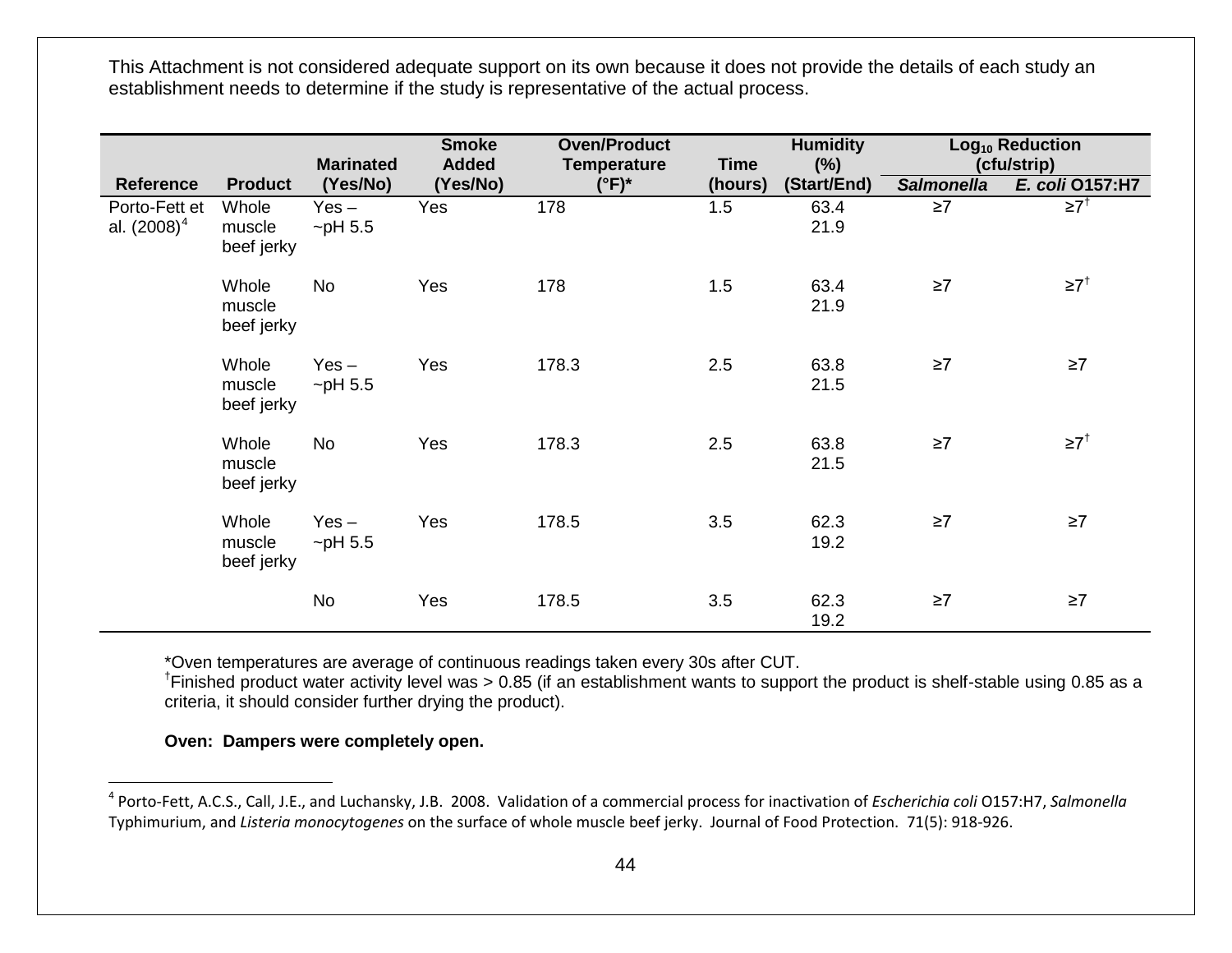This Attachment is not considered adequate support on its own because it does not provide the details of each study an establishment needs to determine if the study is representative of the actual process.

| Reference | Product | Marinated (Yes/No) | Smoke Added (Yes/No) | Oven/Product Temperature (°F)* | Time (hours) | Humidity (%) (Start/End) | $Log_{10}$ Reduction (cfu/strip) | |
|---|---|---|---|---|---|---|---|---|
| | | | | | | | *Salmonella* | *E. coli* O157:H7 |
| Porto-Fett et al. (2008)[4] | Whole muscle beef jerky | Yes – ~pH 5.5 | Yes | 178 | 1.5 | 63.4 21.9 | ≥7 | ≥7[†] |
| | Whole muscle beef jerky | No | Yes | 178 | 1.5 | 63.4 21.9 | ≥7 | ≥7[†] |
| | Whole muscle beef jerky | Yes – ~pH 5.5 | Yes | 178.3 | 2.5 | 63.8 21.5 | ≥7 | ≥7 |
| | Whole muscle beef jerky | No | Yes | 178.3 | 2.5 | 63.8 21.5 | ≥7 | ≥7[†] |
| | Whole muscle beef jerky | Yes – ~pH 5.5 | Yes | 178.5 | 3.5 | 62.3 19.2 | ≥7 | ≥7 |
| | | No | Yes | 178.5 | 3.5 | 62.3 19.2 | ≥7 | ≥7 |

*Oven temperatures are average of continuous readings taken every 30s after CUT.
[†]Finished product water activity level was > 0.85 (if an establishment wants to support the product is shelf-stable using 0.85 as a criteria, it should consider further drying the product).

**Oven: Dampers were completely open.**

[4] Porto-Fett, A.C.S., Call, J.E., and Luchansky, J.B. 2008. Validation of a commercial process for inactivation of *Escherichia coli* O157:H7, *Salmonella* Typhimurium, and *Listeria monocytogenes* on the surface of whole muscle beef jerky. Journal of Food Protection. 71(5): 918-926.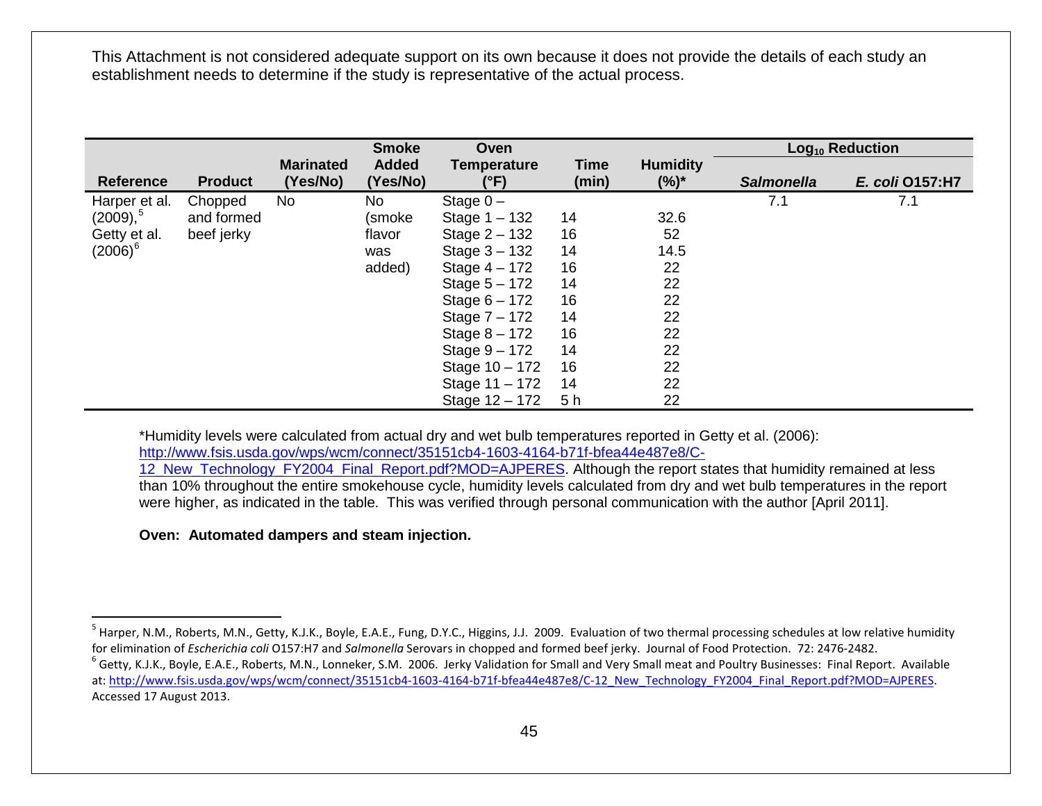This Attachment is not considered adequate support on its own because it does not provide the details of each study an establishment needs to determine if the study is representative of the actual process.

| Reference | Product | Marinated (Yes/No) | Smoke Added (Yes/No) | Oven Temperature (°F) | Time (min) | Humidity (%)* | Log$_{10}$ Reduction | |
|---|---|---|---|---|---|---|---|---|
| | | | | | | | *Salmonella* | *E. coli* O157:H7 |
| Harper et al. (2009),[5] Getty et al. (2006)[6] | Chopped and formed beef jerky | No | No (smoke flavor was added) | Stage 0 – | | | 7.1 | 7.1 |
| | | | | Stage 1 – 132 | 14 | 32.6 | | |
| | | | | Stage 2 – 132 | 16 | 52 | | |
| | | | | Stage 3 – 132 | 14 | 14.5 | | |
| | | | | Stage 4 – 172 | 16 | 22 | | |
| | | | | Stage 5 – 172 | 14 | 22 | | |
| | | | | Stage 6 – 172 | 16 | 22 | | |
| | | | | Stage 7 – 172 | 14 | 22 | | |
| | | | | Stage 8 – 172 | 16 | 22 | | |
| | | | | Stage 9 – 172 | 14 | 22 | | |
| | | | | Stage 10 – 172 | 16 | 22 | | |
| | | | | Stage 11 – 172 | 14 | 22 | | |
| | | | | Stage 12 – 172 | 5 h | 22 | | |

*Humidity levels were calculated from actual dry and wet bulb temperatures reported in Getty et al. (2006): http://www.fsis.usda.gov/wps/wcm/connect/35151cb4-1603-4164-b71f-bfea44e487e8/C-12_New_Technology_FY2004_Final_Report.pdf?MOD=AJPERES. Although the report states that humidity remained at less than 10% throughout the entire smokehouse cycle, humidity levels calculated from dry and wet bulb temperatures in the report were higher, as indicated in the table. This was verified through personal communication with the author [April 2011].

**Oven: Automated dampers and steam injection.**

---

[5] Harper, N.M., Roberts, M.N., Getty, K.J.K., Boyle, E.A.E., Fung, D.Y.C., Higgins, J.J. 2009. Evaluation of two thermal processing schedules at low relative humidity for elimination of *Escherichia coli* O157:H7 and *Salmonella* Serovars in chopped and formed beef jerky. Journal of Food Protection. 72: 2476-2482.

[6] Getty, K.J.K., Boyle, E.A.E., Roberts, M.N., Lonneker, S.M. 2006. Jerky Validation for Small and Very Small meat and Poultry Businesses: Final Report. Available at: http://www.fsis.usda.gov/wps/wcm/connect/35151cb4-1603-4164-b71f-bfea44e487e8/C-12_New_Technology_FY2004_Final_Report.pdf?MOD=AJPERES. Accessed 17 August 2013.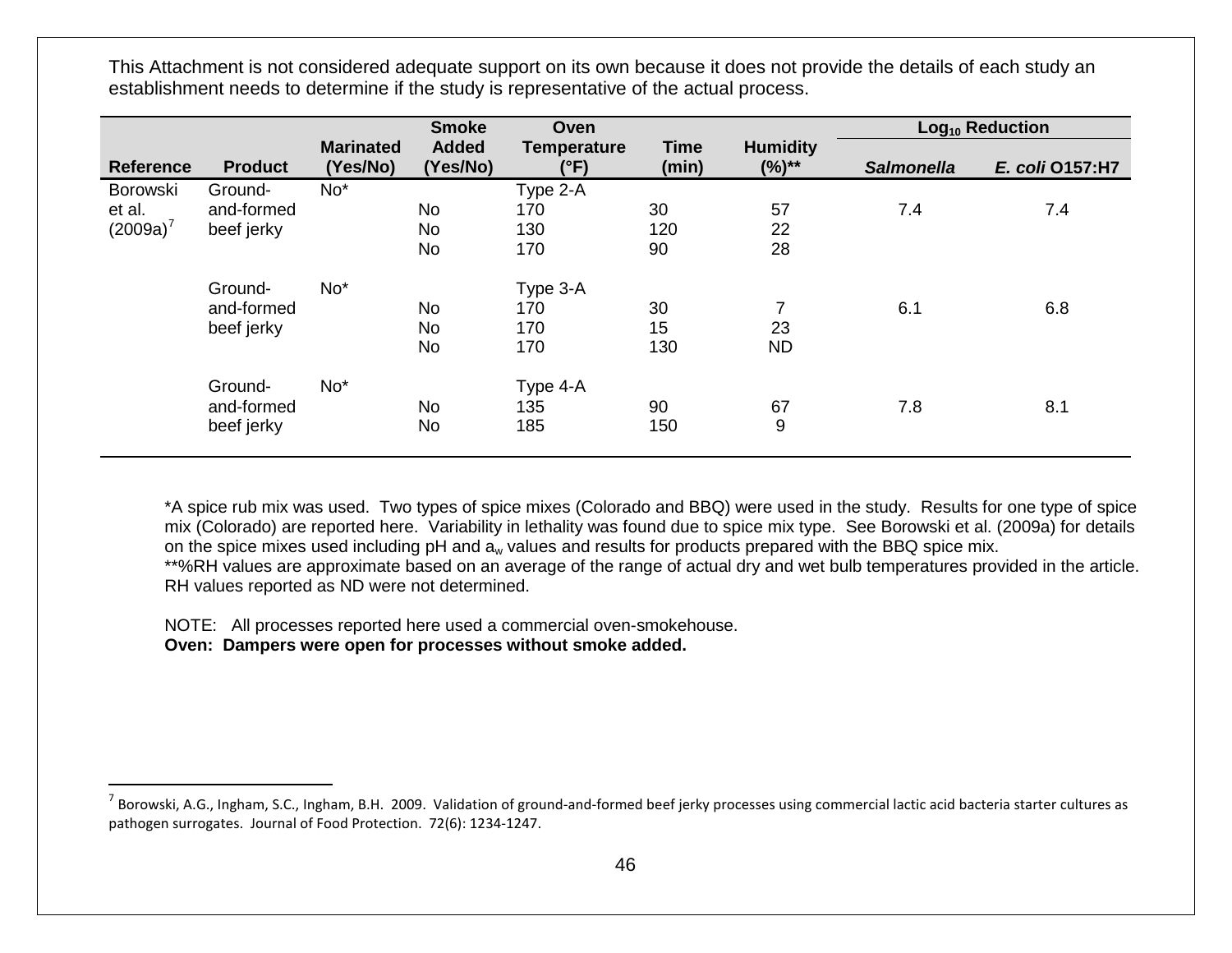This Attachment is not considered adequate support on its own because it does not provide the details of each study an establishment needs to determine if the study is representative of the actual process.

| Reference | Product | Marinated (Yes/No) | Smoke Added (Yes/No) | Oven Temperature (°F) | Time (min) | Humidity (%)** | $Log_{10}$ Reduction | |
|---|---|---|---|---|---|---|---|---|
| | | | | | | | *Salmonella* | *E. coli* O157:H7 |
| Borowski et al. (2009a)[7] | Ground-and-formed beef jerky | No* | | Type 2-A | | | | |
| | | | No | 170 | 30 | 57 | 7.4 | 7.4 |
| | | | No | 130 | 120 | 22 | | |
| | | | No | 170 | 90 | 28 | | |
| | Ground-and-formed beef jerky | No* | | Type 3-A | | | | |
| | | | No | 170 | 30 | 7 | 6.1 | 6.8 |
| | | | No | 170 | 15 | 23 | | |
| | | | No | 170 | 130 | ND | | |
| | Ground-and-formed beef jerky | No* | | Type 4-A | | | | |
| | | | No | 135 | 90 | 67 | 7.8 | 8.1 |
| | | | No | 185 | 150 | 9 | | |

*A spice rub mix was used. Two types of spice mixes (Colorado and BBQ) were used in the study. Results for one type of spice mix (Colorado) are reported here. Variability in lethality was found due to spice mix type. See Borowski et al. (2009a) for details on the spice mixes used including pH and $a_w$ values and results for products prepared with the BBQ spice mix.
**%RH values are approximate based on an average of the range of actual dry and wet bulb temperatures provided in the article. RH values reported as ND were not determined.

NOTE: All processes reported here used a commercial oven-smokehouse.
**Oven: Dampers were open for processes without smoke added.**

[7] Borowski, A.G., Ingham, S.C., Ingham, B.H. 2009. Validation of ground-and-formed beef jerky processes using commercial lactic acid bacteria starter cultures as pathogen surrogates. Journal of Food Protection. 72(6): 1234-1247.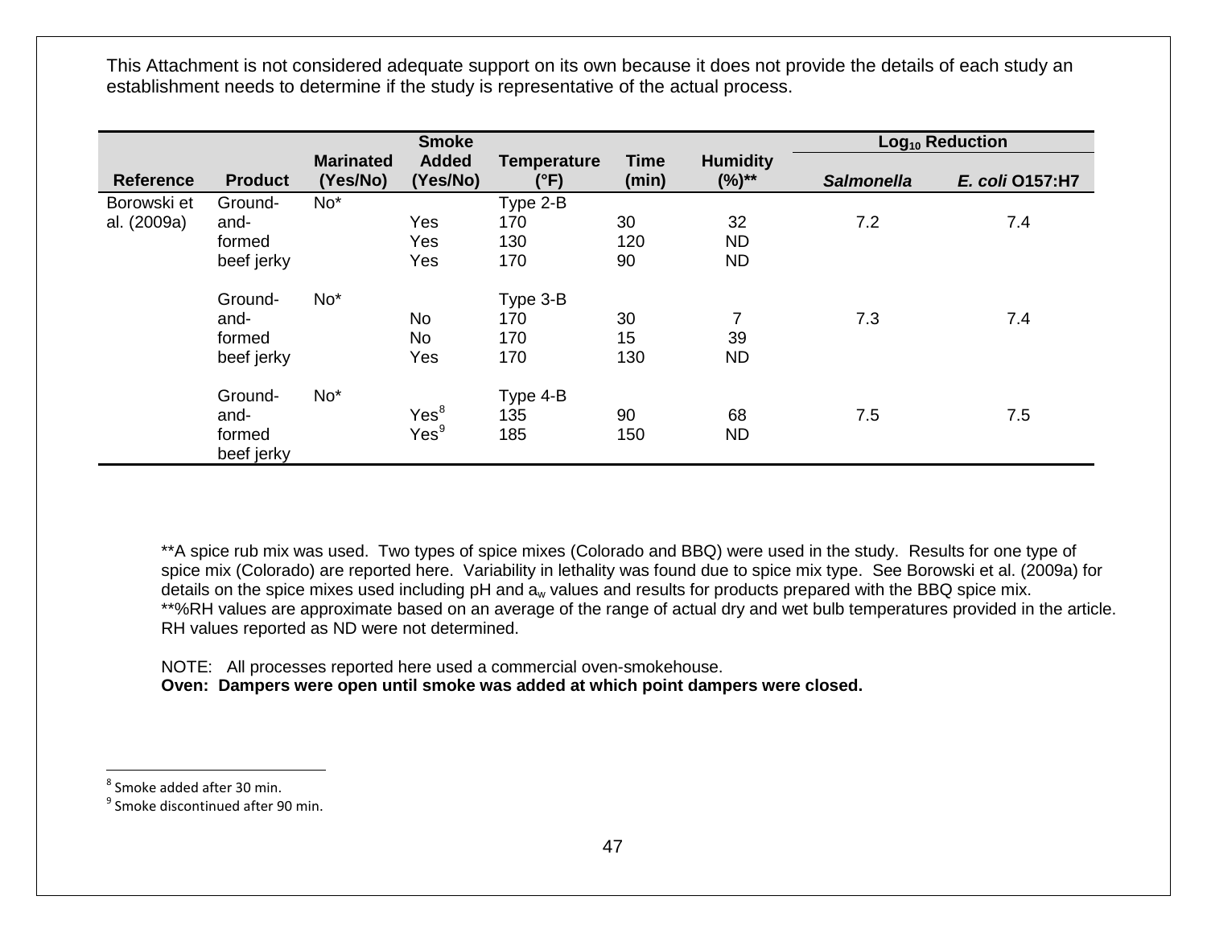This Attachment is not considered adequate support on its own because it does not provide the details of each study an establishment needs to determine if the study is representative of the actual process.

| Reference | Product | Marinated (Yes/No) | Smoke Added (Yes/No) | Temperature (°F) | Time (min) | Humidity (%)** | Log$_{10}$ Reduction | |
|---|---|---|---|---|---|---|---|---|
| | | | | | | | *Salmonella* | *E. coli* O157:H7 |
| Borowski et al. (2009a) | Ground-and-formed beef jerky | No* | | Type 2-B | | | | |
| | | | Yes | 170 | 30 | 32 | 7.2 | 7.4 |
| | | | Yes | 130 | 120 | ND | | |
| | | | Yes | 170 | 90 | ND | | |
| | Ground-and-formed beef jerky | No* | | Type 3-B | | | | |
| | | | No | 170 | 30 | 7 | 7.3 | 7.4 |
| | | | No | 170 | 15 | 39 | | |
| | | | Yes | 170 | 130 | ND | | |
| | Ground-and-formed beef jerky | No* | | Type 4-B | | | | |
| | | | Yes[8] | 135 | 90 | 68 | 7.5 | 7.5 |
| | | | Yes[9] | 185 | 150 | ND | | |

**A spice rub mix was used. Two types of spice mixes (Colorado and BBQ) were used in the study. Results for one type of spice mix (Colorado) are reported here. Variability in lethality was found due to spice mix type. See Borowski et al. (2009a) for details on the spice mixes used including pH and $a_w$ values and results for products prepared with the BBQ spice mix.
**%RH values are approximate based on an average of the range of actual dry and wet bulb temperatures provided in the article. RH values reported as ND were not determined.

NOTE: All processes reported here used a commercial oven-smokehouse.
**Oven: Dampers were open until smoke was added at which point dampers were closed.**

[8] Smoke added after 30 min.
[9] Smoke discontinued after 90 min.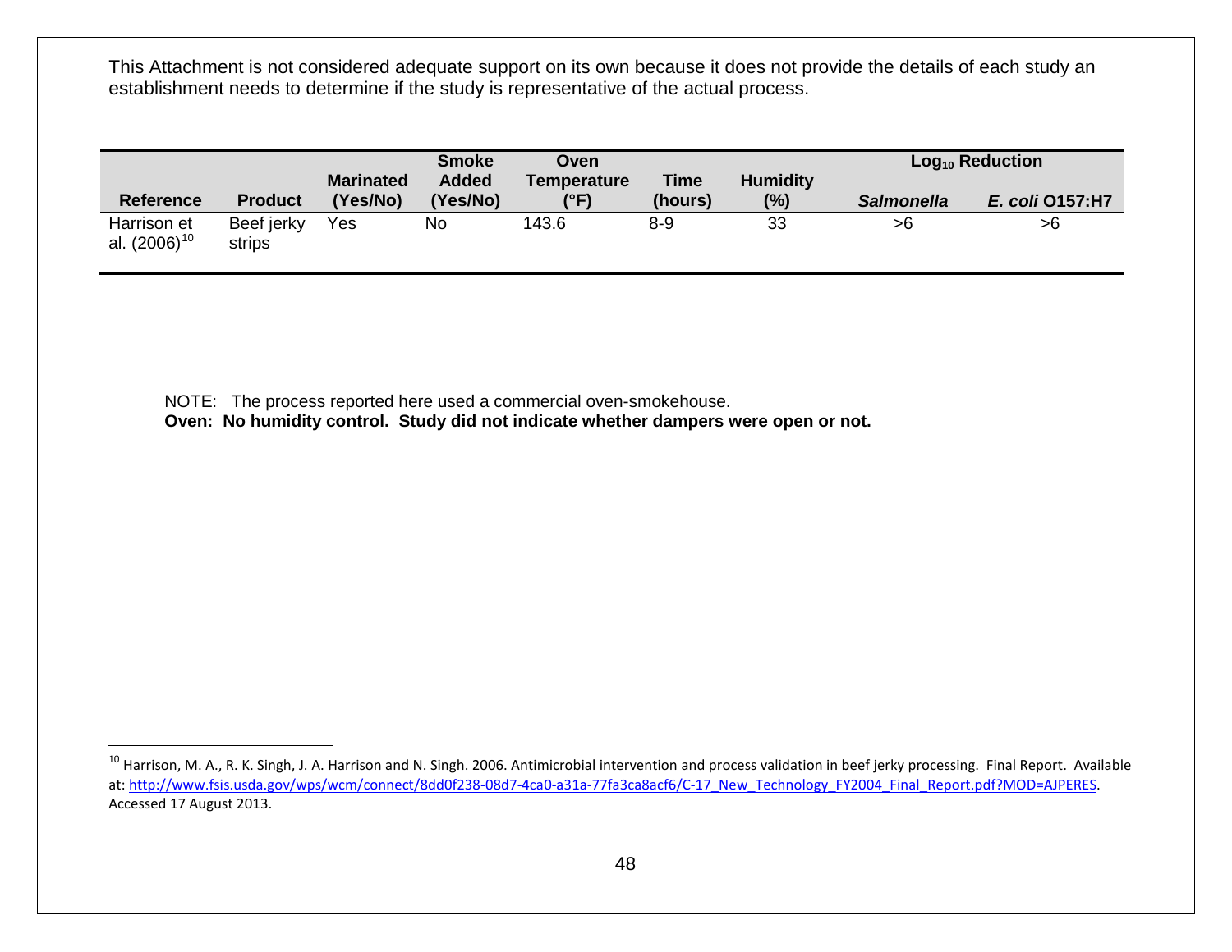This Attachment is not considered adequate support on its own because it does not provide the details of each study an establishment needs to determine if the study is representative of the actual process.

| Reference | Product | Marinated (Yes/No) | Smoke Added (Yes/No) | Oven Temperature (°F) | Time (hours) | Humidity (%) | $Log_{10}$ Reduction | |
|---|---|---|---|---|---|---|---|---|
| | | | | | | | ***Salmonella*** | ***E. coli* O157:H7** |
| Harrison et al. (2006)[10] | Beef jerky strips | Yes | No | 143.6 | 8-9 | 33 | >6 | >6 |

NOTE: The process reported here used a commercial oven-smokehouse.
**Oven: No humidity control. Study did not indicate whether dampers were open or not.**

[10] Harrison, M. A., R. K. Singh, J. A. Harrison and N. Singh. 2006. Antimicrobial intervention and process validation in beef jerky processing. Final Report. Available at: http://www.fsis.usda.gov/wps/wcm/connect/8dd0f238-08d7-4ca0-a31a-77fa3ca8acf6/C-17_New_Technology_FY2004_Final_Report.pdf?MOD=AJPERES. Accessed 17 August 2013.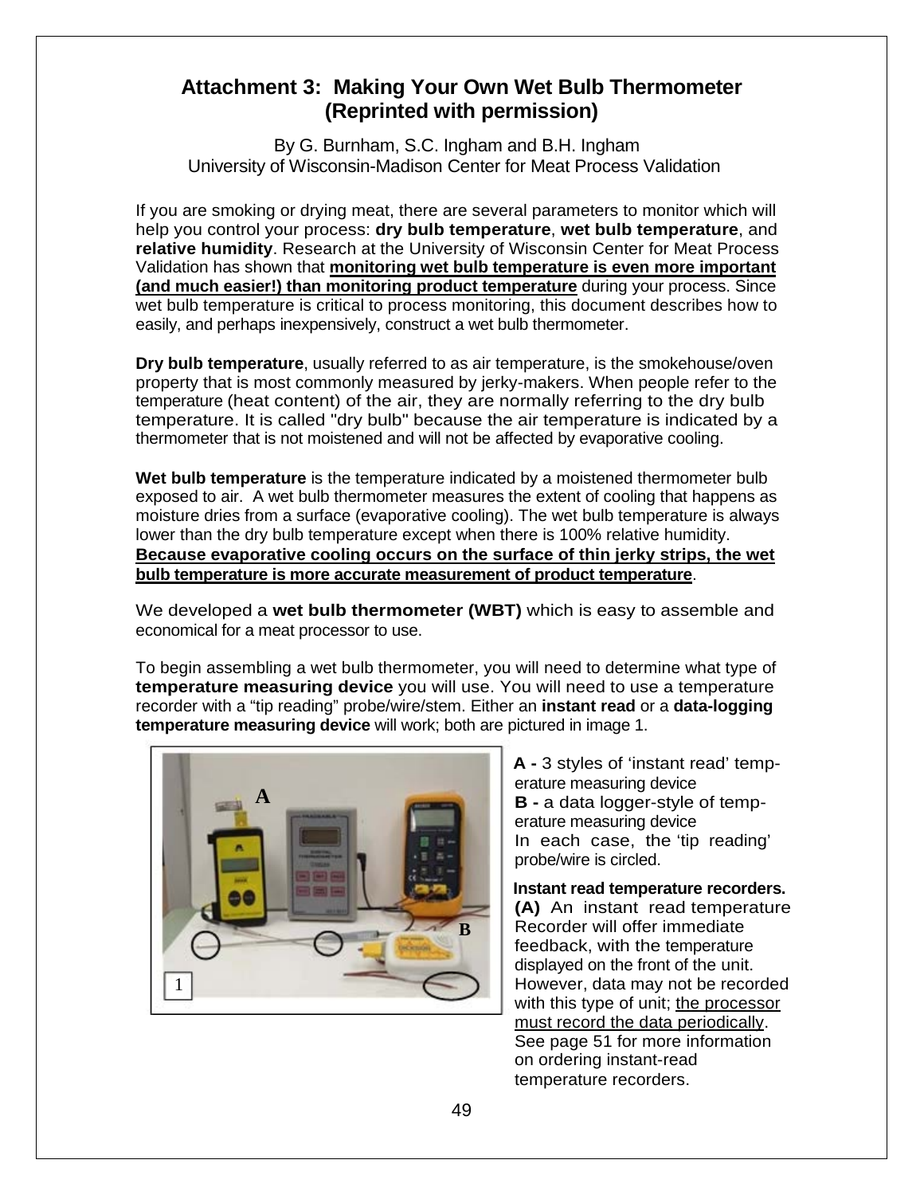## Attachment 3: Making Your Own Wet Bulb Thermometer (Reprinted with permission)

By G. Burnham, S.C. Ingham and B.H. Ingham
University of Wisconsin-Madison Center for Meat Process Validation

If you are smoking or drying meat, there are several parameters to monitor which will help you control your process: **dry bulb temperature**, **wet bulb temperature**, and **relative humidity**. Research at the University of Wisconsin Center for Meat Process Validation has shown that **monitoring wet bulb temperature is even more important (and much easier!) than monitoring product temperature** during your process. Since wet bulb temperature is critical to process monitoring, this document describes how to easily, and perhaps inexpensively, construct a wet bulb thermometer.

**Dry bulb temperature**, usually referred to as air temperature, is the smokehouse/oven property that is most commonly measured by jerky-makers. When people refer to the temperature (heat content) of the air, they are normally referring to the dry bulb temperature. It is called "dry bulb" because the air temperature is indicated by a thermometer that is not moistened and will not be affected by evaporative cooling.

**Wet bulb temperature** is the temperature indicated by a moistened thermometer bulb exposed to air. A wet bulb thermometer measures the extent of cooling that happens as moisture dries from a surface (evaporative cooling). The wet bulb temperature is always lower than the dry bulb temperature except when there is 100% relative humidity. **Because evaporative cooling occurs on the surface of thin jerky strips, the wet bulb temperature is more accurate measurement of product temperature**.

We developed a **wet bulb thermometer (WBT)** which is easy to assemble and economical for a meat processor to use.

To begin assembling a wet bulb thermometer, you will need to determine what type of **temperature measuring device** you will use. You will need to use a temperature recorder with a "tip reading" probe/wire/stem. Either an **instant read** or a **data-logging temperature measuring device** will work; both are pictured in image 1.

**A -** 3 styles of 'instant read' temperature measuring device
**B -** a data logger-style of temperature measuring device
In each case, the 'tip reading' probe/wire is circled.

**Instant read temperature recorders. (A)** An instant read temperature Recorder will offer immediate feedback, with the temperature displayed on the front of the unit. However, data may not be recorded with this type of unit; the processor must record the data periodically. See page 51 for more information on ordering instant-read temperature recorders.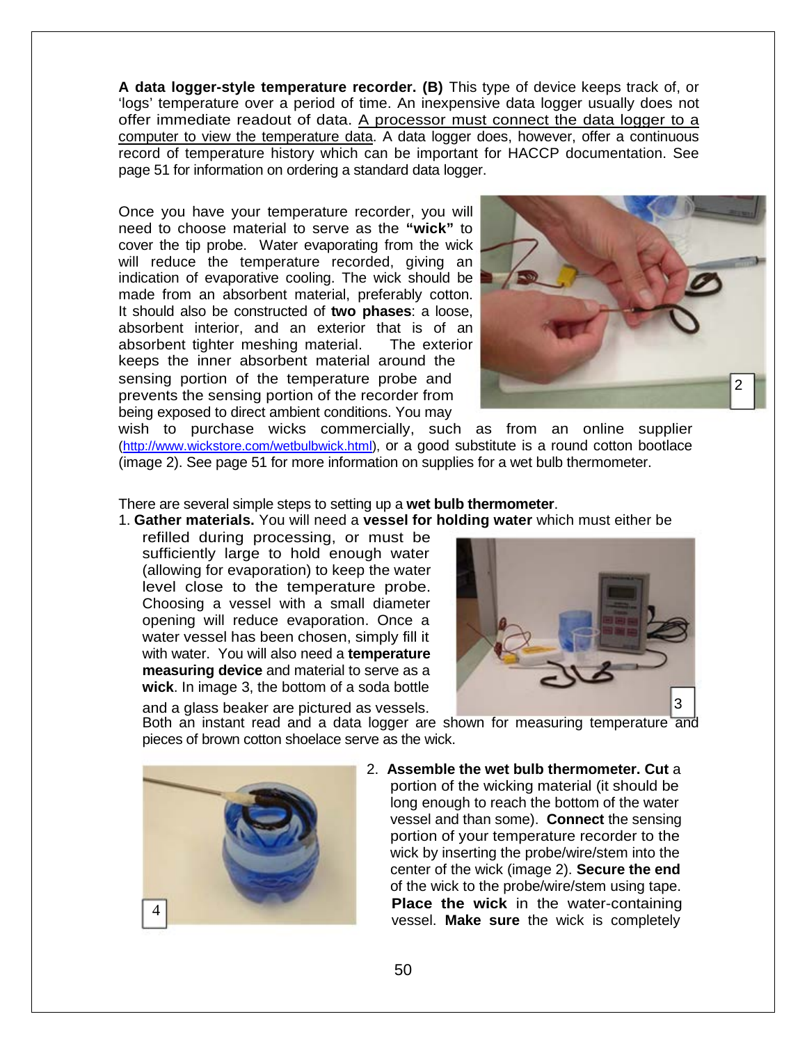**A data logger-style temperature recorder. (B)** This type of device keeps track of, or 'logs' temperature over a period of time. An inexpensive data logger usually does not offer immediate readout of data. A processor must connect the data logger to a computer to view the temperature data. A data logger does, however, offer a continuous record of temperature history which can be important for HACCP documentation. See page 51 for information on ordering a standard data logger.

Once you have your temperature recorder, you will need to choose material to serve as the **"wick"** to cover the tip probe. Water evaporating from the wick will reduce the temperature recorded, giving an indication of evaporative cooling. The wick should be made from an absorbent material, preferably cotton. It should also be constructed of **two phases**: a loose, absorbent interior, and an exterior that is of an absorbent tighter meshing material. The exterior keeps the inner absorbent material around the sensing portion of the temperature probe and prevents the sensing portion of the recorder from being exposed to direct ambient conditions. You may wish to purchase wicks commercially, such as from an online supplier (http://www.wickstore.com/wetbulbwick.html), or a good substitute is a round cotton bootlace (image 2). See page 51 for more information on supplies for a wet bulb thermometer.

2

There are several simple steps to setting up a **wet bulb thermometer**.

1. **Gather materials.** You will need a **vessel for holding water** which must either be refilled during processing, or must be sufficiently large to hold enough water (allowing for evaporation) to keep the water level close to the temperature probe. Choosing a vessel with a small diameter opening will reduce evaporation. Once a water vessel has been chosen, simply fill it with water. You will also need a **temperature measuring device** and material to serve as a **wick**. In image 3, the bottom of a soda bottle and a glass beaker are pictured as vessels. Both an instant read and a data logger are shown for measuring temperature and pieces of brown cotton shoelace serve as the wick.

3

4

2. **Assemble the wet bulb thermometer. Cut** a portion of the wicking material (it should be long enough to reach the bottom of the water vessel and than some). **Connect** the sensing portion of your temperature recorder to the wick by inserting the probe/wire/stem into the center of the wick (image 2). **Secure the end** of the wick to the probe/wire/stem using tape. **Place the wick** in the water-containing vessel. **Make sure** the wick is completely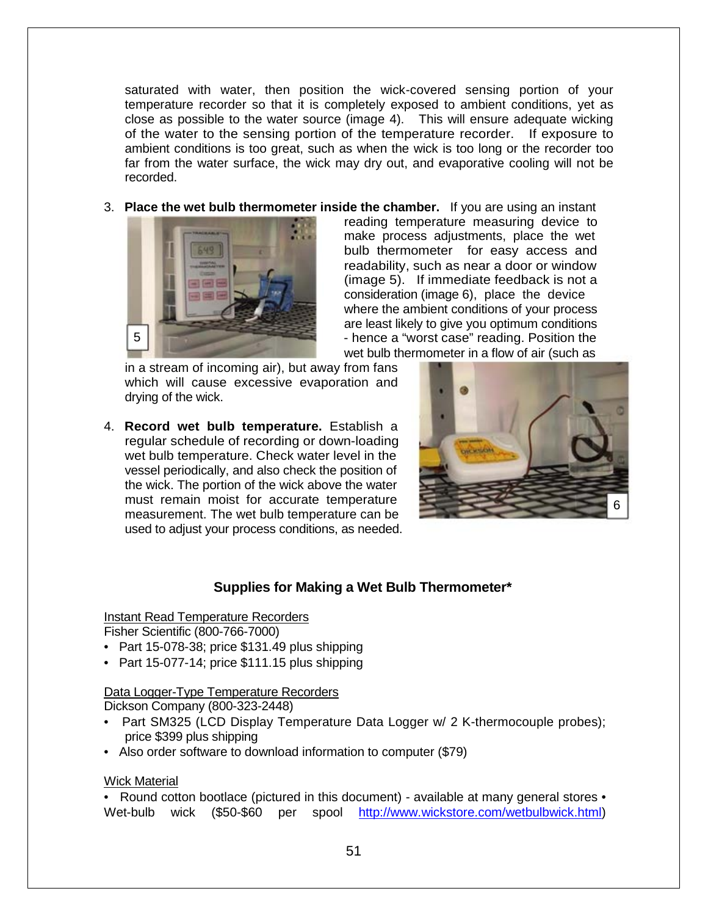saturated with water, then position the wick-covered sensing portion of your temperature recorder so that it is completely exposed to ambient conditions, yet as close as possible to the water source (image 4). This will ensure adequate wicking of the water to the sensing portion of the temperature recorder. If exposure to ambient conditions is too great, such as when the wick is too long or the recorder too far from the water surface, the wick may dry out, and evaporative cooling will not be recorded.

3. **Place the wet bulb thermometer inside the chamber.** If you are using an instant reading temperature measuring device to make process adjustments, place the wet bulb thermometer for easy access and readability, such as near a door or window (image 5). If immediate feedback is not a consideration (image 6), place the device where the ambient conditions of your process are least likely to give you optimum conditions - hence a "worst case" reading. Position the wet bulb thermometer in a flow of air (such as in a stream of incoming air), but away from fans which will cause excessive evaporation and drying of the wick.

4. **Record wet bulb temperature.** Establish a regular schedule of recording or down-loading wet bulb temperature. Check water level in the vessel periodically, and also check the position of the wick. The portion of the wick above the water must remain moist for accurate temperature measurement. The wet bulb temperature can be used to adjust your process conditions, as needed.

## Supplies for Making a Wet Bulb Thermometer*

Instant Read Temperature Recorders

Fisher Scientific (800-766-7000)

- Part 15-078-38; price $131.49 plus shipping
- Part 15-077-14; price $111.15 plus shipping

Data Logger-Type Temperature Recorders

Dickson Company (800-323-2448)

- Part SM325 (LCD Display Temperature Data Logger w/ 2 K-thermocouple probes); price $399 plus shipping
- Also order software to download information to computer ($79)

Wick Material

- Round cotton bootlace (pictured in this document) - available at many general stores
- Wet-bulb wick ($50-$60 per spool http://www.wickstore.com/wetbulbwick.html)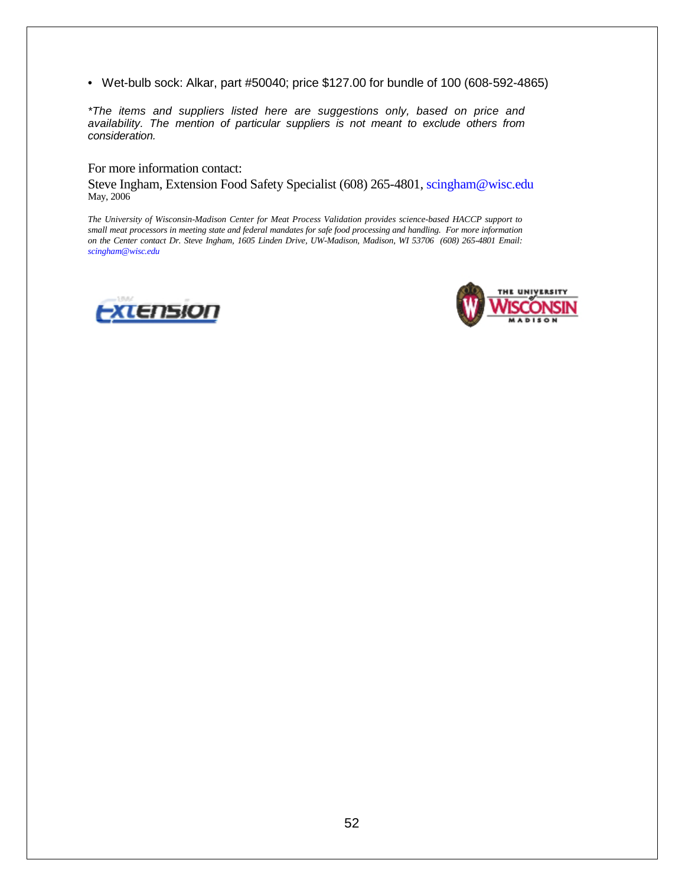- Wet-bulb sock: Alkar, part #50040; price $127.00 for bundle of 100 (608-592-4865)

*\*The items and suppliers listed here are suggestions only, based on price and availability. The mention of particular suppliers is not meant to exclude others from consideration.*

For more information contact:

Steve Ingham, Extension Food Safety Specialist (608) 265-4801, scingham@wisc.edu
May, 2006

*The University of Wisconsin-Madison Center for Meat Process Validation provides science-based HACCP support to small meat processors in meeting state and federal mandates for safe food processing and handling. For more information on the Center contact Dr. Steve Ingham, 1605 Linden Drive, UW-Madison, Madison, WI 53706 (608) 265-4801 Email: scingham@wisc.edu*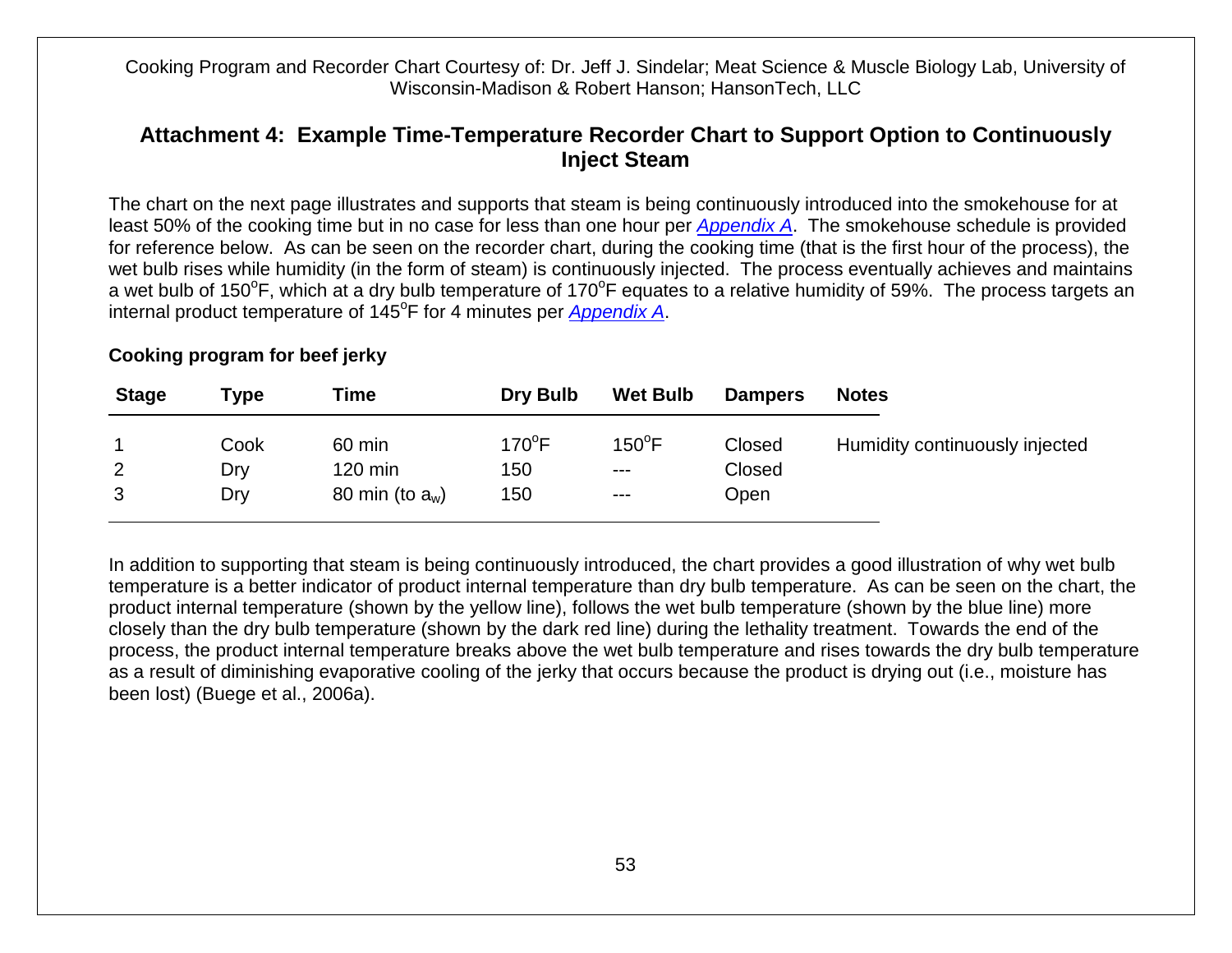Cooking Program and Recorder Chart Courtesy of: Dr. Jeff J. Sindelar; Meat Science & Muscle Biology Lab, University of Wisconsin-Madison & Robert Hanson; HansonTech, LLC

## Attachment 4: Example Time-Temperature Recorder Chart to Support Option to Continuously Inject Steam

The chart on the next page illustrates and supports that steam is being continuously introduced into the smokehouse for at least 50% of the cooking time but in no case for less than one hour per *Appendix A*. The smokehouse schedule is provided for reference below. As can be seen on the recorder chart, during the cooking time (that is the first hour of the process), the wet bulb rises while humidity (in the form of steam) is continuously injected. The process eventually achieves and maintains a wet bulb of 150°F, which at a dry bulb temperature of 170°F equates to a relative humidity of 59%. The process targets an internal product temperature of 145°F for 4 minutes per *Appendix A*.

**Cooking program for beef jerky**

| Stage | Type | Time | Dry Bulb | Wet Bulb | Dampers | Notes |
|---|---|---|---|---|---|---|
| 1 | Cook | 60 min | 170°F | 150°F | Closed | Humidity continuously injected |
| 2 | Dry | 120 min | 150 | --- | Closed | |
| 3 | Dry | 80 min (to $a_w$) | 150 | --- | Open | |

In addition to supporting that steam is being continuously introduced, the chart provides a good illustration of why wet bulb temperature is a better indicator of product internal temperature than dry bulb temperature. As can be seen on the chart, the product internal temperature (shown by the yellow line), follows the wet bulb temperature (shown by the blue line) more closely than the dry bulb temperature (shown by the dark red line) during the lethality treatment. Towards the end of the process, the product internal temperature breaks above the wet bulb temperature and rises towards the dry bulb temperature as a result of diminishing evaporative cooling of the jerky that occurs because the product is drying out (i.e., moisture has been lost) (Buege et al., 2006a).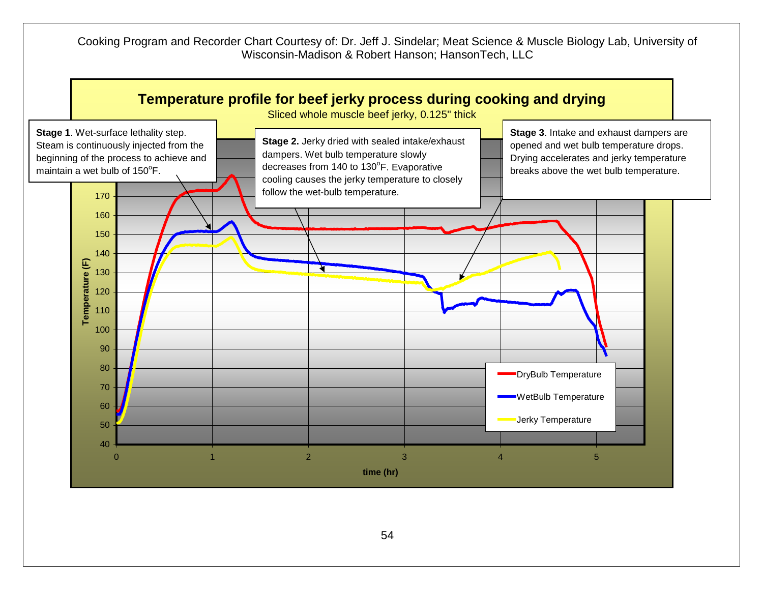Cooking Program and Recorder Chart Courtesy of: Dr. Jeff J. Sindelar; Meat Science & Muscle Biology Lab, University of Wisconsin-Madison & Robert Hanson; HansonTech, LLC

**Temperature profile for beef jerky process during cooking and drying**

Sliced whole muscle beef jerky, 0.125" thick

**Stage 1**. Wet-surface lethality step. Steam is continuously injected from the beginning of the process to achieve and maintain a wet bulb of 150°F.

**Stage 2.** Jerky dried with sealed intake/exhaust dampers. Wet bulb temperature slowly decreases from 140 to 130°F. Evaporative cooling causes the jerky temperature to closely follow the wet-bulb temperature.

**Stage 3**. Intake and exhaust dampers are opened and wet bulb temperature drops. Drying accelerates and jerky temperature breaks above the wet bulb temperature.

Temperature (F)

170
160
150
140
130
120
110
100
90
80
70
60
50
40

0 1 2 3 4 5

time (hr)

DryBulb Temperature

WetBulb Temperature

Jerky Temperature